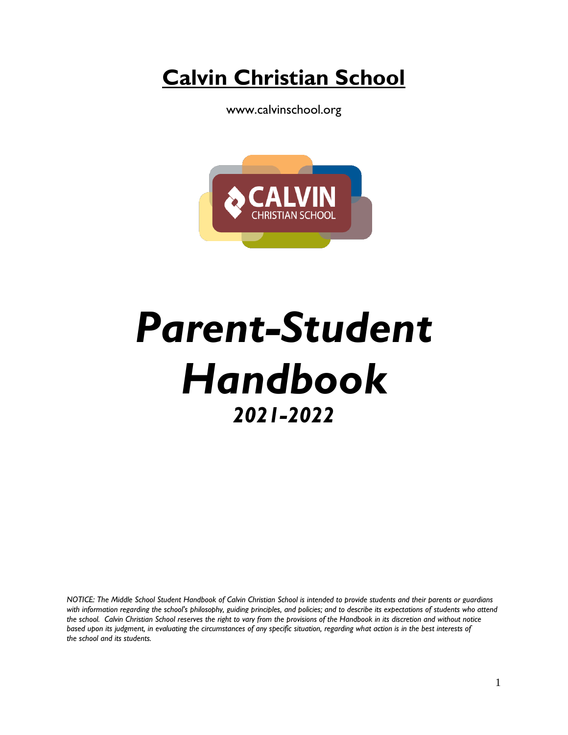# Calvin Christian School

www.calvinschool.org

# *Parent-Student Handbook*

## *2021-2022*

*NOTICE: The Middle School Student Handbook of Calvin Christian School is intended to provide students and their parents or guardians with information regarding the school's philosophy, guiding principles, and policies; and to describe its expectations of students who attend the school. Calvin Christian School reserves the right to vary from the provisions of the Handbook in its discretion and without notice based upon its judgment, in evaluating the circumstances of any specific situation, regarding what action is in the best interests of the school and its students.*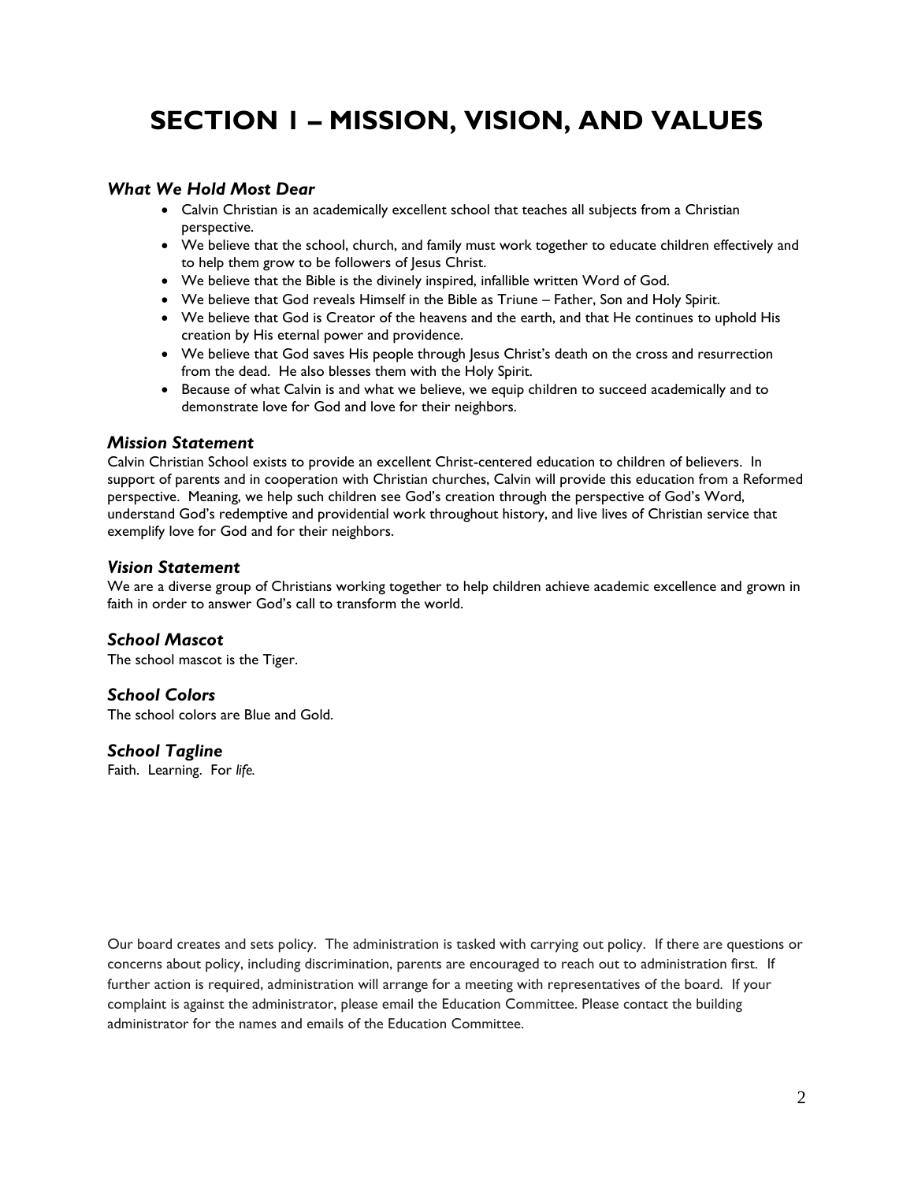# SECTION 1 – MISSION, VISION, AND VALUES

### *What We Hold Most Dear*

- Calvin Christian is an academically excellent school that teaches all subjects from a Christian perspective.
- We believe that the school, church, and family must work together to educate children effectively and to help them grow to be followers of Jesus Christ.
- We believe that the Bible is the divinely inspired, infallible written Word of God.
- We believe that God reveals Himself in the Bible as Triune – Father, Son and Holy Spirit.
- We believe that God is Creator of the heavens and the earth, and that He continues to uphold His creation by His eternal power and providence.
- We believe that God saves His people through Jesus Christ's death on the cross and resurrection from the dead. He also blesses them with the Holy Spirit.
- Because of what Calvin is and what we believe, we equip children to succeed academically and to demonstrate love for God and love for their neighbors.

### *Mission Statement*

Calvin Christian School exists to provide an excellent Christ-centered education to children of believers. In support of parents and in cooperation with Christian churches, Calvin will provide this education from a Reformed perspective. Meaning, we help such children see God's creation through the perspective of God's Word, understand God's redemptive and providential work throughout history, and live lives of Christian service that exemplify love for God and for their neighbors.

### *Vision Statement*

We are a diverse group of Christians working together to help children achieve academic excellence and grown in faith in order to answer God's call to transform the world.

### *School Mascot*

The school mascot is the Tiger.

### *School Colors*

The school colors are Blue and Gold.

### *School Tagline*

Faith. Learning. For *life.*

Our board creates and sets policy. The administration is tasked with carrying out policy. If there are questions or concerns about policy, including discrimination, parents are encouraged to reach out to administration first. If further action is required, administration will arrange for a meeting with representatives of the board. If your complaint is against the administrator, please email the Education Committee. Please contact the building administrator for the names and emails of the Education Committee.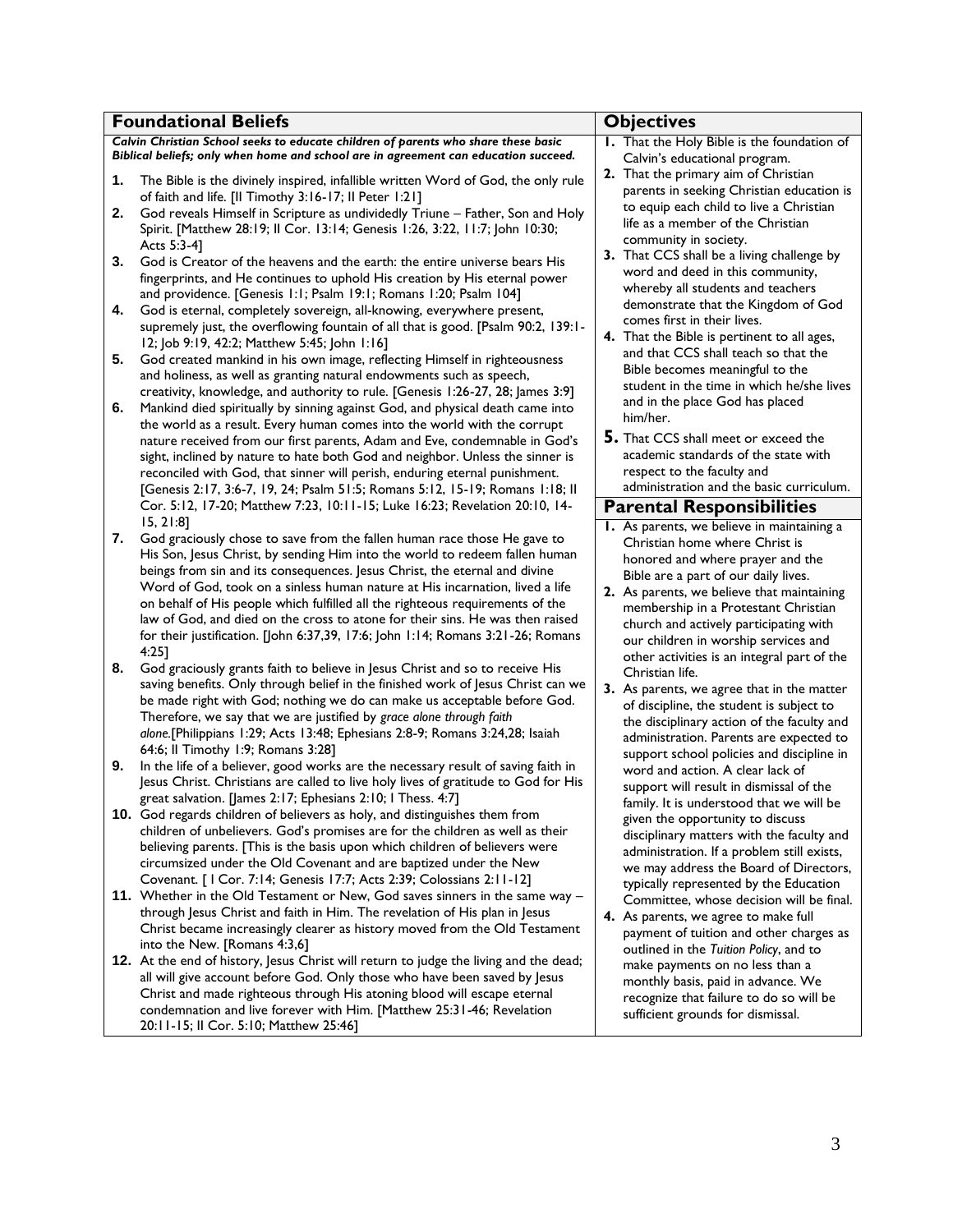## Foundational Beliefs

***Calvin Christian School seeks to educate children of parents who share these basic Biblical beliefs; only when home and school are in agreement can education succeed.***

1. The Bible is the divinely inspired, infallible written Word of God, the only rule of faith and life. [II Timothy 3:16-17; II Peter 1:21]
2. God reveals Himself in Scripture as undividedly Triune – Father, Son and Holy Spirit. [Matthew 28:19; II Cor. 13:14; Genesis 1:26, 3:22, 11:7; John 10:30; Acts 5:3-4]
3. God is Creator of the heavens and the earth: the entire universe bears His fingerprints, and He continues to uphold His creation by His eternal power and providence. [Genesis 1:1; Psalm 19:1; Romans 1:20; Psalm 104]
4. God is eternal, completely sovereign, all-knowing, everywhere present, supremely just, the overflowing fountain of all that is good. [Psalm 90:2, 139:1-12; Job 9:19, 42:2; Matthew 5:45; John 1:16]
5. God created mankind in his own image, reflecting Himself in righteousness and holiness, as well as granting natural endowments such as speech, creativity, knowledge, and authority to rule. [Genesis 1:26-27, 28; James 3:9]
6. Mankind died spiritually by sinning against God, and physical death came into the world as a result. Every human comes into the world with the corrupt nature received from our first parents, Adam and Eve, condemnable in God's sight, inclined by nature to hate both God and neighbor. Unless the sinner is reconciled with God, that sinner will perish, enduring eternal punishment. [Genesis 2:17, 3:6-7, 19, 24; Psalm 51:5; Romans 5:12, 15-19; Romans 1:18; II Cor. 5:12, 17-20; Matthew 7:23, 10:11-15; Luke 16:23; Revelation 20:10, 14-15, 21:8]
7. God graciously chose to save from the fallen human race those He gave to His Son, Jesus Christ, by sending Him into the world to redeem fallen human beings from sin and its consequences. Jesus Christ, the eternal and divine Word of God, took on a sinless human nature at His incarnation, lived a life on behalf of His people which fulfilled all the righteous requirements of the law of God, and died on the cross to atone for their sins. He was then raised for their justification. [John 6:37,39, 17:6; John 1:14; Romans 3:21-26; Romans 4:25]
8. God graciously grants faith to believe in Jesus Christ and so to receive His saving benefits. Only through belief in the finished work of Jesus Christ can we be made right with God; nothing we do can make us acceptable before God. Therefore, we say that we are justified by *grace alone through faith alone.*[Philippians 1:29; Acts 13:48; Ephesians 2:8-9; Romans 3:24,28; Isaiah 64:6; II Timothy 1:9; Romans 3:28]
9. In the life of a believer, good works are the necessary result of saving faith in Jesus Christ. Christians are called to live holy lives of gratitude to God for His great salvation. [James 2:17; Ephesians 2:10; I Thess. 4:7]
10. God regards children of believers as holy, and distinguishes them from children of unbelievers. God's promises are for the children as well as their believing parents. [This is the basis upon which children of believers were circumsized under the Old Covenant and are baptized under the New Covenant. [ I Cor. 7:14; Genesis 17:7; Acts 2:39; Colossians 2:11-12]
11. Whether in the Old Testament or New, God saves sinners in the same way – through Jesus Christ and faith in Him. The revelation of His plan in Jesus Christ became increasingly clearer as history moved from the Old Testament into the New. [Romans 4:3,6]
12. At the end of history, Jesus Christ will return to judge the living and the dead; all will give account before God. Only those who have been saved by Jesus Christ and made righteous through His atoning blood will escape eternal condemnation and live forever with Him. [Matthew 25:31-46; Revelation 20:11-15; II Cor. 5:10; Matthew 25:46]

## Objectives

1. That the Holy Bible is the foundation of Calvin's educational program.
2. That the primary aim of Christian parents in seeking Christian education is to equip each child to live a Christian life as a member of the Christian community in society.
3. That CCS shall be a living challenge by word and deed in this community, whereby all students and teachers demonstrate that the Kingdom of God comes first in their lives.
4. That the Bible is pertinent to all ages, and that CCS shall teach so that the Bible becomes meaningful to the student in the time in which he/she lives and in the place God has placed him/her.
5. That CCS shall meet or exceed the academic standards of the state with respect to the faculty and administration and the basic curriculum.

## Parental Responsibilities

1. As parents, we believe in maintaining a Christian home where Christ is honored and where prayer and the Bible are a part of our daily lives.
2. As parents, we believe that maintaining membership in a Protestant Christian church and actively participating with our children in worship services and other activities is an integral part of the Christian life.
3. As parents, we agree that in the matter of discipline, the student is subject to the disciplinary action of the faculty and administration. Parents are expected to support school policies and discipline in word and action. A clear lack of support will result in dismissal of the family. It is understood that we will be given the opportunity to discuss disciplinary matters with the faculty and administration. If a problem still exists, we may address the Board of Directors, typically represented by the Education Committee, whose decision will be final.
4. As parents, we agree to make full payment of tuition and other charges as outlined in the *Tuition Policy*, and to make payments on no less than a monthly basis, paid in advance. We recognize that failure to do so will be sufficient grounds for dismissal.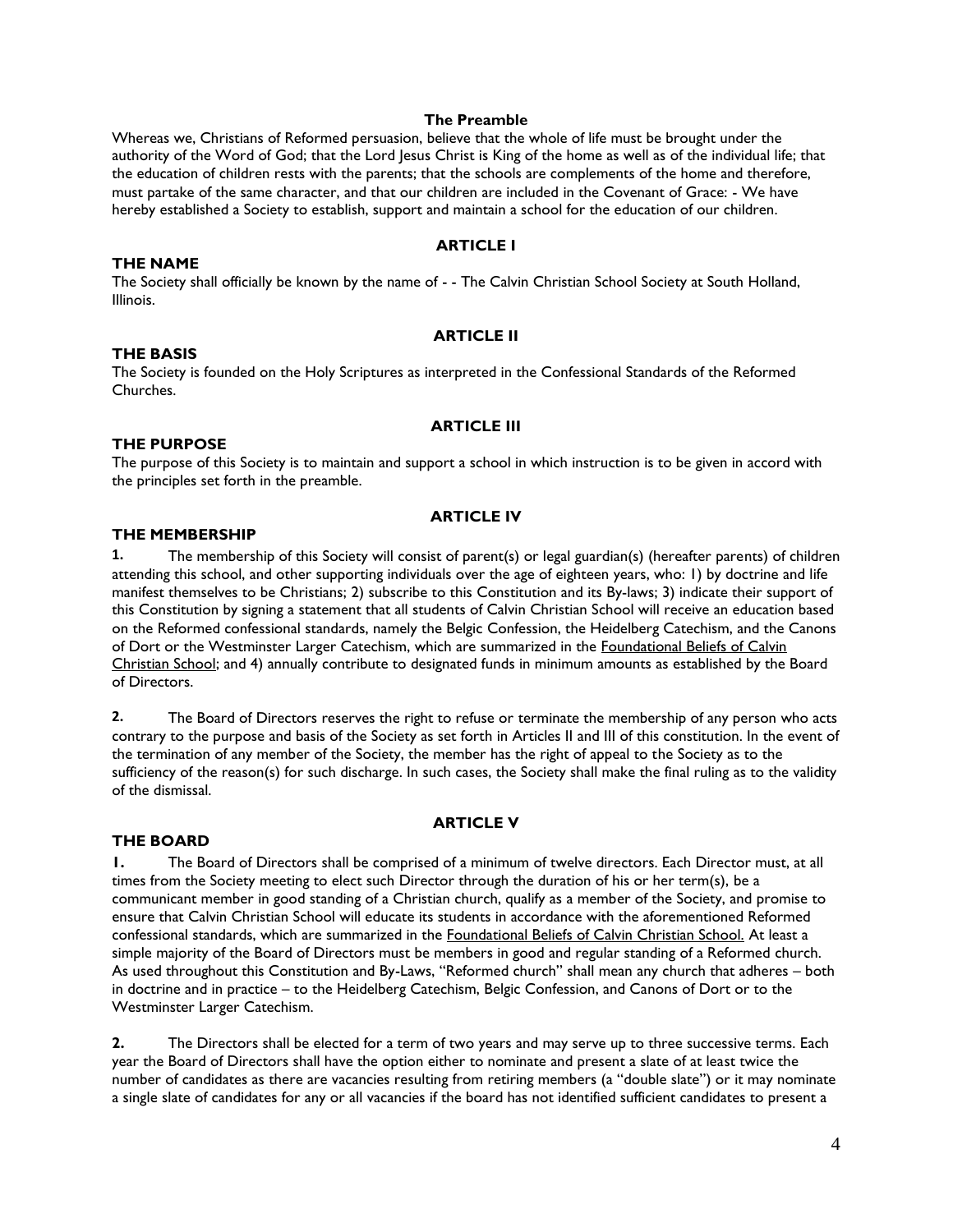## The Preamble

Whereas we, Christians of Reformed persuasion, believe that the whole of life must be brought under the authority of the Word of God; that the Lord Jesus Christ is King of the home as well as of the individual life; that the education of children rests with the parents; that the schools are complements of the home and therefore, must partake of the same character, and that our children are included in the Covenant of Grace: - We have hereby established a Society to establish, support and maintain a school for the education of our children.

## ARTICLE I

### THE NAME

The Society shall officially be known by the name of - - The Calvin Christian School Society at South Holland, Illinois.

## ARTICLE II

### THE BASIS

The Society is founded on the Holy Scriptures as interpreted in the Confessional Standards of the Reformed Churches.

## ARTICLE III

### THE PURPOSE

The purpose of this Society is to maintain and support a school in which instruction is to be given in accord with the principles set forth in the preamble.

## ARTICLE IV

### THE MEMBERSHIP

**1.** The membership of this Society will consist of parent(s) or legal guardian(s) (hereafter parents) of children attending this school, and other supporting individuals over the age of eighteen years, who: 1) by doctrine and life manifest themselves to be Christians; 2) subscribe to this Constitution and its By-laws; 3) indicate their support of this Constitution by signing a statement that all students of Calvin Christian School will receive an education based on the Reformed confessional standards, namely the Belgic Confession, the Heidelberg Catechism, and the Canons of Dort or the Westminster Larger Catechism, which are summarized in the Foundational Beliefs of Calvin Christian School; and 4) annually contribute to designated funds in minimum amounts as established by the Board of Directors.

**2.** The Board of Directors reserves the right to refuse or terminate the membership of any person who acts contrary to the purpose and basis of the Society as set forth in Articles II and III of this constitution. In the event of the termination of any member of the Society, the member has the right of appeal to the Society as to the sufficiency of the reason(s) for such discharge. In such cases, the Society shall make the final ruling as to the validity of the dismissal.

## ARTICLE V

### THE BOARD

**1.** The Board of Directors shall be comprised of a minimum of twelve directors. Each Director must, at all times from the Society meeting to elect such Director through the duration of his or her term(s), be a communicant member in good standing of a Christian church, qualify as a member of the Society, and promise to ensure that Calvin Christian School will educate its students in accordance with the aforementioned Reformed confessional standards, which are summarized in the Foundational Beliefs of Calvin Christian School. At least a simple majority of the Board of Directors must be members in good and regular standing of a Reformed church. As used throughout this Constitution and By-Laws, "Reformed church" shall mean any church that adheres – both in doctrine and in practice – to the Heidelberg Catechism, Belgic Confession, and Canons of Dort or to the Westminster Larger Catechism.

**2.** The Directors shall be elected for a term of two years and may serve up to three successive terms. Each year the Board of Directors shall have the option either to nominate and present a slate of at least twice the number of candidates as there are vacancies resulting from retiring members (a "double slate") or it may nominate a single slate of candidates for any or all vacancies if the board has not identified sufficient candidates to present a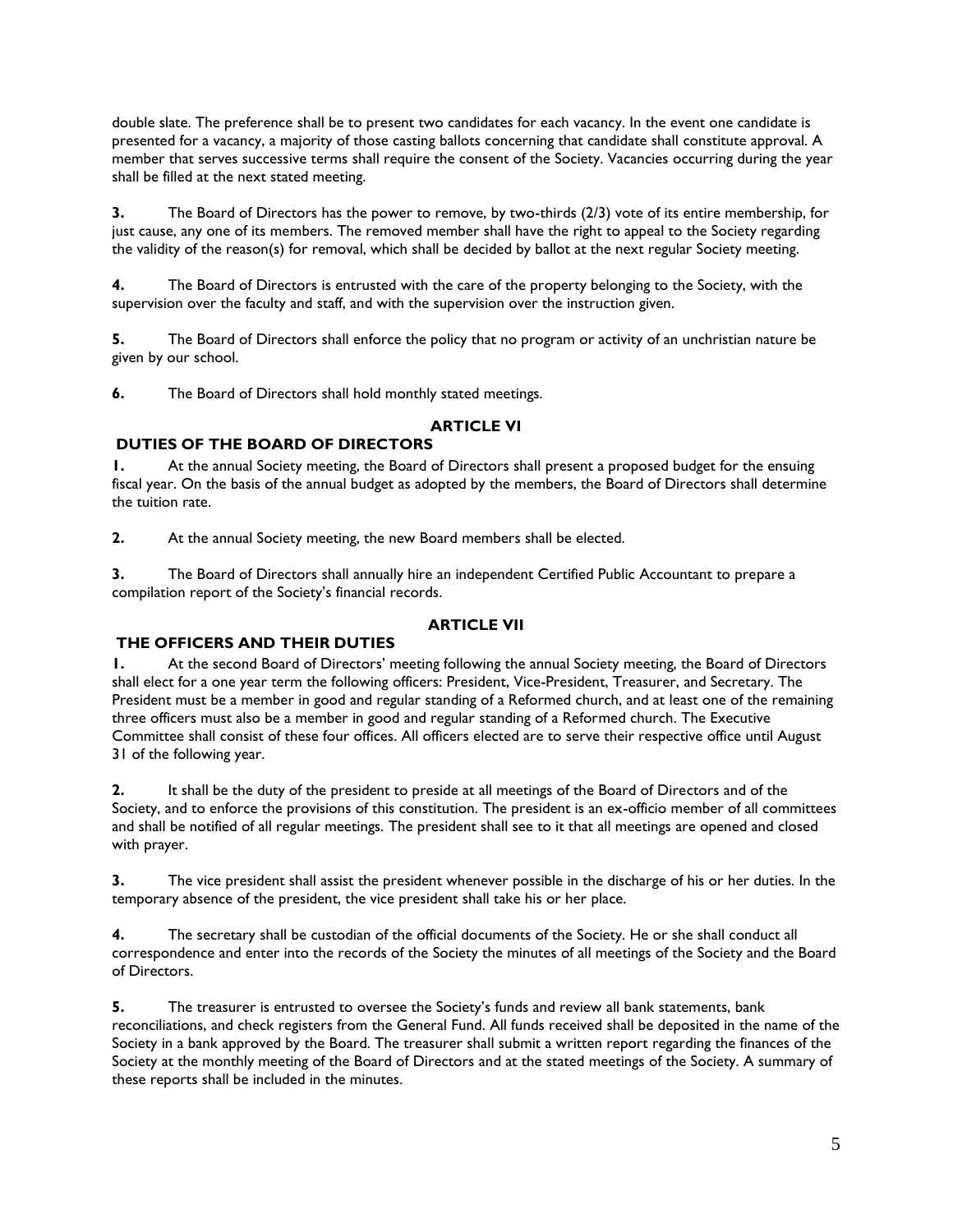double slate. The preference shall be to present two candidates for each vacancy. In the event one candidate is presented for a vacancy, a majority of those casting ballots concerning that candidate shall constitute approval. A member that serves successive terms shall require the consent of the Society. Vacancies occurring during the year shall be filled at the next stated meeting.

**3.** The Board of Directors has the power to remove, by two-thirds (2/3) vote of its entire membership, for just cause, any one of its members. The removed member shall have the right to appeal to the Society regarding the validity of the reason(s) for removal, which shall be decided by ballot at the next regular Society meeting.

**4.** The Board of Directors is entrusted with the care of the property belonging to the Society, with the supervision over the faculty and staff, and with the supervision over the instruction given.

**5.** The Board of Directors shall enforce the policy that no program or activity of an unchristian nature be given by our school.

**6.** The Board of Directors shall hold monthly stated meetings.

## ARTICLE VI

## DUTIES OF THE BOARD OF DIRECTORS

**1.** At the annual Society meeting, the Board of Directors shall present a proposed budget for the ensuing fiscal year. On the basis of the annual budget as adopted by the members, the Board of Directors shall determine the tuition rate.

**2.** At the annual Society meeting, the new Board members shall be elected.

**3.** The Board of Directors shall annually hire an independent Certified Public Accountant to prepare a compilation report of the Society's financial records.

## ARTICLE VII

## THE OFFICERS AND THEIR DUTIES

**1.** At the second Board of Directors' meeting following the annual Society meeting, the Board of Directors shall elect for a one year term the following officers: President, Vice-President, Treasurer, and Secretary. The President must be a member in good and regular standing of a Reformed church, and at least one of the remaining three officers must also be a member in good and regular standing of a Reformed church. The Executive Committee shall consist of these four offices. All officers elected are to serve their respective office until August 31 of the following year.

**2.** It shall be the duty of the president to preside at all meetings of the Board of Directors and of the Society, and to enforce the provisions of this constitution. The president is an ex-officio member of all committees and shall be notified of all regular meetings. The president shall see to it that all meetings are opened and closed with prayer.

**3.** The vice president shall assist the president whenever possible in the discharge of his or her duties. In the temporary absence of the president, the vice president shall take his or her place.

**4.** The secretary shall be custodian of the official documents of the Society. He or she shall conduct all correspondence and enter into the records of the Society the minutes of all meetings of the Society and the Board of Directors.

**5.** The treasurer is entrusted to oversee the Society's funds and review all bank statements, bank reconciliations, and check registers from the General Fund. All funds received shall be deposited in the name of the Society in a bank approved by the Board. The treasurer shall submit a written report regarding the finances of the Society at the monthly meeting of the Board of Directors and at the stated meetings of the Society. A summary of these reports shall be included in the minutes.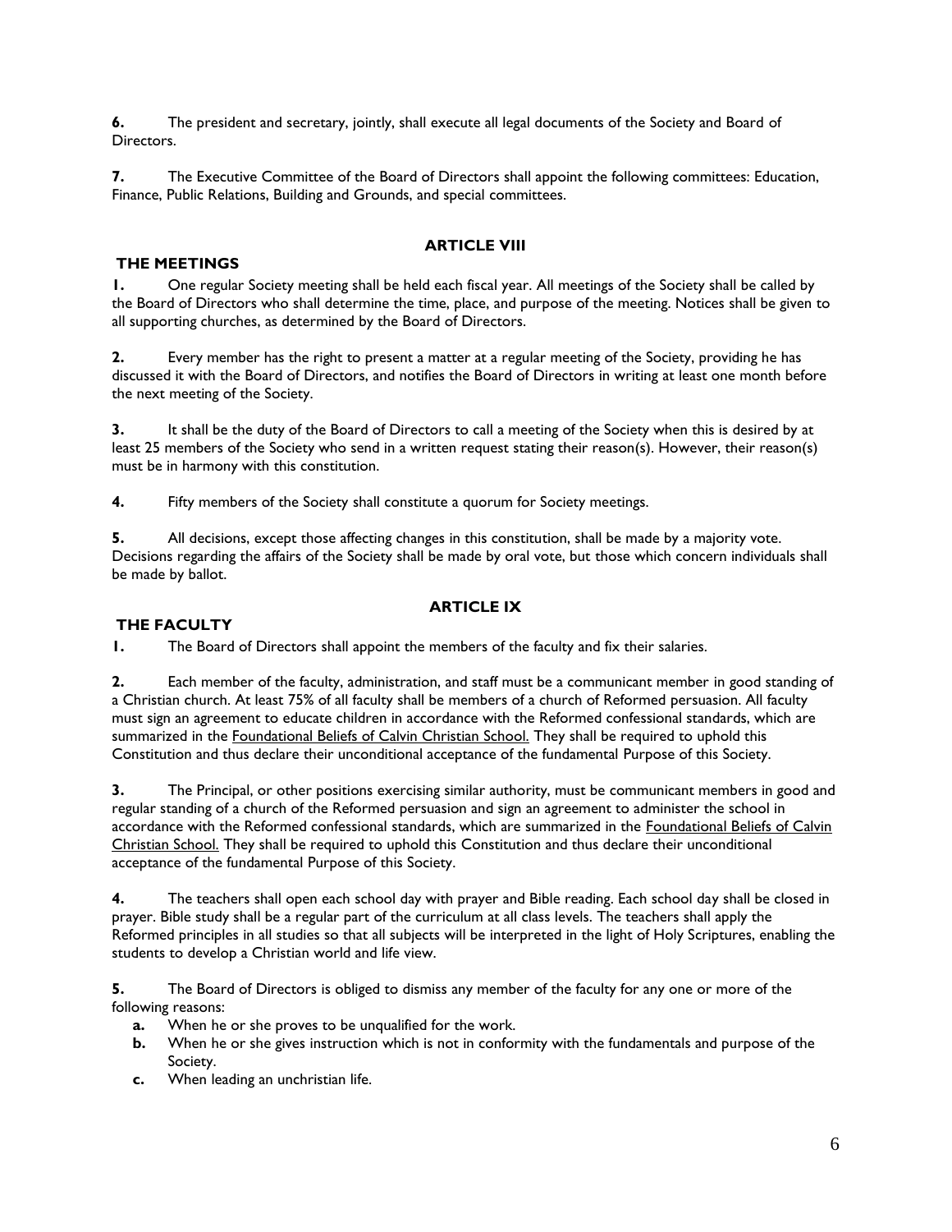**6.** The president and secretary, jointly, shall execute all legal documents of the Society and Board of Directors.

**7.** The Executive Committee of the Board of Directors shall appoint the following committees: Education, Finance, Public Relations, Building and Grounds, and special committees.

## ARTICLE VIII

### THE MEETINGS

**1.** One regular Society meeting shall be held each fiscal year. All meetings of the Society shall be called by the Board of Directors who shall determine the time, place, and purpose of the meeting. Notices shall be given to all supporting churches, as determined by the Board of Directors.

**2.** Every member has the right to present a matter at a regular meeting of the Society, providing he has discussed it with the Board of Directors, and notifies the Board of Directors in writing at least one month before the next meeting of the Society.

**3.** It shall be the duty of the Board of Directors to call a meeting of the Society when this is desired by at least 25 members of the Society who send in a written request stating their reason(s). However, their reason(s) must be in harmony with this constitution.

**4.** Fifty members of the Society shall constitute a quorum for Society meetings.

**5.** All decisions, except those affecting changes in this constitution, shall be made by a majority vote. Decisions regarding the affairs of the Society shall be made by oral vote, but those which concern individuals shall be made by ballot.

## ARTICLE IX

### THE FACULTY

**1.** The Board of Directors shall appoint the members of the faculty and fix their salaries.

**2.** Each member of the faculty, administration, and staff must be a communicant member in good standing of a Christian church. At least 75% of all faculty shall be members of a church of Reformed persuasion. All faculty must sign an agreement to educate children in accordance with the Reformed confessional standards, which are summarized in the Foundational Beliefs of Calvin Christian School. They shall be required to uphold this Constitution and thus declare their unconditional acceptance of the fundamental Purpose of this Society.

**3.** The Principal, or other positions exercising similar authority, must be communicant members in good and regular standing of a church of the Reformed persuasion and sign an agreement to administer the school in accordance with the Reformed confessional standards, which are summarized in the Foundational Beliefs of Calvin Christian School. They shall be required to uphold this Constitution and thus declare their unconditional acceptance of the fundamental Purpose of this Society.

**4.** The teachers shall open each school day with prayer and Bible reading. Each school day shall be closed in prayer. Bible study shall be a regular part of the curriculum at all class levels. The teachers shall apply the Reformed principles in all studies so that all subjects will be interpreted in the light of Holy Scriptures, enabling the students to develop a Christian world and life view.

**5.** The Board of Directors is obliged to dismiss any member of the faculty for any one or more of the following reasons:

- **a.** When he or she proves to be unqualified for the work.
- **b.** When he or she gives instruction which is not in conformity with the fundamentals and purpose of the Society.
- **c.** When leading an unchristian life.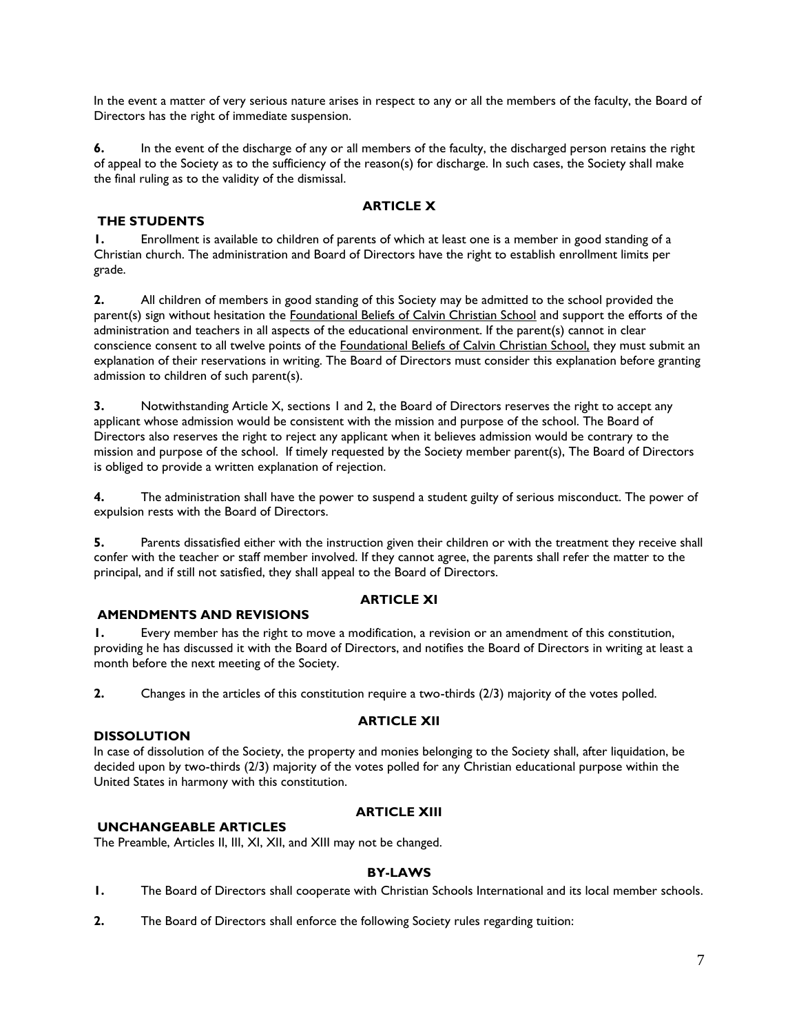In the event a matter of very serious nature arises in respect to any or all the members of the faculty, the Board of Directors has the right of immediate suspension.

**6.** In the event of the discharge of any or all members of the faculty, the discharged person retains the right of appeal to the Society as to the sufficiency of the reason(s) for discharge. In such cases, the Society shall make the final ruling as to the validity of the dismissal.

## ARTICLE X

## THE STUDENTS

**1.** Enrollment is available to children of parents of which at least one is a member in good standing of a Christian church. The administration and Board of Directors have the right to establish enrollment limits per grade.

**2.** All children of members in good standing of this Society may be admitted to the school provided the parent(s) sign without hesitation the Foundational Beliefs of Calvin Christian School and support the efforts of the administration and teachers in all aspects of the educational environment. If the parent(s) cannot in clear conscience consent to all twelve points of the Foundational Beliefs of Calvin Christian School, they must submit an explanation of their reservations in writing. The Board of Directors must consider this explanation before granting admission to children of such parent(s).

**3.** Notwithstanding Article X, sections 1 and 2, the Board of Directors reserves the right to accept any applicant whose admission would be consistent with the mission and purpose of the school. The Board of Directors also reserves the right to reject any applicant when it believes admission would be contrary to the mission and purpose of the school. If timely requested by the Society member parent(s), The Board of Directors is obliged to provide a written explanation of rejection.

**4.** The administration shall have the power to suspend a student guilty of serious misconduct. The power of expulsion rests with the Board of Directors.

**5.** Parents dissatisfied either with the instruction given their children or with the treatment they receive shall confer with the teacher or staff member involved. If they cannot agree, the parents shall refer the matter to the principal, and if still not satisfied, they shall appeal to the Board of Directors.

## ARTICLE XI

## AMENDMENTS AND REVISIONS

**1.** Every member has the right to move a modification, a revision or an amendment of this constitution, providing he has discussed it with the Board of Directors, and notifies the Board of Directors in writing at least a month before the next meeting of the Society.

**2.** Changes in the articles of this constitution require a two-thirds (2/3) majority of the votes polled.

## ARTICLE XII

## DISSOLUTION

In case of dissolution of the Society, the property and monies belonging to the Society shall, after liquidation, be decided upon by two-thirds (2/3) majority of the votes polled for any Christian educational purpose within the United States in harmony with this constitution.

## ARTICLE XIII

## UNCHANGEABLE ARTICLES

The Preamble, Articles II, III, XI, XII, and XIII may not be changed.

## BY-LAWS

**1.** The Board of Directors shall cooperate with Christian Schools International and its local member schools.

**2.** The Board of Directors shall enforce the following Society rules regarding tuition: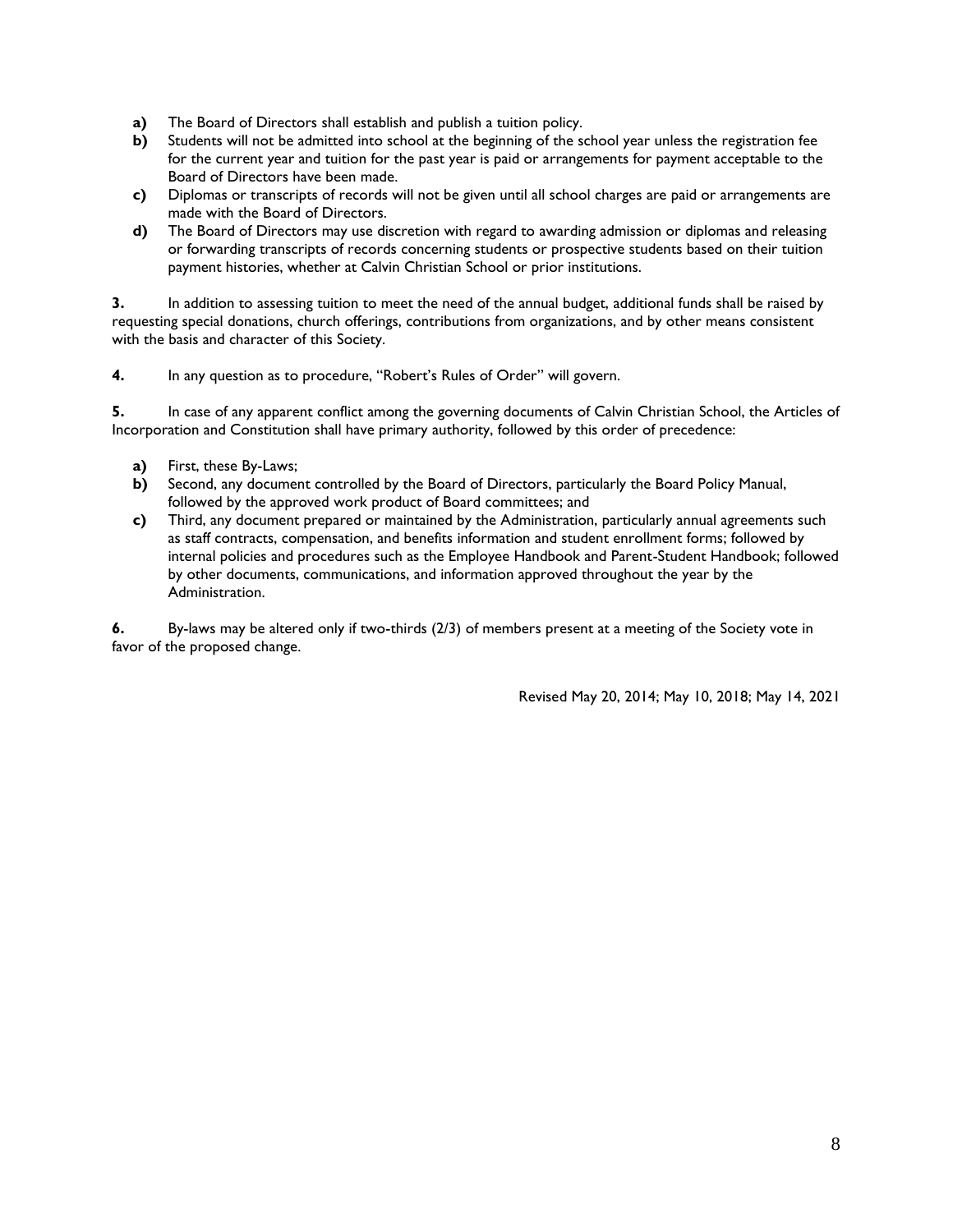- **a)** The Board of Directors shall establish and publish a tuition policy.
- **b)** Students will not be admitted into school at the beginning of the school year unless the registration fee for the current year and tuition for the past year is paid or arrangements for payment acceptable to the Board of Directors have been made.
- **c)** Diplomas or transcripts of records will not be given until all school charges are paid or arrangements are made with the Board of Directors.
- **d)** The Board of Directors may use discretion with regard to awarding admission or diplomas and releasing or forwarding transcripts of records concerning students or prospective students based on their tuition payment histories, whether at Calvin Christian School or prior institutions.

**3.** In addition to assessing tuition to meet the need of the annual budget, additional funds shall be raised by requesting special donations, church offerings, contributions from organizations, and by other means consistent with the basis and character of this Society.

**4.** In any question as to procedure, "Robert's Rules of Order" will govern.

**5.** In case of any apparent conflict among the governing documents of Calvin Christian School, the Articles of Incorporation and Constitution shall have primary authority, followed by this order of precedence:

- **a)** First, these By-Laws;
- **b)** Second, any document controlled by the Board of Directors, particularly the Board Policy Manual, followed by the approved work product of Board committees; and
- **c)** Third, any document prepared or maintained by the Administration, particularly annual agreements such as staff contracts, compensation, and benefits information and student enrollment forms; followed by internal policies and procedures such as the Employee Handbook and Parent-Student Handbook; followed by other documents, communications, and information approved throughout the year by the Administration.

**6.** By-laws may be altered only if two-thirds (2/3) of members present at a meeting of the Society vote in favor of the proposed change.

Revised May 20, 2014; May 10, 2018; May 14, 2021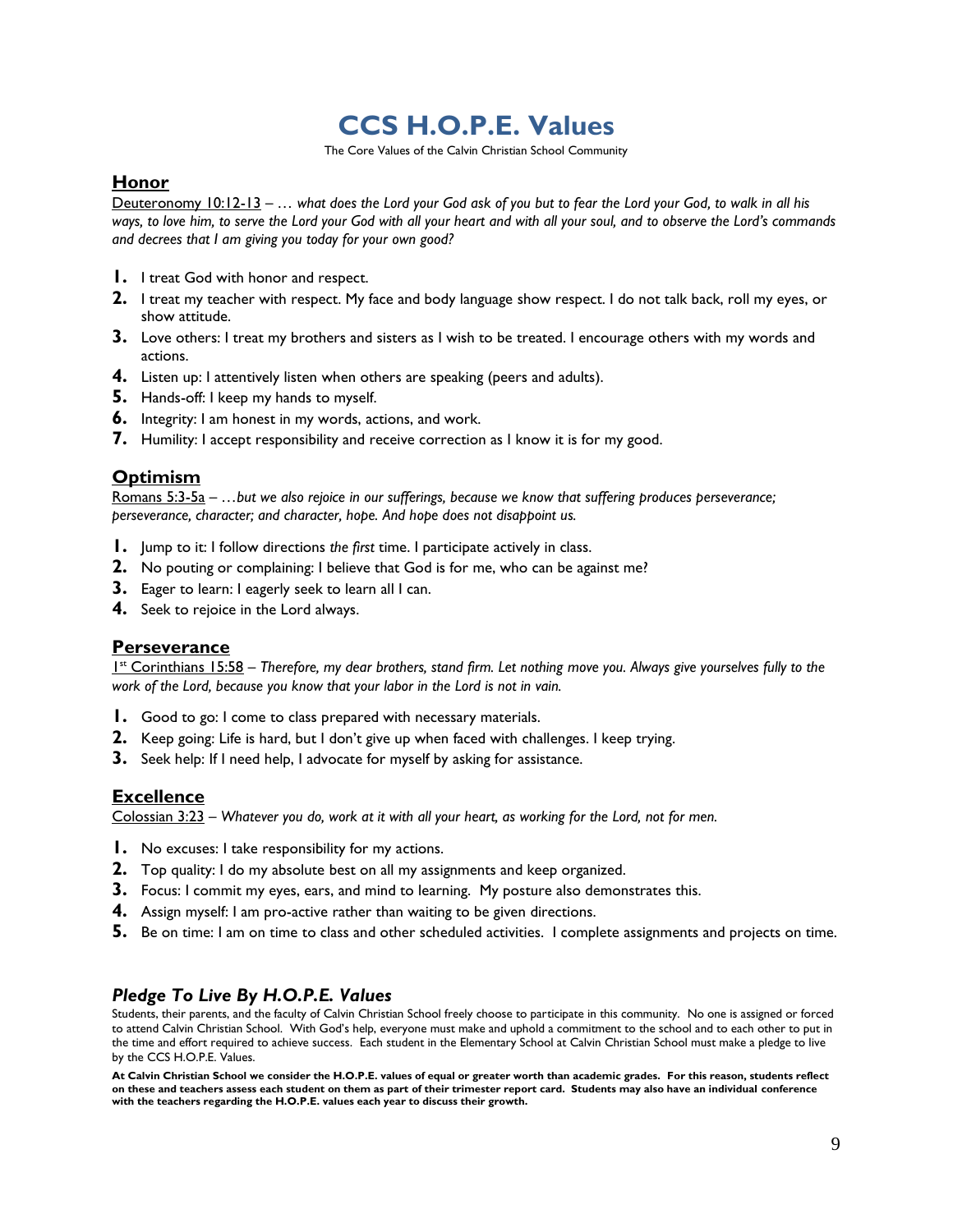# CCS H.O.P.E. Values

The Core Values of the Calvin Christian School Community

## Honor

Deuteronomy 10:12-13 – *… what does the Lord your God ask of you but to fear the Lord your God, to walk in all his ways, to love him, to serve the Lord your God with all your heart and with all your soul, and to observe the Lord's commands and decrees that I am giving you today for your own good?*

1. I treat God with honor and respect.
2. I treat my teacher with respect. My face and body language show respect. I do not talk back, roll my eyes, or show attitude.
3. Love others: I treat my brothers and sisters as I wish to be treated. I encourage others with my words and actions.
4. Listen up: I attentively listen when others are speaking (peers and adults).
5. Hands-off: I keep my hands to myself.
6. Integrity: I am honest in my words, actions, and work.
7. Humility: I accept responsibility and receive correction as I know it is for my good.

## Optimism

Romans 5:3-5a – *…but we also rejoice in our sufferings, because we know that suffering produces perseverance; perseverance, character; and character, hope. And hope does not disappoint us.*

1. Jump to it: I follow directions *the first* time. I participate actively in class.
2. No pouting or complaining: I believe that God is for me, who can be against me?
3. Eager to learn: I eagerly seek to learn all I can.
4. Seek to rejoice in the Lord always.

## Perseverance

1st Corinthians 15:58 – *Therefore, my dear brothers, stand firm. Let nothing move you. Always give yourselves fully to the work of the Lord, because you know that your labor in the Lord is not in vain.*

1. Good to go: I come to class prepared with necessary materials.
2. Keep going: Life is hard, but I don't give up when faced with challenges. I keep trying.
3. Seek help: If I need help, I advocate for myself by asking for assistance.

## Excellence

Colossian 3:23 – *Whatever you do, work at it with all your heart, as working for the Lord, not for men.*

1. No excuses: I take responsibility for my actions.
2. Top quality: I do my absolute best on all my assignments and keep organized.
3. Focus: I commit my eyes, ears, and mind to learning. My posture also demonstrates this.
4. Assign myself: I am pro-active rather than waiting to be given directions.
5. Be on time: I am on time to class and other scheduled activities. I complete assignments and projects on time.

### *Pledge To Live By H.O.P.E. Values*

Students, their parents, and the faculty of Calvin Christian School freely choose to participate in this community. No one is assigned or forced to attend Calvin Christian School. With God's help, everyone must make and uphold a commitment to the school and to each other to put in the time and effort required to achieve success. Each student in the Elementary School at Calvin Christian School must make a pledge to live by the CCS H.O.P.E. Values.

**At Calvin Christian School we consider the H.O.P.E. values of equal or greater worth than academic grades. For this reason, students reflect on these and teachers assess each student on them as part of their trimester report card. Students may also have an individual conference with the teachers regarding the H.O.P.E. values each year to discuss their growth.**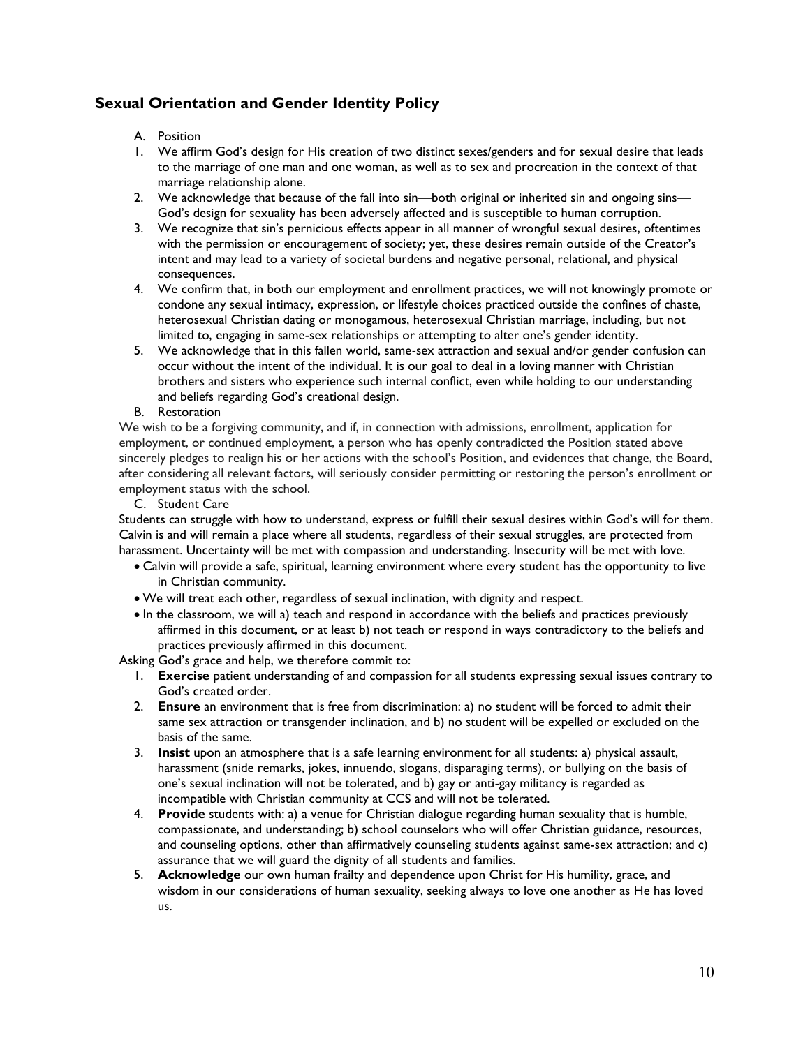## Sexual Orientation and Gender Identity Policy

A. Position

1. We affirm God's design for His creation of two distinct sexes/genders and for sexual desire that leads to the marriage of one man and one woman, as well as to sex and procreation in the context of that marriage relationship alone.
2. We acknowledge that because of the fall into sin—both original or inherited sin and ongoing sins—God's design for sexuality has been adversely affected and is susceptible to human corruption.
3. We recognize that sin's pernicious effects appear in all manner of wrongful sexual desires, oftentimes with the permission or encouragement of society; yet, these desires remain outside of the Creator's intent and may lead to a variety of societal burdens and negative personal, relational, and physical consequences.
4. We confirm that, in both our employment and enrollment practices, we will not knowingly promote or condone any sexual intimacy, expression, or lifestyle choices practiced outside the confines of chaste, heterosexual Christian dating or monogamous, heterosexual Christian marriage, including, but not limited to, engaging in same-sex relationships or attempting to alter one's gender identity.
5. We acknowledge that in this fallen world, same-sex attraction and sexual and/or gender confusion can occur without the intent of the individual. It is our goal to deal in a loving manner with Christian brothers and sisters who experience such internal conflict, even while holding to our understanding and beliefs regarding God's creational design.

B. Restoration

We wish to be a forgiving community, and if, in connection with admissions, enrollment, application for employment, or continued employment, a person who has openly contradicted the Position stated above sincerely pledges to realign his or her actions with the school's Position, and evidences that change, the Board, after considering all relevant factors, will seriously consider permitting or restoring the person's enrollment or employment status with the school.

C. Student Care

Students can struggle with how to understand, express or fulfill their sexual desires within God's will for them. Calvin is and will remain a place where all students, regardless of their sexual struggles, are protected from harassment. Uncertainty will be met with compassion and understanding. Insecurity will be met with love.

- Calvin will provide a safe, spiritual, learning environment where every student has the opportunity to live in Christian community.
- We will treat each other, regardless of sexual inclination, with dignity and respect.
- In the classroom, we will a) teach and respond in accordance with the beliefs and practices previously affirmed in this document, or at least b) not teach or respond in ways contradictory to the beliefs and practices previously affirmed in this document.

Asking God's grace and help, we therefore commit to:

1. **Exercise** patient understanding of and compassion for all students expressing sexual issues contrary to God's created order.
2. **Ensure** an environment that is free from discrimination: a) no student will be forced to admit their same sex attraction or transgender inclination, and b) no student will be expelled or excluded on the basis of the same.
3. **Insist** upon an atmosphere that is a safe learning environment for all students: a) physical assault, harassment (snide remarks, jokes, innuendo, slogans, disparaging terms), or bullying on the basis of one's sexual inclination will not be tolerated, and b) gay or anti-gay militancy is regarded as incompatible with Christian community at CCS and will not be tolerated.
4. **Provide** students with: a) a venue for Christian dialogue regarding human sexuality that is humble, compassionate, and understanding; b) school counselors who will offer Christian guidance, resources, and counseling options, other than affirmatively counseling students against same-sex attraction; and c) assurance that we will guard the dignity of all students and families.
5. **Acknowledge** our own human frailty and dependence upon Christ for His humility, grace, and wisdom in our considerations of human sexuality, seeking always to love one another as He has loved us.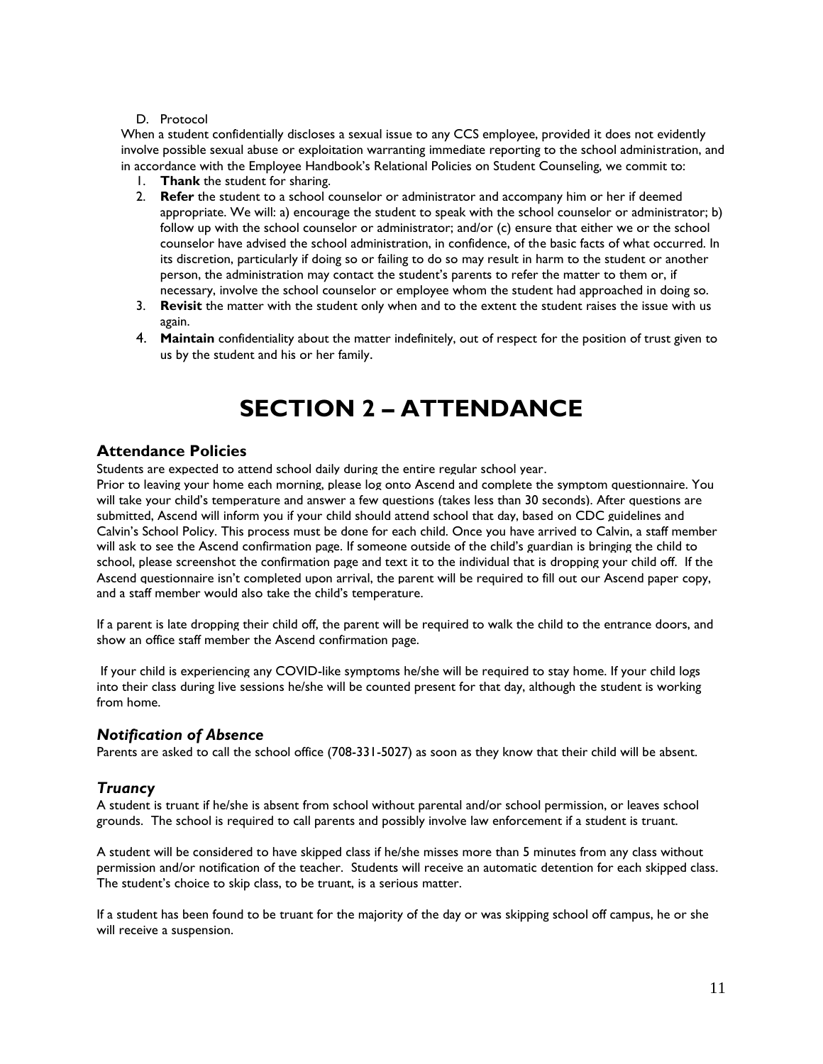D. Protocol

When a student confidentially discloses a sexual issue to any CCS employee, provided it does not evidently involve possible sexual abuse or exploitation warranting immediate reporting to the school administration, and in accordance with the Employee Handbook's Relational Policies on Student Counseling, we commit to:

1. **Thank** the student for sharing.
2. **Refer** the student to a school counselor or administrator and accompany him or her if deemed appropriate. We will: a) encourage the student to speak with the school counselor or administrator; b) follow up with the school counselor or administrator; and/or (c) ensure that either we or the school counselor have advised the school administration, in confidence, of the basic facts of what occurred. In its discretion, particularly if doing so or failing to do so may result in harm to the student or another person, the administration may contact the student's parents to refer the matter to them or, if necessary, involve the school counselor or employee whom the student had approached in doing so.
3. **Revisit** the matter with the student only when and to the extent the student raises the issue with us again.
4. **Maintain** confidentiality about the matter indefinitely, out of respect for the position of trust given to us by the student and his or her family.

# SECTION 2 – ATTENDANCE

## Attendance Policies

Students are expected to attend school daily during the entire regular school year.

Prior to leaving your home each morning, please log onto Ascend and complete the symptom questionnaire. You will take your child's temperature and answer a few questions (takes less than 30 seconds). After questions are submitted, Ascend will inform you if your child should attend school that day, based on CDC guidelines and Calvin's School Policy. This process must be done for each child. Once you have arrived to Calvin, a staff member will ask to see the Ascend confirmation page. If someone outside of the child's guardian is bringing the child to school, please screenshot the confirmation page and text it to the individual that is dropping your child off. If the Ascend questionnaire isn't completed upon arrival, the parent will be required to fill out our Ascend paper copy, and a staff member would also take the child's temperature.

If a parent is late dropping their child off, the parent will be required to walk the child to the entrance doors, and show an office staff member the Ascend confirmation page.

If your child is experiencing any COVID-like symptoms he/she will be required to stay home. If your child logs into their class during live sessions he/she will be counted present for that day, although the student is working from home.

### *Notification of Absence*

Parents are asked to call the school office (708-331-5027) as soon as they know that their child will be absent.

### *Truancy*

A student is truant if he/she is absent from school without parental and/or school permission, or leaves school grounds. The school is required to call parents and possibly involve law enforcement if a student is truant.

A student will be considered to have skipped class if he/she misses more than 5 minutes from any class without permission and/or notification of the teacher. Students will receive an automatic detention for each skipped class. The student's choice to skip class, to be truant, is a serious matter.

If a student has been found to be truant for the majority of the day or was skipping school off campus, he or she will receive a suspension.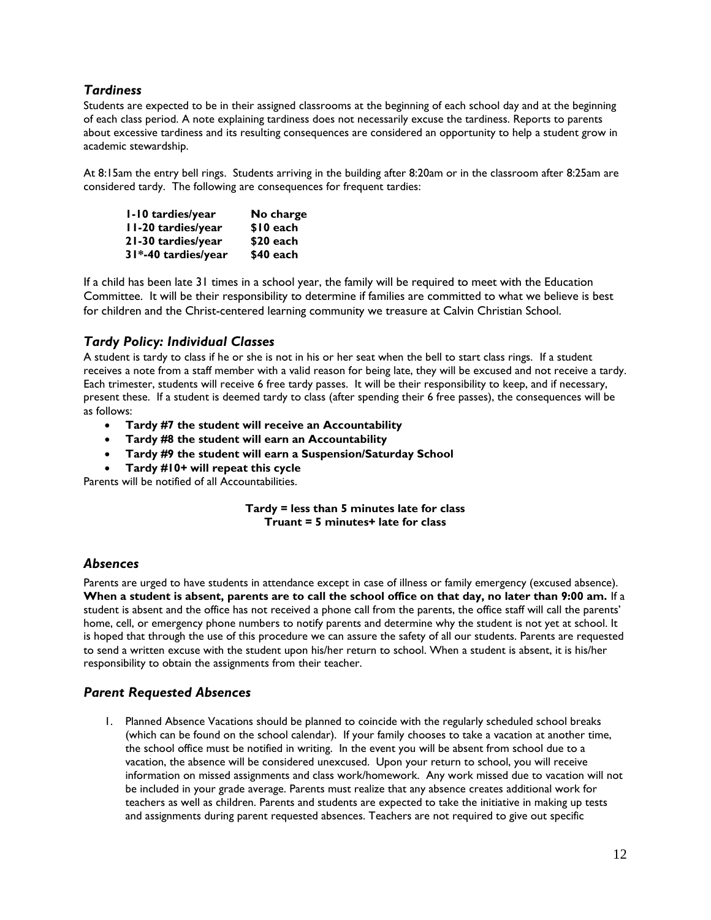## *Tardiness*

Students are expected to be in their assigned classrooms at the beginning of each school day and at the beginning of each class period. A note explaining tardiness does not necessarily excuse the tardiness. Reports to parents about excessive tardiness and its resulting consequences are considered an opportunity to help a student grow in academic stewardship.

At 8:15am the entry bell rings. Students arriving in the building after 8:20am or in the classroom after 8:25am are considered tardy. The following are consequences for frequent tardies:

| | |
|---|---|
| **1-10 tardies/year** | **No charge** |
| **11-20 tardies/year** | **$10 each** |
| **21-30 tardies/year** | **$20 each** |
| **31*-40 tardies/year** | **$40 each** |

If a child has been late 31 times in a school year, the family will be required to meet with the Education Committee. It will be their responsibility to determine if families are committed to what we believe is best for children and the Christ-centered learning community we treasure at Calvin Christian School.

## *Tardy Policy: Individual Classes*

A student is tardy to class if he or she is not in his or her seat when the bell to start class rings. If a student receives a note from a staff member with a valid reason for being late, they will be excused and not receive a tardy. Each trimester, students will receive 6 free tardy passes. It will be their responsibility to keep, and if necessary, present these. If a student is deemed tardy to class (after spending their 6 free passes), the consequences will be as follows:

- **Tardy #7 the student will receive an Accountability**
- **Tardy #8 the student will earn an Accountability**
- **Tardy #9 the student will earn a Suspension/Saturday School**
- **Tardy #10+ will repeat this cycle**

Parents will be notified of all Accountabilities.

**Tardy = less than 5 minutes late for class**
**Truant = 5 minutes+ late for class**

## *Absences*

Parents are urged to have students in attendance except in case of illness or family emergency (excused absence). **When a student is absent, parents are to call the school office on that day, no later than 9:00 am.** If a student is absent and the office has not received a phone call from the parents, the office staff will call the parents' home, cell, or emergency phone numbers to notify parents and determine why the student is not yet at school. It is hoped that through the use of this procedure we can assure the safety of all our students. Parents are requested to send a written excuse with the student upon his/her return to school. When a student is absent, it is his/her responsibility to obtain the assignments from their teacher.

## *Parent Requested Absences*

1. Planned Absence Vacations should be planned to coincide with the regularly scheduled school breaks (which can be found on the school calendar). If your family chooses to take a vacation at another time, the school office must be notified in writing. In the event you will be absent from school due to a vacation, the absence will be considered unexcused. Upon your return to school, you will receive information on missed assignments and class work/homework. Any work missed due to vacation will not be included in your grade average. Parents must realize that any absence creates additional work for teachers as well as children. Parents and students are expected to take the initiative in making up tests and assignments during parent requested absences. Teachers are not required to give out specific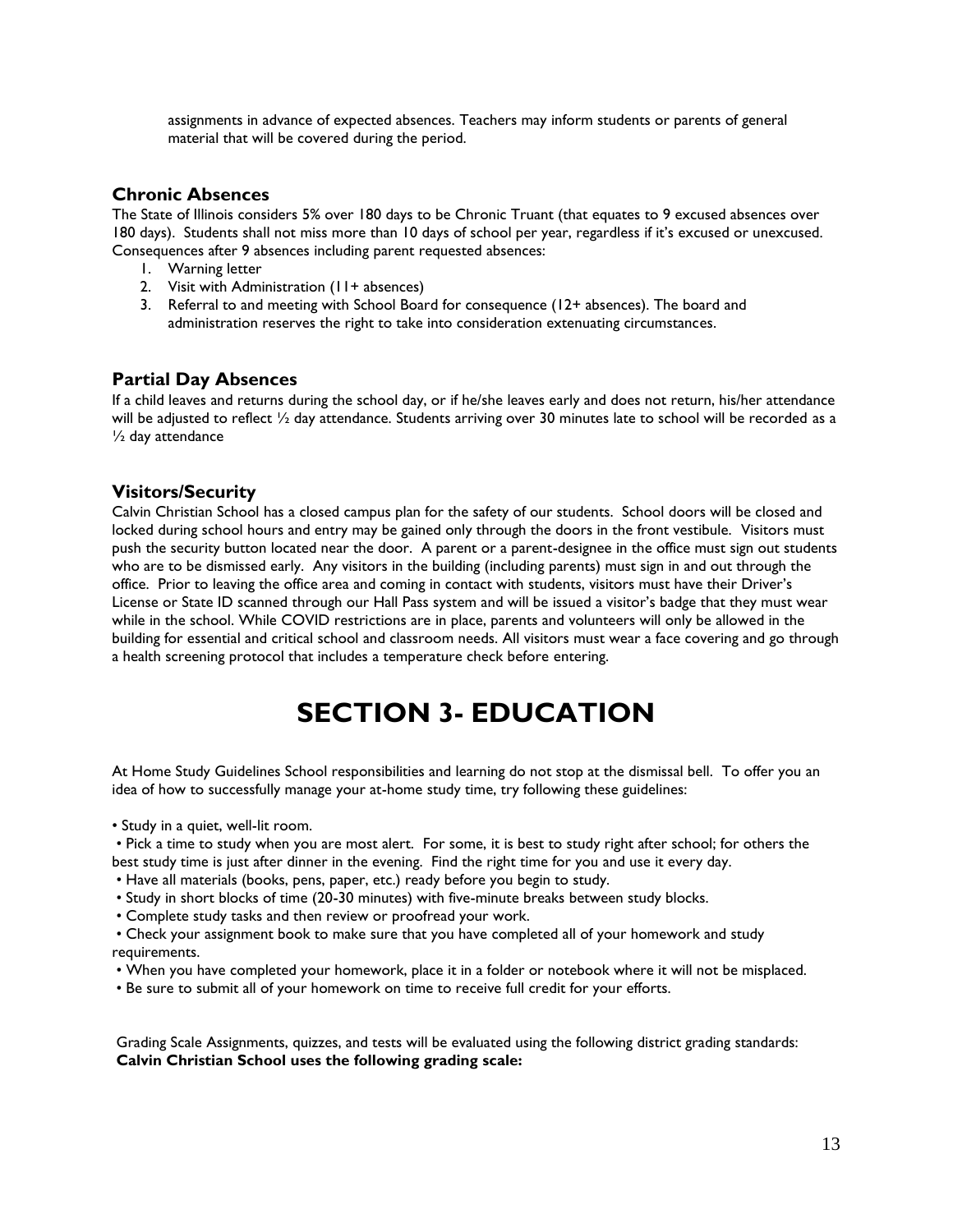assignments in advance of expected absences. Teachers may inform students or parents of general material that will be covered during the period.

### Chronic Absences

The State of Illinois considers 5% over 180 days to be Chronic Truant (that equates to 9 excused absences over 180 days). Students shall not miss more than 10 days of school per year, regardless if it's excused or unexcused. Consequences after 9 absences including parent requested absences:

1. Warning letter
2. Visit with Administration (11+ absences)
3. Referral to and meeting with School Board for consequence (12+ absences). The board and administration reserves the right to take into consideration extenuating circumstances.

### Partial Day Absences

If a child leaves and returns during the school day, or if he/she leaves early and does not return, his/her attendance will be adjusted to reflect ½ day attendance. Students arriving over 30 minutes late to school will be recorded as a ½ day attendance

### Visitors/Security

Calvin Christian School has a closed campus plan for the safety of our students. School doors will be closed and locked during school hours and entry may be gained only through the doors in the front vestibule. Visitors must push the security button located near the door. A parent or a parent-designee in the office must sign out students who are to be dismissed early. Any visitors in the building (including parents) must sign in and out through the office. Prior to leaving the office area and coming in contact with students, visitors must have their Driver's License or State ID scanned through our Hall Pass system and will be issued a visitor's badge that they must wear while in the school. While COVID restrictions are in place, parents and volunteers will only be allowed in the building for essential and critical school and classroom needs. All visitors must wear a face covering and go through a health screening protocol that includes a temperature check before entering.

# SECTION 3- EDUCATION

At Home Study Guidelines School responsibilities and learning do not stop at the dismissal bell. To offer you an idea of how to successfully manage your at-home study time, try following these guidelines:

- Study in a quiet, well-lit room.
- Pick a time to study when you are most alert. For some, it is best to study right after school; for others the best study time is just after dinner in the evening. Find the right time for you and use it every day.
- Have all materials (books, pens, paper, etc.) ready before you begin to study.
- Study in short blocks of time (20-30 minutes) with five-minute breaks between study blocks.
- Complete study tasks and then review or proofread your work.
- Check your assignment book to make sure that you have completed all of your homework and study requirements.
- When you have completed your homework, place it in a folder or notebook where it will not be misplaced.
- Be sure to submit all of your homework on time to receive full credit for your efforts.

Grading Scale Assignments, quizzes, and tests will be evaluated using the following district grading standards:
**Calvin Christian School uses the following grading scale:**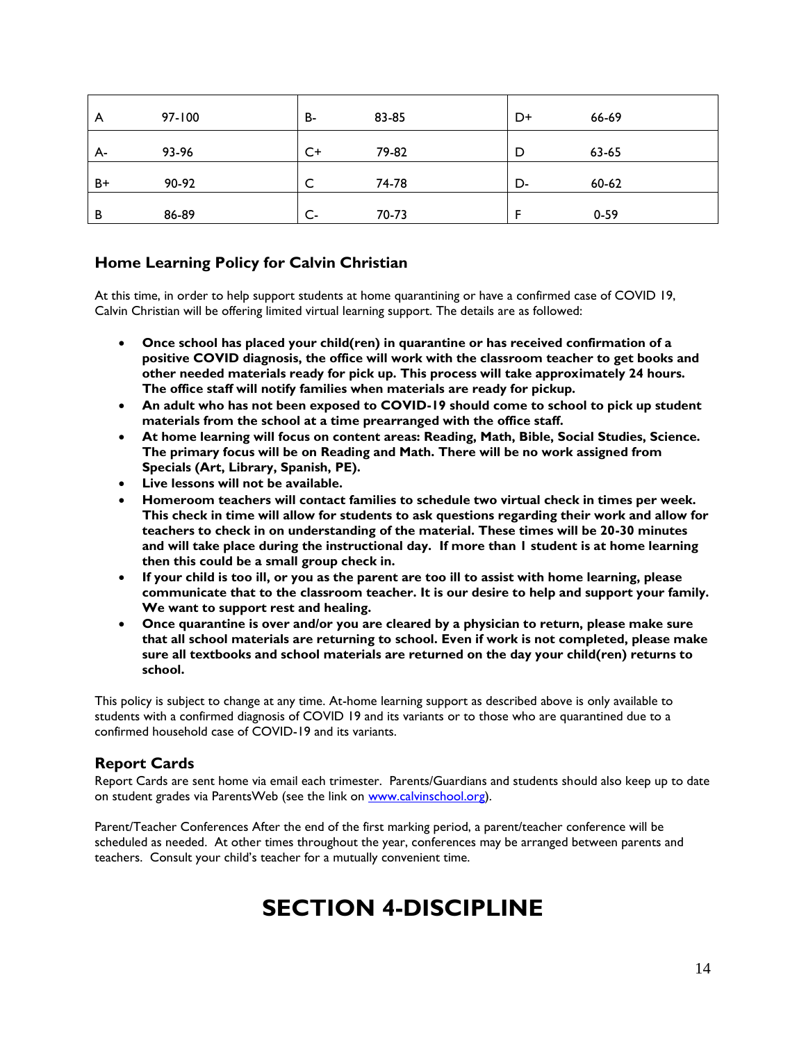| A | 97-100 | B- | 83-85 | D+ | 66-69 |
|---|---|---|---|---|---|
| A- | 93-96 | C+ | 79-82 | D | 63-65 |
| B+ | 90-92 | C | 74-78 | D- | 60-62 |
| B | 86-89 | C- | 70-73 | F | 0-59 |

### Home Learning Policy for Calvin Christian

At this time, in order to help support students at home quarantining or have a confirmed case of COVID 19, Calvin Christian will be offering limited virtual learning support. The details are as followed:

- **Once school has placed your child(ren) in quarantine or has received confirmation of a positive COVID diagnosis, the office will work with the classroom teacher to get books and other needed materials ready for pick up. This process will take approximately 24 hours. The office staff will notify families when materials are ready for pickup.**
- **An adult who has not been exposed to COVID-19 should come to school to pick up student materials from the school at a time prearranged with the office staff.**
- **At home learning will focus on content areas: Reading, Math, Bible, Social Studies, Science. The primary focus will be on Reading and Math. There will be no work assigned from Specials (Art, Library, Spanish, PE).**
- **Live lessons will not be available.**
- **Homeroom teachers will contact families to schedule two virtual check in times per week. This check in time will allow for students to ask questions regarding their work and allow for teachers to check in on understanding of the material. These times will be 20-30 minutes and will take place during the instructional day. If more than 1 student is at home learning then this could be a small group check in.**
- **If your child is too ill, or you as the parent are too ill to assist with home learning, please communicate that to the classroom teacher. It is our desire to help and support your family. We want to support rest and healing.**
- **Once quarantine is over and/or you are cleared by a physician to return, please make sure that all school materials are returning to school. Even if work is not completed, please make sure all textbooks and school materials are returned on the day your child(ren) returns to school.**

This policy is subject to change at any time. At-home learning support as described above is only available to students with a confirmed diagnosis of COVID 19 and its variants or to those who are quarantined due to a confirmed household case of COVID-19 and its variants.

### Report Cards

Report Cards are sent home via email each trimester. Parents/Guardians and students should also keep up to date on student grades via ParentsWeb (see the link on www.calvinschool.org).

Parent/Teacher Conferences After the end of the first marking period, a parent/teacher conference will be scheduled as needed. At other times throughout the year, conferences may be arranged between parents and teachers. Consult your child's teacher for a mutually convenient time.

# SECTION 4-DISCIPLINE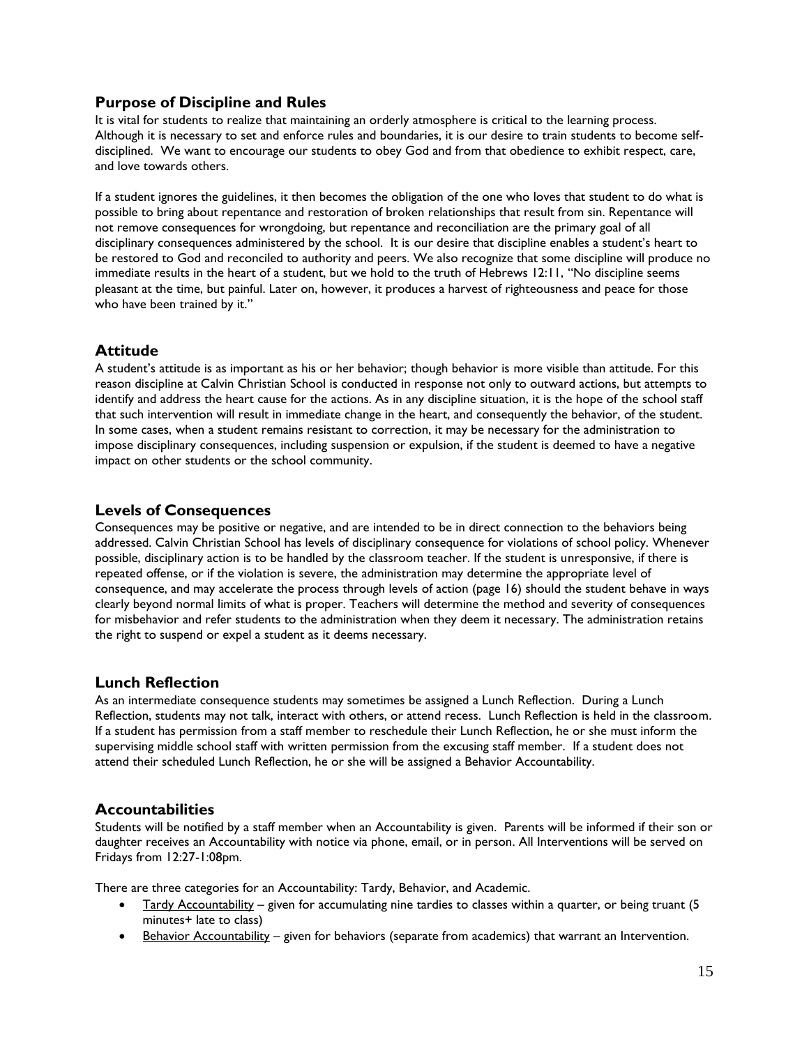## Purpose of Discipline and Rules

It is vital for students to realize that maintaining an orderly atmosphere is critical to the learning process. Although it is necessary to set and enforce rules and boundaries, it is our desire to train students to become self-disciplined. We want to encourage our students to obey God and from that obedience to exhibit respect, care, and love towards others.

If a student ignores the guidelines, it then becomes the obligation of the one who loves that student to do what is possible to bring about repentance and restoration of broken relationships that result from sin. Repentance will not remove consequences for wrongdoing, but repentance and reconciliation are the primary goal of all disciplinary consequences administered by the school. It is our desire that discipline enables a student's heart to be restored to God and reconciled to authority and peers. We also recognize that some discipline will produce no immediate results in the heart of a student, but we hold to the truth of Hebrews 12:11, "No discipline seems pleasant at the time, but painful. Later on, however, it produces a harvest of righteousness and peace for those who have been trained by it."

## Attitude

A student's attitude is as important as his or her behavior; though behavior is more visible than attitude. For this reason discipline at Calvin Christian School is conducted in response not only to outward actions, but attempts to identify and address the heart cause for the actions. As in any discipline situation, it is the hope of the school staff that such intervention will result in immediate change in the heart, and consequently the behavior, of the student. In some cases, when a student remains resistant to correction, it may be necessary for the administration to impose disciplinary consequences, including suspension or expulsion, if the student is deemed to have a negative impact on other students or the school community.

## Levels of Consequences

Consequences may be positive or negative, and are intended to be in direct connection to the behaviors being addressed. Calvin Christian School has levels of disciplinary consequence for violations of school policy. Whenever possible, disciplinary action is to be handled by the classroom teacher. If the student is unresponsive, if there is repeated offense, or if the violation is severe, the administration may determine the appropriate level of consequence, and may accelerate the process through levels of action (page 16) should the student behave in ways clearly beyond normal limits of what is proper. Teachers will determine the method and severity of consequences for misbehavior and refer students to the administration when they deem it necessary. The administration retains the right to suspend or expel a student as it deems necessary.

## Lunch Reflection

As an intermediate consequence students may sometimes be assigned a Lunch Reflection. During a Lunch Reflection, students may not talk, interact with others, or attend recess. Lunch Reflection is held in the classroom. If a student has permission from a staff member to reschedule their Lunch Reflection, he or she must inform the supervising middle school staff with written permission from the excusing staff member. If a student does not attend their scheduled Lunch Reflection, he or she will be assigned a Behavior Accountability.

## Accountabilities

Students will be notified by a staff member when an Accountability is given. Parents will be informed if their son or daughter receives an Accountability with notice via phone, email, or in person. All Interventions will be served on Fridays from 12:27-1:08pm.

There are three categories for an Accountability: Tardy, Behavior, and Academic.

- Tardy Accountability – given for accumulating nine tardies to classes within a quarter, or being truant (5 minutes+ late to class)
- Behavior Accountability – given for behaviors (separate from academics) that warrant an Intervention.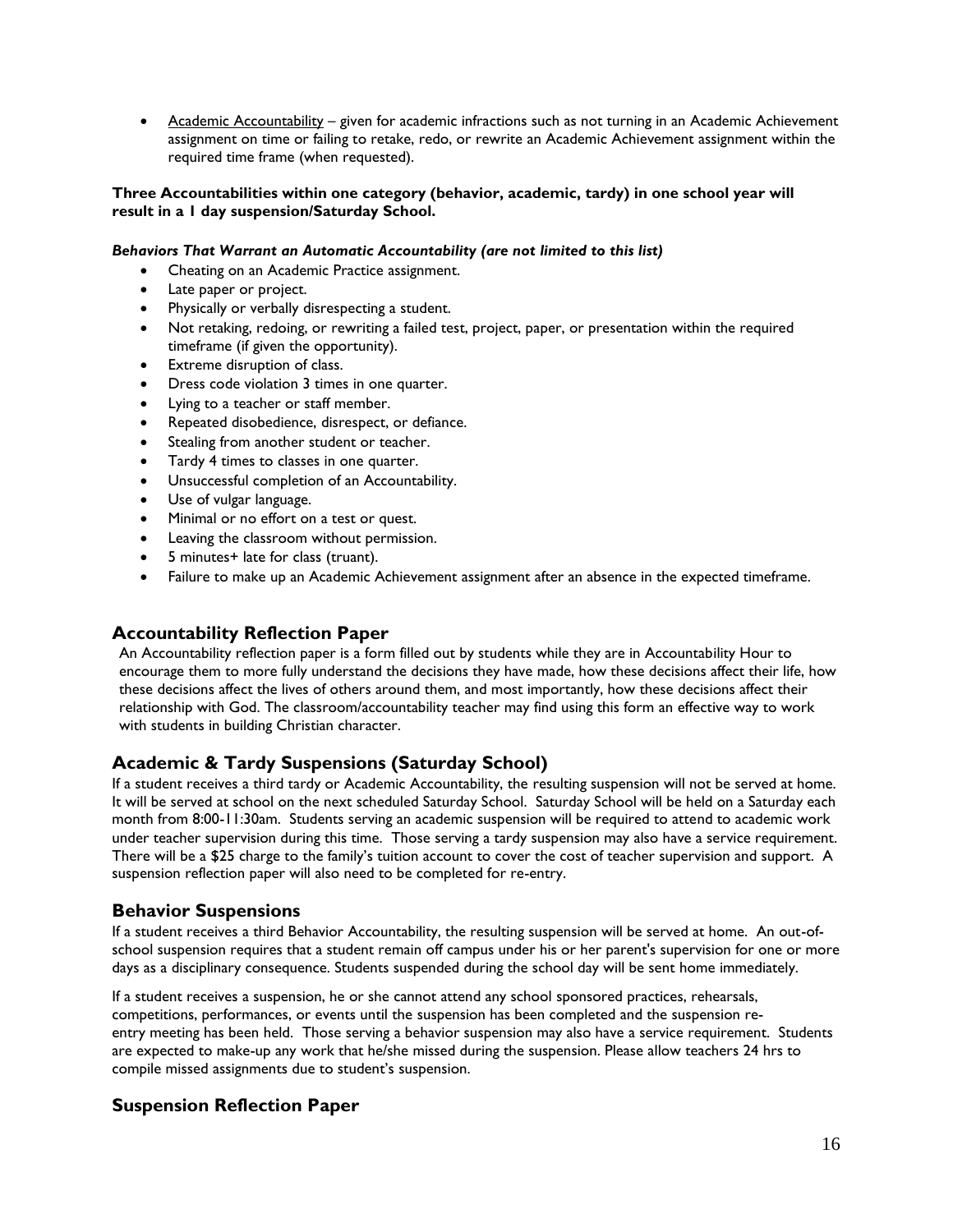- Academic Accountability – given for academic infractions such as not turning in an Academic Achievement assignment on time or failing to retake, redo, or rewrite an Academic Achievement assignment within the required time frame (when requested).

**Three Accountabilities within one category (behavior, academic, tardy) in one school year will result in a 1 day suspension/Saturday School.**

***Behaviors That Warrant an Automatic Accountability (are not limited to this list)***

- Cheating on an Academic Practice assignment.
- Late paper or project.
- Physically or verbally disrespecting a student.
- Not retaking, redoing, or rewriting a failed test, project, paper, or presentation within the required timeframe (if given the opportunity).
- Extreme disruption of class.
- Dress code violation 3 times in one quarter.
- Lying to a teacher or staff member.
- Repeated disobedience, disrespect, or defiance.
- Stealing from another student or teacher.
- Tardy 4 times to classes in one quarter.
- Unsuccessful completion of an Accountability.
- Use of vulgar language.
- Minimal or no effort on a test or quest.
- Leaving the classroom without permission.
- 5 minutes+ late for class (truant).
- Failure to make up an Academic Achievement assignment after an absence in the expected timeframe.

## Accountability Reflection Paper

An Accountability reflection paper is a form filled out by students while they are in Accountability Hour to encourage them to more fully understand the decisions they have made, how these decisions affect their life, how these decisions affect the lives of others around them, and most importantly, how these decisions affect their relationship with God. The classroom/accountability teacher may find using this form an effective way to work with students in building Christian character.

## Academic & Tardy Suspensions (Saturday School)

If a student receives a third tardy or Academic Accountability, the resulting suspension will not be served at home. It will be served at school on the next scheduled Saturday School. Saturday School will be held on a Saturday each month from 8:00-11:30am. Students serving an academic suspension will be required to attend to academic work under teacher supervision during this time. Those serving a tardy suspension may also have a service requirement. There will be a $25 charge to the family's tuition account to cover the cost of teacher supervision and support. A suspension reflection paper will also need to be completed for re-entry.

## Behavior Suspensions

If a student receives a third Behavior Accountability, the resulting suspension will be served at home. An out-of-school suspension requires that a student remain off campus under his or her parent's supervision for one or more days as a disciplinary consequence. Students suspended during the school day will be sent home immediately.

If a student receives a suspension, he or she cannot attend any school sponsored practices, rehearsals, competitions, performances, or events until the suspension has been completed and the suspension re-entry meeting has been held. Those serving a behavior suspension may also have a service requirement. Students are expected to make-up any work that he/she missed during the suspension. Please allow teachers 24 hrs to compile missed assignments due to student's suspension.

## Suspension Reflection Paper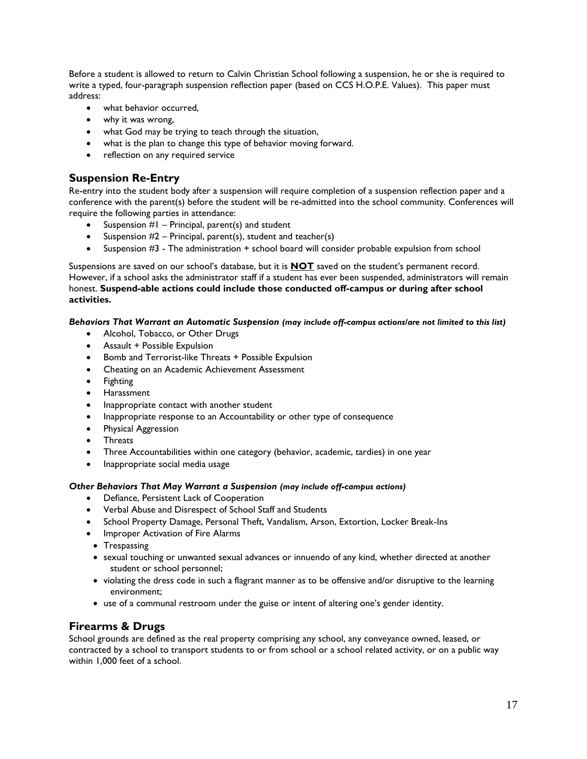Before a student is allowed to return to Calvin Christian School following a suspension, he or she is required to write a typed, four-paragraph suspension reflection paper (based on CCS H.O.P.E. Values). This paper must address:

- what behavior occurred,
- why it was wrong,
- what God may be trying to teach through the situation,
- what is the plan to change this type of behavior moving forward.
- reflection on any required service

## Suspension Re-Entry

Re-entry into the student body after a suspension will require completion of a suspension reflection paper and a conference with the parent(s) before the student will be re-admitted into the school community. Conferences will require the following parties in attendance:

- Suspension #1 – Principal, parent(s) and student
- Suspension #2 – Principal, parent(s), student and teacher(s)
- Suspension #3 - The administration + school board will consider probable expulsion from school

Suspensions are saved on our school's database, but it is **NOT** saved on the student's permanent record. However, if a school asks the administrator staff if a student has ever been suspended, administrators will remain honest. **Suspend-able actions could include those conducted off-campus or during after school activities.**

***Behaviors That Warrant an Automatic Suspension** (may include off-campus actions/are not limited to this list)*

- Alcohol, Tobacco, or Other Drugs
- Assault + Possible Expulsion
- Bomb and Terrorist-like Threats + Possible Expulsion
- Cheating on an Academic Achievement Assessment
- Fighting
- Harassment
- Inappropriate contact with another student
- Inappropriate response to an Accountability or other type of consequence
- Physical Aggression
- Threats
- Three Accountabilities within one category (behavior, academic, tardies) in one year
- Inappropriate social media usage

***Other Behaviors That May Warrant a Suspension** (may include off-campus actions)*

- Defiance, Persistent Lack of Cooperation
- Verbal Abuse and Disrespect of School Staff and Students
- School Property Damage, Personal Theft, Vandalism, Arson, Extortion, Locker Break-Ins
- Improper Activation of Fire Alarms
- Trespassing
- sexual touching or unwanted sexual advances or innuendo of any kind, whether directed at another student or school personnel;
- violating the dress code in such a flagrant manner as to be offensive and/or disruptive to the learning environment;
- use of a communal restroom under the guise or intent of altering one's gender identity.

## Firearms & Drugs

School grounds are defined as the real property comprising any school, any conveyance owned, leased, or contracted by a school to transport students to or from school or a school related activity, or on a public way within 1,000 feet of a school.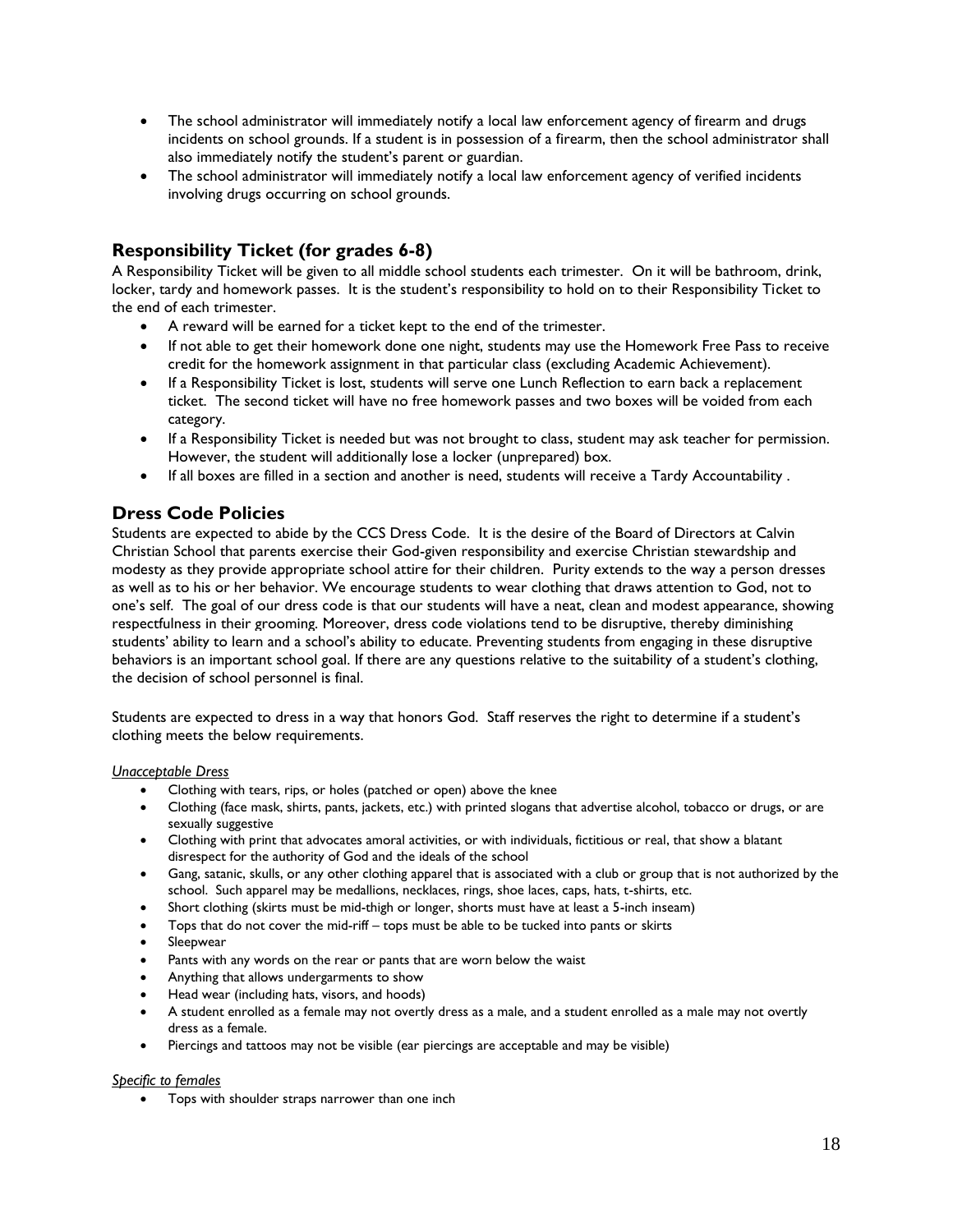- The school administrator will immediately notify a local law enforcement agency of firearm and drugs incidents on school grounds. If a student is in possession of a firearm, then the school administrator shall also immediately notify the student's parent or guardian.
- The school administrator will immediately notify a local law enforcement agency of verified incidents involving drugs occurring on school grounds.

## Responsibility Ticket (for grades 6-8)

A Responsibility Ticket will be given to all middle school students each trimester. On it will be bathroom, drink, locker, tardy and homework passes. It is the student's responsibility to hold on to their Responsibility Ticket to the end of each trimester.

- A reward will be earned for a ticket kept to the end of the trimester.
- If not able to get their homework done one night, students may use the Homework Free Pass to receive credit for the homework assignment in that particular class (excluding Academic Achievement).
- If a Responsibility Ticket is lost, students will serve one Lunch Reflection to earn back a replacement ticket. The second ticket will have no free homework passes and two boxes will be voided from each category.
- If a Responsibility Ticket is needed but was not brought to class, student may ask teacher for permission. However, the student will additionally lose a locker (unprepared) box.
- If all boxes are filled in a section and another is need, students will receive a Tardy Accountability .

## Dress Code Policies

Students are expected to abide by the CCS Dress Code. It is the desire of the Board of Directors at Calvin Christian School that parents exercise their God-given responsibility and exercise Christian stewardship and modesty as they provide appropriate school attire for their children. Purity extends to the way a person dresses as well as to his or her behavior. We encourage students to wear clothing that draws attention to God, not to one's self. The goal of our dress code is that our students will have a neat, clean and modest appearance, showing respectfulness in their grooming. Moreover, dress code violations tend to be disruptive, thereby diminishing students' ability to learn and a school's ability to educate. Preventing students from engaging in these disruptive behaviors is an important school goal. If there are any questions relative to the suitability of a student's clothing, the decision of school personnel is final.

Students are expected to dress in a way that honors God. Staff reserves the right to determine if a student's clothing meets the below requirements.

*Unacceptable Dress*

- Clothing with tears, rips, or holes (patched or open) above the knee
- Clothing (face mask, shirts, pants, jackets, etc.) with printed slogans that advertise alcohol, tobacco or drugs, or are sexually suggestive
- Clothing with print that advocates amoral activities, or with individuals, fictitious or real, that show a blatant disrespect for the authority of God and the ideals of the school
- Gang, satanic, skulls, or any other clothing apparel that is associated with a club or group that is not authorized by the school. Such apparel may be medallions, necklaces, rings, shoe laces, caps, hats, t-shirts, etc.
- Short clothing (skirts must be mid-thigh or longer, shorts must have at least a 5-inch inseam)
- Tops that do not cover the mid-riff – tops must be able to be tucked into pants or skirts
- Sleepwear
- Pants with any words on the rear or pants that are worn below the waist
- Anything that allows undergarments to show
- Head wear (including hats, visors, and hoods)
- A student enrolled as a female may not overtly dress as a male, and a student enrolled as a male may not overtly dress as a female.
- Piercings and tattoos may not be visible (ear piercings are acceptable and may be visible)

*Specific to females*

- Tops with shoulder straps narrower than one inch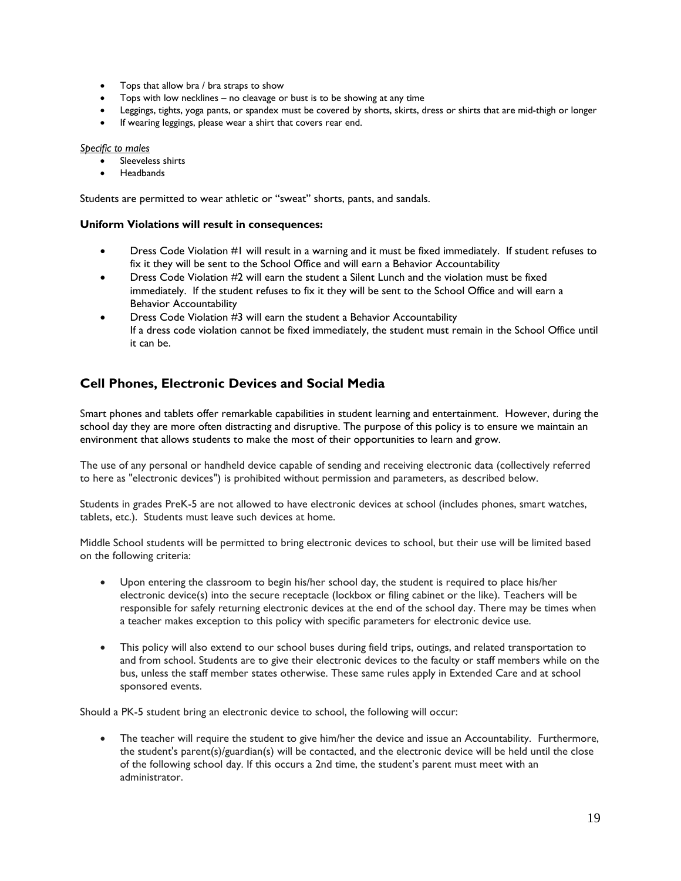- Tops that allow bra / bra straps to show
- Tops with low necklines – no cleavage or bust is to be showing at any time
- Leggings, tights, yoga pants, or spandex must be covered by shorts, skirts, dress or shirts that are mid-thigh or longer
- If wearing leggings, please wear a shirt that covers rear end.

*Specific to males*

- Sleeveless shirts
- Headbands

Students are permitted to wear athletic or "sweat" shorts, pants, and sandals.

**Uniform Violations will result in consequences:**

- Dress Code Violation #1 will result in a warning and it must be fixed immediately. If student refuses to fix it they will be sent to the School Office and will earn a Behavior Accountability
- Dress Code Violation #2 will earn the student a Silent Lunch and the violation must be fixed immediately. If the student refuses to fix it they will be sent to the School Office and will earn a Behavior Accountability
- Dress Code Violation #3 will earn the student a Behavior Accountability
  If a dress code violation cannot be fixed immediately, the student must remain in the School Office until it can be.

## Cell Phones, Electronic Devices and Social Media

Smart phones and tablets offer remarkable capabilities in student learning and entertainment. However, during the school day they are more often distracting and disruptive. The purpose of this policy is to ensure we maintain an environment that allows students to make the most of their opportunities to learn and grow.

The use of any personal or handheld device capable of sending and receiving electronic data (collectively referred to here as "electronic devices") is prohibited without permission and parameters, as described below.

Students in grades PreK-5 are not allowed to have electronic devices at school (includes phones, smart watches, tablets, etc.). Students must leave such devices at home.

Middle School students will be permitted to bring electronic devices to school, but their use will be limited based on the following criteria:

- Upon entering the classroom to begin his/her school day, the student is required to place his/her electronic device(s) into the secure receptacle (lockbox or filing cabinet or the like). Teachers will be responsible for safely returning electronic devices at the end of the school day. There may be times when a teacher makes exception to this policy with specific parameters for electronic device use.

- This policy will also extend to our school buses during field trips, outings, and related transportation to and from school. Students are to give their electronic devices to the faculty or staff members while on the bus, unless the staff member states otherwise. These same rules apply in Extended Care and at school sponsored events.

Should a PK-5 student bring an electronic device to school, the following will occur:

- The teacher will require the student to give him/her the device and issue an Accountability. Furthermore, the student's parent(s)/guardian(s) will be contacted, and the electronic device will be held until the close of the following school day. If this occurs a 2nd time, the student's parent must meet with an administrator.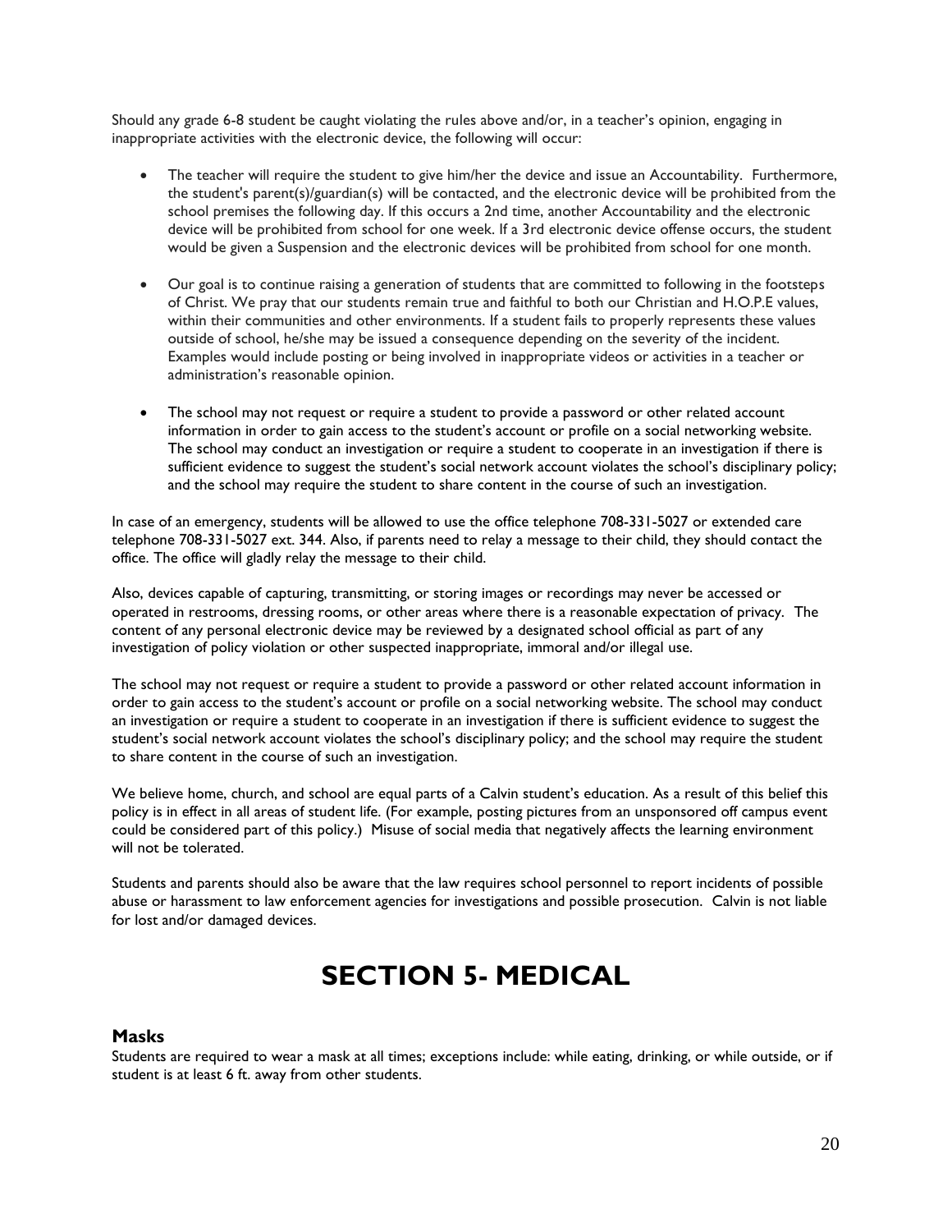Should any grade 6-8 student be caught violating the rules above and/or, in a teacher's opinion, engaging in inappropriate activities with the electronic device, the following will occur:

- The teacher will require the student to give him/her the device and issue an Accountability. Furthermore, the student's parent(s)/guardian(s) will be contacted, and the electronic device will be prohibited from the school premises the following day. If this occurs a 2nd time, another Accountability and the electronic device will be prohibited from school for one week. If a 3rd electronic device offense occurs, the student would be given a Suspension and the electronic devices will be prohibited from school for one month.

- Our goal is to continue raising a generation of students that are committed to following in the footsteps of Christ. We pray that our students remain true and faithful to both our Christian and H.O.P.E values, within their communities and other environments. If a student fails to properly represents these values outside of school, he/she may be issued a consequence depending on the severity of the incident. Examples would include posting or being involved in inappropriate videos or activities in a teacher or administration's reasonable opinion.

- The school may not request or require a student to provide a password or other related account information in order to gain access to the student's account or profile on a social networking website. The school may conduct an investigation or require a student to cooperate in an investigation if there is sufficient evidence to suggest the student's social network account violates the school's disciplinary policy; and the school may require the student to share content in the course of such an investigation.

In case of an emergency, students will be allowed to use the office telephone 708-331-5027 or extended care telephone 708-331-5027 ext. 344. Also, if parents need to relay a message to their child, they should contact the office. The office will gladly relay the message to their child.

Also, devices capable of capturing, transmitting, or storing images or recordings may never be accessed or operated in restrooms, dressing rooms, or other areas where there is a reasonable expectation of privacy. The content of any personal electronic device may be reviewed by a designated school official as part of any investigation of policy violation or other suspected inappropriate, immoral and/or illegal use.

The school may not request or require a student to provide a password or other related account information in order to gain access to the student's account or profile on a social networking website. The school may conduct an investigation or require a student to cooperate in an investigation if there is sufficient evidence to suggest the student's social network account violates the school's disciplinary policy; and the school may require the student to share content in the course of such an investigation.

We believe home, church, and school are equal parts of a Calvin student's education. As a result of this belief this policy is in effect in all areas of student life. (For example, posting pictures from an unsponsored off campus event could be considered part of this policy.) Misuse of social media that negatively affects the learning environment will not be tolerated.

Students and parents should also be aware that the law requires school personnel to report incidents of possible abuse or harassment to law enforcement agencies for investigations and possible prosecution. Calvin is not liable for lost and/or damaged devices.

# SECTION 5- MEDICAL

## Masks

Students are required to wear a mask at all times; exceptions include: while eating, drinking, or while outside, or if student is at least 6 ft. away from other students.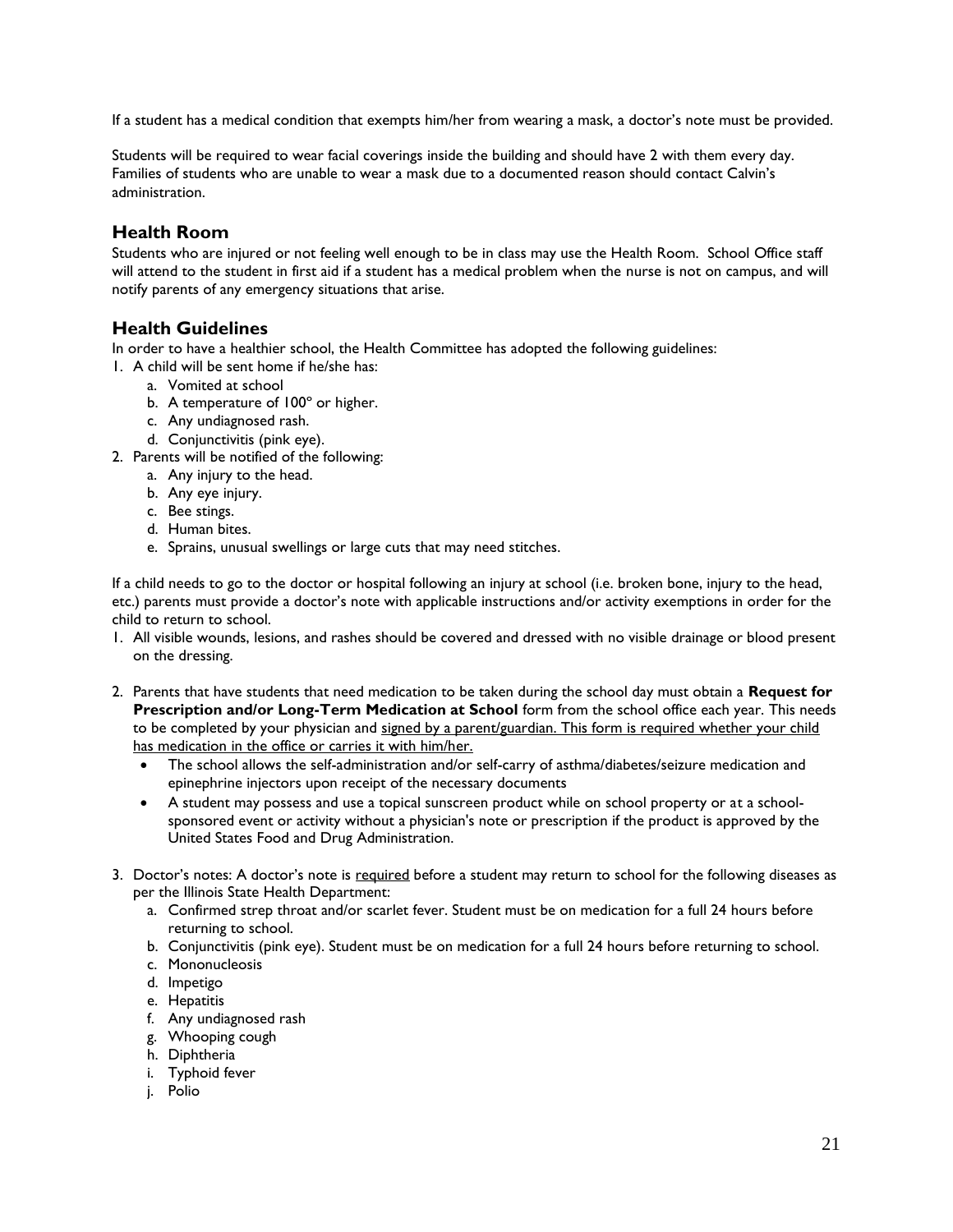If a student has a medical condition that exempts him/her from wearing a mask, a doctor's note must be provided.

Students will be required to wear facial coverings inside the building and should have 2 with them every day. Families of students who are unable to wear a mask due to a documented reason should contact Calvin's administration.

## Health Room

Students who are injured or not feeling well enough to be in class may use the Health Room. School Office staff will attend to the student in first aid if a student has a medical problem when the nurse is not on campus, and will notify parents of any emergency situations that arise.

## Health Guidelines

In order to have a healthier school, the Health Committee has adopted the following guidelines:

1. A child will be sent home if he/she has:
   a. Vomited at school
   b. A temperature of 100º or higher.
   c. Any undiagnosed rash.
   d. Conjunctivitis (pink eye).
2. Parents will be notified of the following:
   a. Any injury to the head.
   b. Any eye injury.
   c. Bee stings.
   d. Human bites.
   e. Sprains, unusual swellings or large cuts that may need stitches.

If a child needs to go to the doctor or hospital following an injury at school (i.e. broken bone, injury to the head, etc.) parents must provide a doctor's note with applicable instructions and/or activity exemptions in order for the child to return to school.

1. All visible wounds, lesions, and rashes should be covered and dressed with no visible drainage or blood present on the dressing.

2. Parents that have students that need medication to be taken during the school day must obtain a **Request for Prescription and/or Long-Term Medication at School** form from the school office each year. This needs to be completed by your physician and <u>signed by a parent/guardian. This form is required whether your child has medication in the office or carries it with him/her.</u>
   - The school allows the self-administration and/or self-carry of asthma/diabetes/seizure medication and epinephrine injectors upon receipt of the necessary documents
   - A student may possess and use a topical sunscreen product while on school property or at a school-sponsored event or activity without a physician's note or prescription if the product is approved by the United States Food and Drug Administration.

3. Doctor's notes: A doctor's note is <u>required</u> before a student may return to school for the following diseases as per the Illinois State Health Department:
   a. Confirmed strep throat and/or scarlet fever. Student must be on medication for a full 24 hours before returning to school.
   b. Conjunctivitis (pink eye). Student must be on medication for a full 24 hours before returning to school.
   c. Mononucleosis
   d. Impetigo
   e. Hepatitis
   f. Any undiagnosed rash
   g. Whooping cough
   h. Diphtheria
   i. Typhoid fever
   j. Polio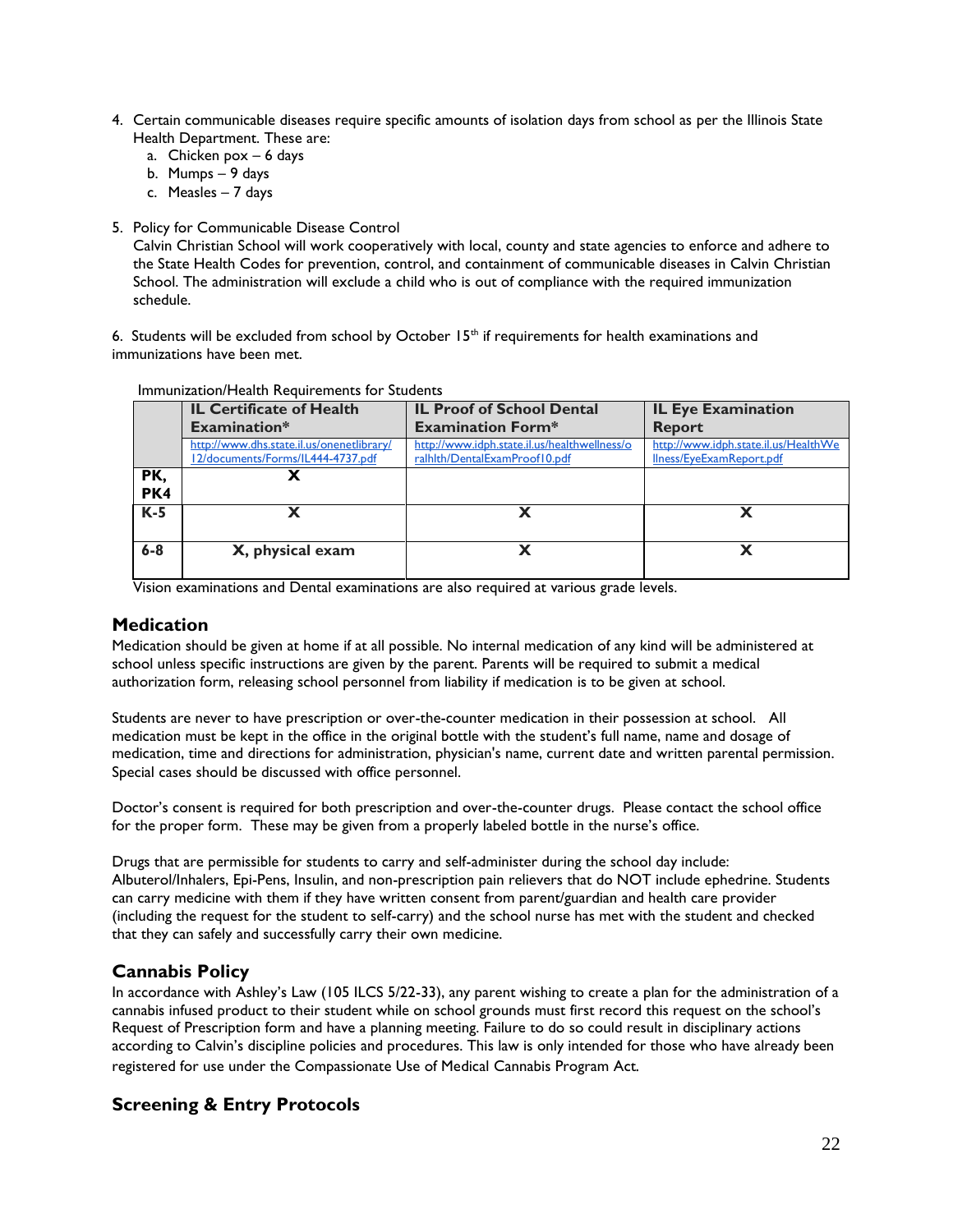4. Certain communicable diseases require specific amounts of isolation days from school as per the Illinois State Health Department. These are:
   a. Chicken pox – 6 days
   b. Mumps – 9 days
   c. Measles – 7 days

5. Policy for Communicable Disease Control
   Calvin Christian School will work cooperatively with local, county and state agencies to enforce and adhere to the State Health Codes for prevention, control, and containment of communicable diseases in Calvin Christian School. The administration will exclude a child who is out of compliance with the required immunization schedule.

6. Students will be excluded from school by October 15th if requirements for health examinations and immunizations have been met.

Immunization/Health Requirements for Students

| | **IL Certificate of Health Examination*** | **IL Proof of School Dental Examination Form*** | **IL Eye Examination Report** |
|---|---|---|---|
| | http://www.dhs.state.il.us/onenetlibrary/12/documents/Forms/IL444-4737.pdf | http://www.idph.state.il.us/healthwellness/oralhlth/DentalExamProof10.pdf | http://www.idph.state.il.us/HealthWellness/EyeExamReport.pdf |
| **PK, PK4** | **X** | | |
| **K-5** | **X** | **X** | **X** |
| **6-8** | **X, physical exam** | **X** | **X** |

Vision examinations and Dental examinations are also required at various grade levels.

## Medication

Medication should be given at home if at all possible. No internal medication of any kind will be administered at school unless specific instructions are given by the parent. Parents will be required to submit a medical authorization form, releasing school personnel from liability if medication is to be given at school.

Students are never to have prescription or over-the-counter medication in their possession at school. All medication must be kept in the office in the original bottle with the student's full name, name and dosage of medication, time and directions for administration, physician's name, current date and written parental permission. Special cases should be discussed with office personnel.

Doctor's consent is required for both prescription and over-the-counter drugs. Please contact the school office for the proper form. These may be given from a properly labeled bottle in the nurse's office.

Drugs that are permissible for students to carry and self-administer during the school day include: Albuterol/Inhalers, Epi-Pens, Insulin, and non-prescription pain relievers that do NOT include ephedrine. Students can carry medicine with them if they have written consent from parent/guardian and health care provider (including the request for the student to self-carry) and the school nurse has met with the student and checked that they can safely and successfully carry their own medicine.

## Cannabis Policy

In accordance with Ashley's Law (105 ILCS 5/22-33), any parent wishing to create a plan for the administration of a cannabis infused product to their student while on school grounds must first record this request on the school's Request of Prescription form and have a planning meeting. Failure to do so could result in disciplinary actions according to Calvin's discipline policies and procedures. This law is only intended for those who have already been registered for use under the Compassionate Use of Medical Cannabis Program Act.

## Screening & Entry Protocols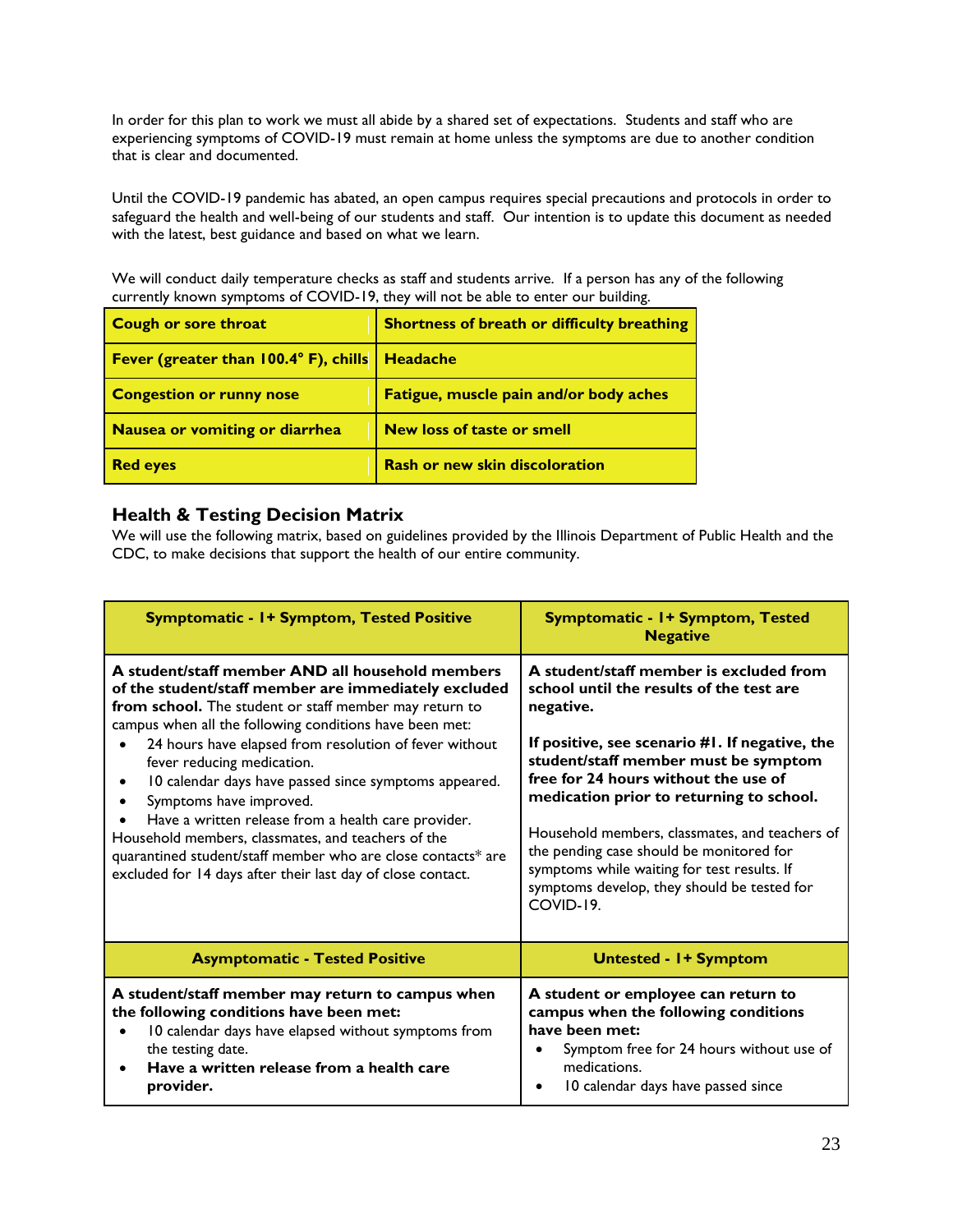In order for this plan to work we must all abide by a shared set of expectations. Students and staff who are experiencing symptoms of COVID-19 must remain at home unless the symptoms are due to another condition that is clear and documented.

Until the COVID-19 pandemic has abated, an open campus requires special precautions and protocols in order to safeguard the health and well-being of our students and staff. Our intention is to update this document as needed with the latest, best guidance and based on what we learn.

We will conduct daily temperature checks as staff and students arrive. If a person has any of the following currently known symptoms of COVID-19, they will not be able to enter our building.

| **Cough or sore throat** | **Shortness of breath or difficulty breathing** |
|---|---|
| **Fever (greater than 100.4° F), chills** | **Headache** |
| **Congestion or runny nose** | **Fatigue, muscle pain and/or body aches** |
| **Nausea or vomiting or diarrhea** | **New loss of taste or smell** |
| **Red eyes** | **Rash or new skin discoloration** |

## Health & Testing Decision Matrix

We will use the following matrix, based on guidelines provided by the Illinois Department of Public Health and the CDC, to make decisions that support the health of our entire community.

| Symptomatic - 1+ Symptom, Tested Positive | Symptomatic - 1+ Symptom, Tested Negative |
|---|---|
| **A student/staff member AND all household members of the student/staff member are immediately excluded from school.** The student or staff member may return to campus when all the following conditions have been met:<br>• 24 hours have elapsed from resolution of fever without fever reducing medication.<br>• 10 calendar days have passed since symptoms appeared.<br>• Symptoms have improved.<br>• Have a written release from a health care provider.<br>Household members, classmates, and teachers of the quarantined student/staff member who are close contacts* are excluded for 14 days after their last day of close contact. | **A student/staff member is excluded from school until the results of the test are negative.**<br><br>**If positive, see scenario #1. If negative, the student/staff member must be symptom free for 24 hours without the use of medication prior to returning to school.**<br><br>Household members, classmates, and teachers of the pending case should be monitored for symptoms while waiting for test results. If symptoms develop, they should be tested for COVID-19. |
| **Asymptomatic - Tested Positive** | **Untested - 1+ Symptom** |
| **A student/staff member may return to campus when the following conditions have been met:**<br>• 10 calendar days have elapsed without symptoms from the testing date.<br>• **Have a written release from a health care provider.** | **A student or employee can return to campus when the following conditions have been met:**<br>• Symptom free for 24 hours without use of medications.<br>• 10 calendar days have passed since |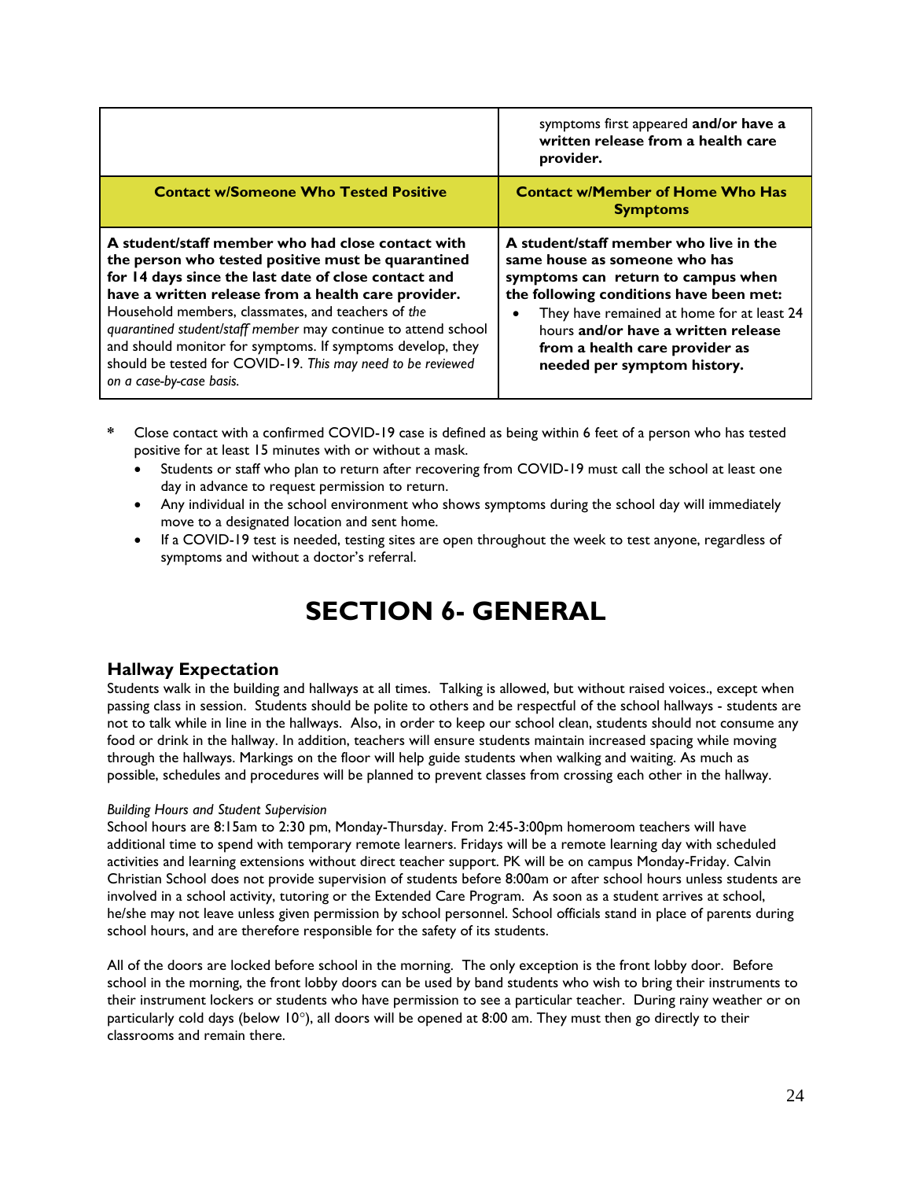| | symptoms first appeared **and/or have a written release from a health care provider.** |
|---|---|
| **Contact w/Someone Who Tested Positive** | **Contact w/Member of Home Who Has Symptoms** |
| **A student/staff member who had close contact with the person who tested positive must be quarantined for 14 days since the last date of close contact and have a written release from a health care provider.** Household members, classmates, and teachers of *the quarantined student/staff member* may continue to attend school and should monitor for symptoms. If symptoms develop, they should be tested for COVID-19. *This may need to be reviewed on a case-by-case basis.* | **A student/staff member who live in the same house as someone who has symptoms can return to campus when the following conditions have been met:** <br>• They have remained at home for at least 24 hours **and/or have a written release from a health care provider as needed per symptom history.** |

* Close contact with a confirmed COVID-19 case is defined as being within 6 feet of a person who has tested positive for at least 15 minutes with or without a mask.
  - Students or staff who plan to return after recovering from COVID-19 must call the school at least one day in advance to request permission to return.
  - Any individual in the school environment who shows symptoms during the school day will immediately move to a designated location and sent home.
  - If a COVID-19 test is needed, testing sites are open throughout the week to test anyone, regardless of symptoms and without a doctor's referral.

# SECTION 6- GENERAL

## Hallway Expectation

Students walk in the building and hallways at all times. Talking is allowed, but without raised voices., except when passing class in session. Students should be polite to others and be respectful of the school hallways - students are not to talk while in line in the hallways. Also, in order to keep our school clean, students should not consume any food or drink in the hallway. In addition, teachers will ensure students maintain increased spacing while moving through the hallways. Markings on the floor will help guide students when walking and waiting. As much as possible, schedules and procedures will be planned to prevent classes from crossing each other in the hallway.

*Building Hours and Student Supervision*

School hours are 8:15am to 2:30 pm, Monday-Thursday. From 2:45-3:00pm homeroom teachers will have additional time to spend with temporary remote learners. Fridays will be a remote learning day with scheduled activities and learning extensions without direct teacher support. PK will be on campus Monday-Friday. Calvin Christian School does not provide supervision of students before 8:00am or after school hours unless students are involved in a school activity, tutoring or the Extended Care Program. As soon as a student arrives at school, he/she may not leave unless given permission by school personnel. School officials stand in place of parents during school hours, and are therefore responsible for the safety of its students.

All of the doors are locked before school in the morning. The only exception is the front lobby door. Before school in the morning, the front lobby doors can be used by band students who wish to bring their instruments to their instrument lockers or students who have permission to see a particular teacher. During rainy weather or on particularly cold days (below 10°), all doors will be opened at 8:00 am. They must then go directly to their classrooms and remain there.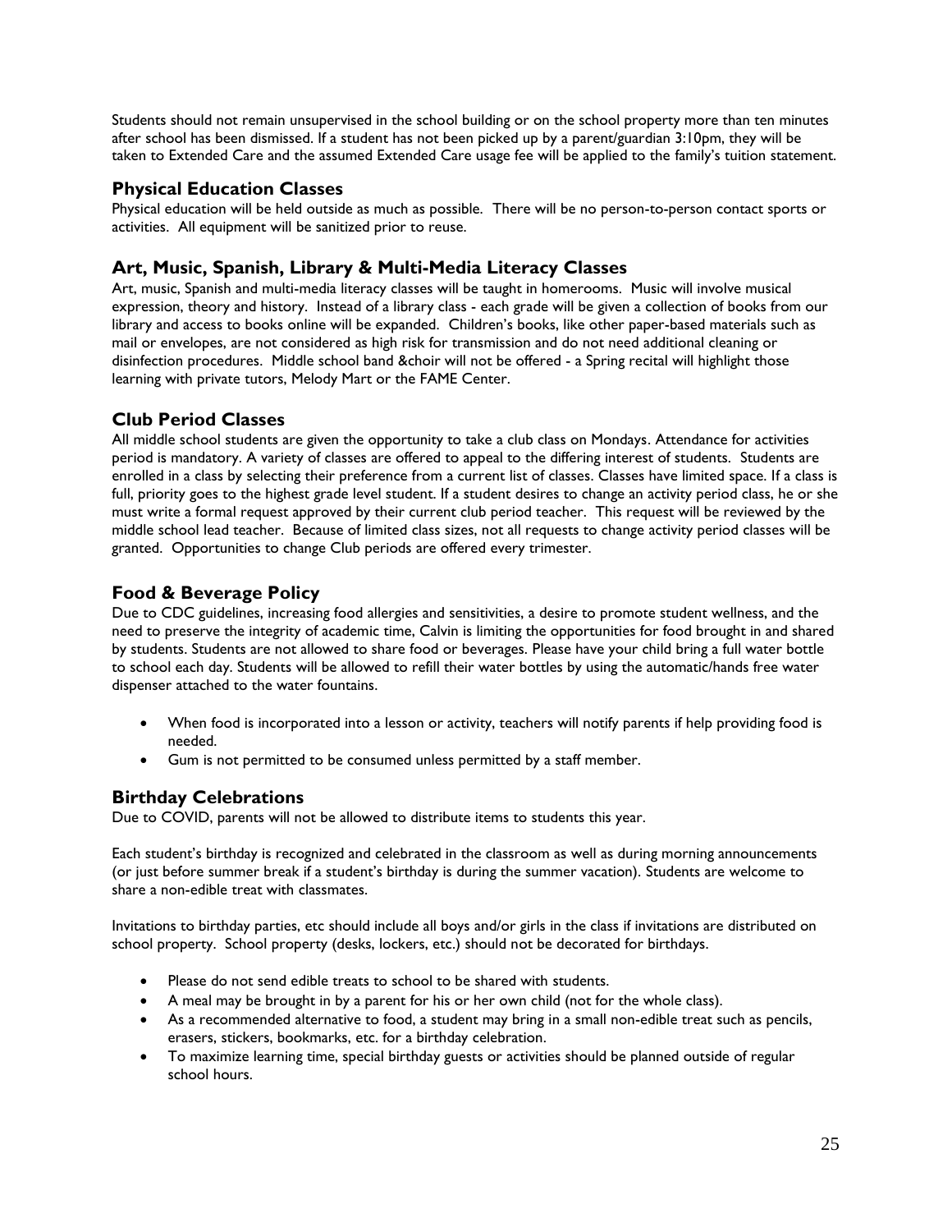Students should not remain unsupervised in the school building or on the school property more than ten minutes after school has been dismissed. If a student has not been picked up by a parent/guardian 3:10pm, they will be taken to Extended Care and the assumed Extended Care usage fee will be applied to the family's tuition statement.

## Physical Education Classes

Physical education will be held outside as much as possible. There will be no person-to-person contact sports or activities. All equipment will be sanitized prior to reuse.

## Art, Music, Spanish, Library & Multi-Media Literacy Classes

Art, music, Spanish and multi-media literacy classes will be taught in homerooms. Music will involve musical expression, theory and history. Instead of a library class - each grade will be given a collection of books from our library and access to books online will be expanded. Children's books, like other paper-based materials such as mail or envelopes, are not considered as high risk for transmission and do not need additional cleaning or disinfection procedures. Middle school band &choir will not be offered - a Spring recital will highlight those learning with private tutors, Melody Mart or the FAME Center.

## Club Period Classes

All middle school students are given the opportunity to take a club class on Mondays. Attendance for activities period is mandatory. A variety of classes are offered to appeal to the differing interest of students. Students are enrolled in a class by selecting their preference from a current list of classes. Classes have limited space. If a class is full, priority goes to the highest grade level student. If a student desires to change an activity period class, he or she must write a formal request approved by their current club period teacher. This request will be reviewed by the middle school lead teacher. Because of limited class sizes, not all requests to change activity period classes will be granted. Opportunities to change Club periods are offered every trimester.

## Food & Beverage Policy

Due to CDC guidelines, increasing food allergies and sensitivities, a desire to promote student wellness, and the need to preserve the integrity of academic time, Calvin is limiting the opportunities for food brought in and shared by students. Students are not allowed to share food or beverages. Please have your child bring a full water bottle to school each day. Students will be allowed to refill their water bottles by using the automatic/hands free water dispenser attached to the water fountains.

- When food is incorporated into a lesson or activity, teachers will notify parents if help providing food is needed.
- Gum is not permitted to be consumed unless permitted by a staff member.

## Birthday Celebrations

Due to COVID, parents will not be allowed to distribute items to students this year.

Each student's birthday is recognized and celebrated in the classroom as well as during morning announcements (or just before summer break if a student's birthday is during the summer vacation). Students are welcome to share a non-edible treat with classmates.

Invitations to birthday parties, etc should include all boys and/or girls in the class if invitations are distributed on school property. School property (desks, lockers, etc.) should not be decorated for birthdays.

- Please do not send edible treats to school to be shared with students.
- A meal may be brought in by a parent for his or her own child (not for the whole class).
- As a recommended alternative to food, a student may bring in a small non-edible treat such as pencils, erasers, stickers, bookmarks, etc. for a birthday celebration.
- To maximize learning time, special birthday guests or activities should be planned outside of regular school hours.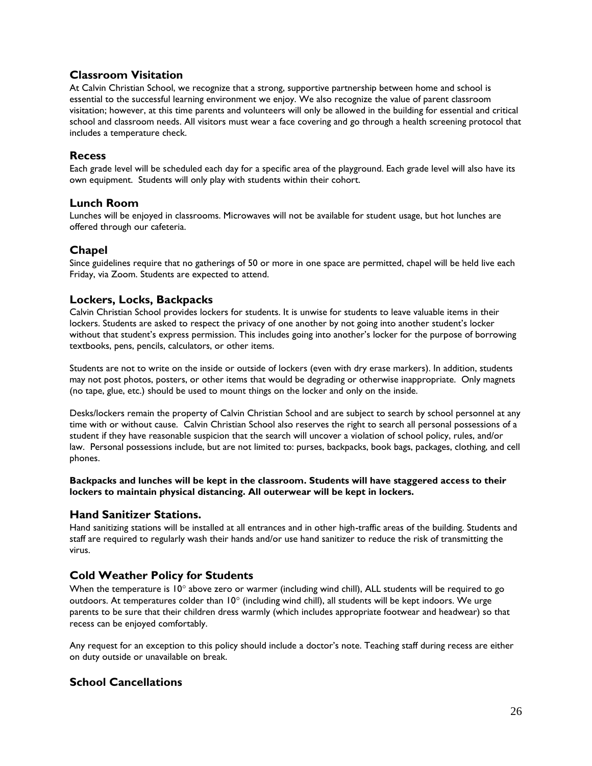## Classroom Visitation

At Calvin Christian School, we recognize that a strong, supportive partnership between home and school is essential to the successful learning environment we enjoy. We also recognize the value of parent classroom visitation; however, at this time parents and volunteers will only be allowed in the building for essential and critical school and classroom needs. All visitors must wear a face covering and go through a health screening protocol that includes a temperature check.

## Recess

Each grade level will be scheduled each day for a specific area of the playground. Each grade level will also have its own equipment. Students will only play with students within their cohort.

## Lunch Room

Lunches will be enjoyed in classrooms. Microwaves will not be available for student usage, but hot lunches are offered through our cafeteria.

## Chapel

Since guidelines require that no gatherings of 50 or more in one space are permitted, chapel will be held live each Friday, via Zoom. Students are expected to attend.

## Lockers, Locks, Backpacks

Calvin Christian School provides lockers for students. It is unwise for students to leave valuable items in their lockers. Students are asked to respect the privacy of one another by not going into another student's locker without that student's express permission. This includes going into another's locker for the purpose of borrowing textbooks, pens, pencils, calculators, or other items.

Students are not to write on the inside or outside of lockers (even with dry erase markers). In addition, students may not post photos, posters, or other items that would be degrading or otherwise inappropriate. Only magnets (no tape, glue, etc.) should be used to mount things on the locker and only on the inside.

Desks/lockers remain the property of Calvin Christian School and are subject to search by school personnel at any time with or without cause. Calvin Christian School also reserves the right to search all personal possessions of a student if they have reasonable suspicion that the search will uncover a violation of school policy, rules, and/or law. Personal possessions include, but are not limited to: purses, backpacks, book bags, packages, clothing, and cell phones.

**Backpacks and lunches will be kept in the classroom. Students will have staggered access to their lockers to maintain physical distancing. All outerwear will be kept in lockers.**

## Hand Sanitizer Stations.

Hand sanitizing stations will be installed at all entrances and in other high-traffic areas of the building. Students and staff are required to regularly wash their hands and/or use hand sanitizer to reduce the risk of transmitting the virus.

## Cold Weather Policy for Students

When the temperature is 10° above zero or warmer (including wind chill), ALL students will be required to go outdoors. At temperatures colder than 10° (including wind chill), all students will be kept indoors. We urge parents to be sure that their children dress warmly (which includes appropriate footwear and headwear) so that recess can be enjoyed comfortably.

Any request for an exception to this policy should include a doctor's note. Teaching staff during recess are either on duty outside or unavailable on break.

## School Cancellations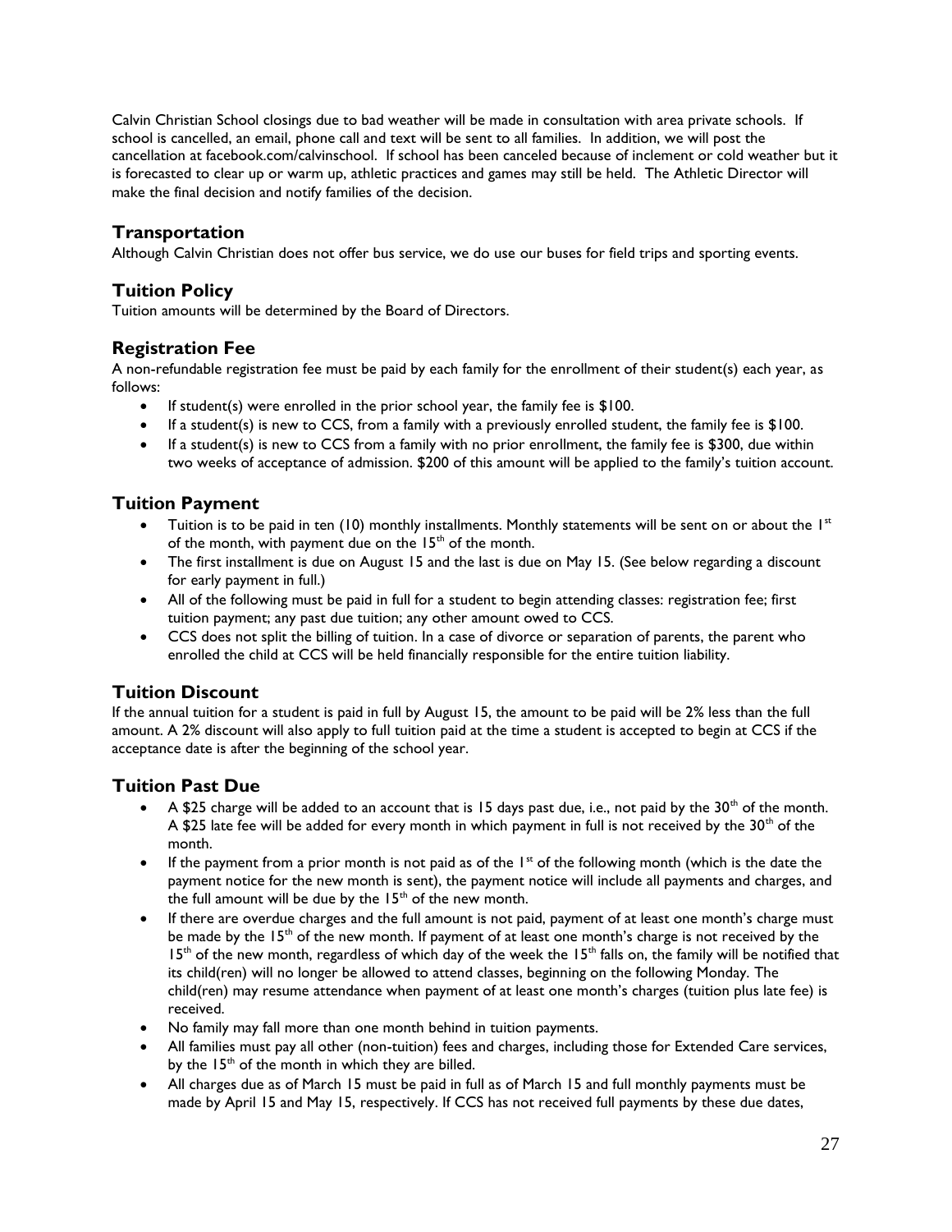Calvin Christian School closings due to bad weather will be made in consultation with area private schools. If school is cancelled, an email, phone call and text will be sent to all families. In addition, we will post the cancellation at facebook.com/calvinschool. If school has been canceled because of inclement or cold weather but it is forecasted to clear up or warm up, athletic practices and games may still be held. The Athletic Director will make the final decision and notify families of the decision.

## Transportation

Although Calvin Christian does not offer bus service, we do use our buses for field trips and sporting events.

## Tuition Policy

Tuition amounts will be determined by the Board of Directors.

## Registration Fee

A non-refundable registration fee must be paid by each family for the enrollment of their student(s) each year, as follows:

- If student(s) were enrolled in the prior school year, the family fee is $100.
- If a student(s) is new to CCS, from a family with a previously enrolled student, the family fee is $100.
- If a student(s) is new to CCS from a family with no prior enrollment, the family fee is $300, due within two weeks of acceptance of admission. $200 of this amount will be applied to the family's tuition account.

## Tuition Payment

- Tuition is to be paid in ten (10) monthly installments. Monthly statements will be sent on or about the 1st of the month, with payment due on the 15th of the month.
- The first installment is due on August 15 and the last is due on May 15. (See below regarding a discount for early payment in full.)
- All of the following must be paid in full for a student to begin attending classes: registration fee; first tuition payment; any past due tuition; any other amount owed to CCS.
- CCS does not split the billing of tuition. In a case of divorce or separation of parents, the parent who enrolled the child at CCS will be held financially responsible for the entire tuition liability.

## Tuition Discount

If the annual tuition for a student is paid in full by August 15, the amount to be paid will be 2% less than the full amount. A 2% discount will also apply to full tuition paid at the time a student is accepted to begin at CCS if the acceptance date is after the beginning of the school year.

## Tuition Past Due

- A $25 charge will be added to an account that is 15 days past due, i.e., not paid by the 30th of the month. A $25 late fee will be added for every month in which payment in full is not received by the 30th of the month.
- If the payment from a prior month is not paid as of the 1st of the following month (which is the date the payment notice for the new month is sent), the payment notice will include all payments and charges, and the full amount will be due by the 15th of the new month.
- If there are overdue charges and the full amount is not paid, payment of at least one month's charge must be made by the 15th of the new month. If payment of at least one month's charge is not received by the 15th of the new month, regardless of which day of the week the 15th falls on, the family will be notified that its child(ren) will no longer be allowed to attend classes, beginning on the following Monday. The child(ren) may resume attendance when payment of at least one month's charges (tuition plus late fee) is received.
- No family may fall more than one month behind in tuition payments.
- All families must pay all other (non-tuition) fees and charges, including those for Extended Care services, by the 15th of the month in which they are billed.
- All charges due as of March 15 must be paid in full as of March 15 and full monthly payments must be made by April 15 and May 15, respectively. If CCS has not received full payments by these due dates,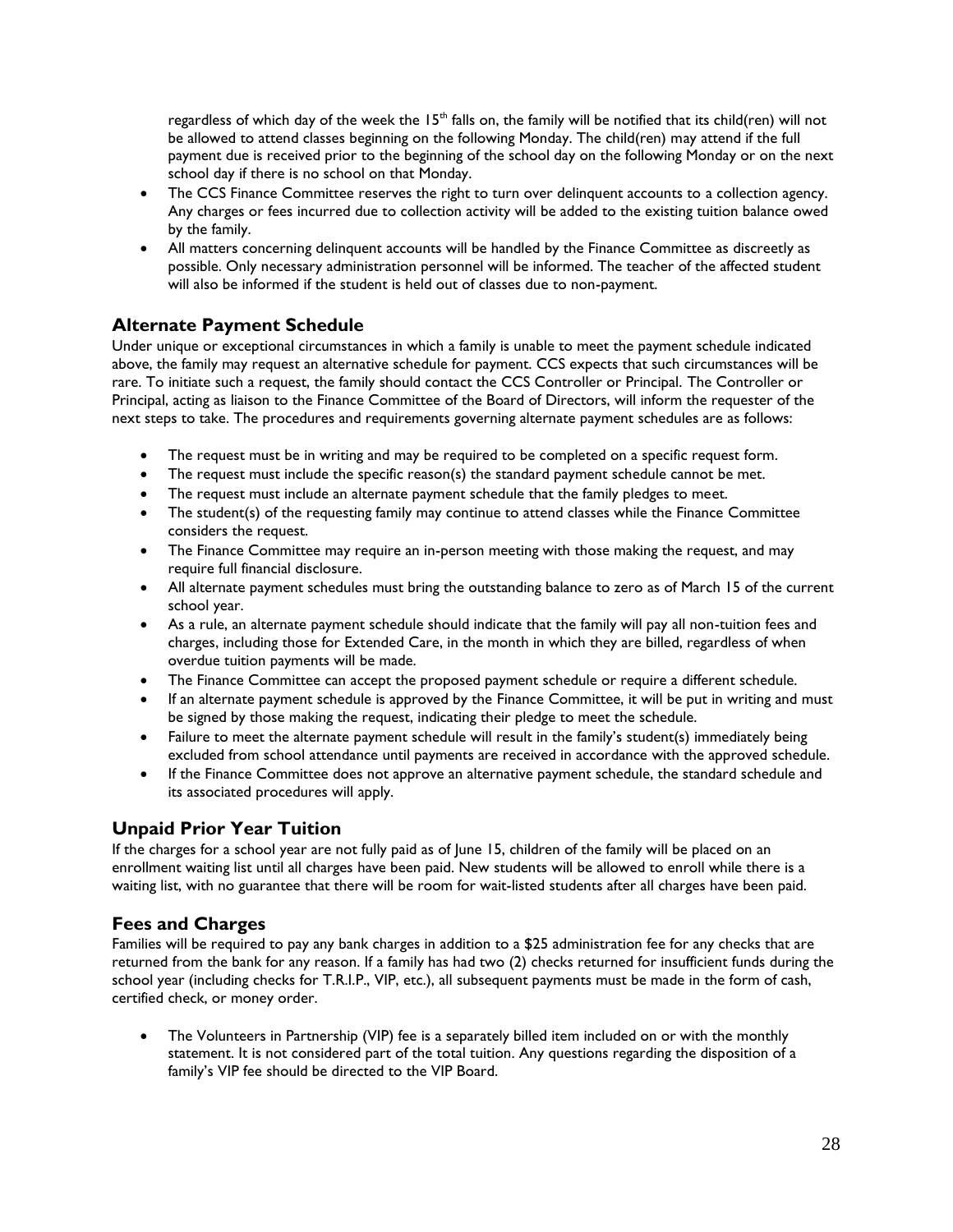regardless of which day of the week the 15th falls on, the family will be notified that its child(ren) will not be allowed to attend classes beginning on the following Monday. The child(ren) may attend if the full payment due is received prior to the beginning of the school day on the following Monday or on the next school day if there is no school on that Monday.

- The CCS Finance Committee reserves the right to turn over delinquent accounts to a collection agency. Any charges or fees incurred due to collection activity will be added to the existing tuition balance owed by the family.
- All matters concerning delinquent accounts will be handled by the Finance Committee as discreetly as possible. Only necessary administration personnel will be informed. The teacher of the affected student will also be informed if the student is held out of classes due to non-payment.

## Alternate Payment Schedule

Under unique or exceptional circumstances in which a family is unable to meet the payment schedule indicated above, the family may request an alternative schedule for payment. CCS expects that such circumstances will be rare. To initiate such a request, the family should contact the CCS Controller or Principal. The Controller or Principal, acting as liaison to the Finance Committee of the Board of Directors, will inform the requester of the next steps to take. The procedures and requirements governing alternate payment schedules are as follows:

- The request must be in writing and may be required to be completed on a specific request form.
- The request must include the specific reason(s) the standard payment schedule cannot be met.
- The request must include an alternate payment schedule that the family pledges to meet.
- The student(s) of the requesting family may continue to attend classes while the Finance Committee considers the request.
- The Finance Committee may require an in-person meeting with those making the request, and may require full financial disclosure.
- All alternate payment schedules must bring the outstanding balance to zero as of March 15 of the current school year.
- As a rule, an alternate payment schedule should indicate that the family will pay all non-tuition fees and charges, including those for Extended Care, in the month in which they are billed, regardless of when overdue tuition payments will be made.
- The Finance Committee can accept the proposed payment schedule or require a different schedule.
- If an alternate payment schedule is approved by the Finance Committee, it will be put in writing and must be signed by those making the request, indicating their pledge to meet the schedule.
- Failure to meet the alternate payment schedule will result in the family's student(s) immediately being excluded from school attendance until payments are received in accordance with the approved schedule.
- If the Finance Committee does not approve an alternative payment schedule, the standard schedule and its associated procedures will apply.

## Unpaid Prior Year Tuition

If the charges for a school year are not fully paid as of June 15, children of the family will be placed on an enrollment waiting list until all charges have been paid. New students will be allowed to enroll while there is a waiting list, with no guarantee that there will be room for wait-listed students after all charges have been paid.

## Fees and Charges

Families will be required to pay any bank charges in addition to a $25 administration fee for any checks that are returned from the bank for any reason. If a family has had two (2) checks returned for insufficient funds during the school year (including checks for T.R.I.P., VIP, etc.), all subsequent payments must be made in the form of cash, certified check, or money order.

- The Volunteers in Partnership (VIP) fee is a separately billed item included on or with the monthly statement. It is not considered part of the total tuition. Any questions regarding the disposition of a family's VIP fee should be directed to the VIP Board.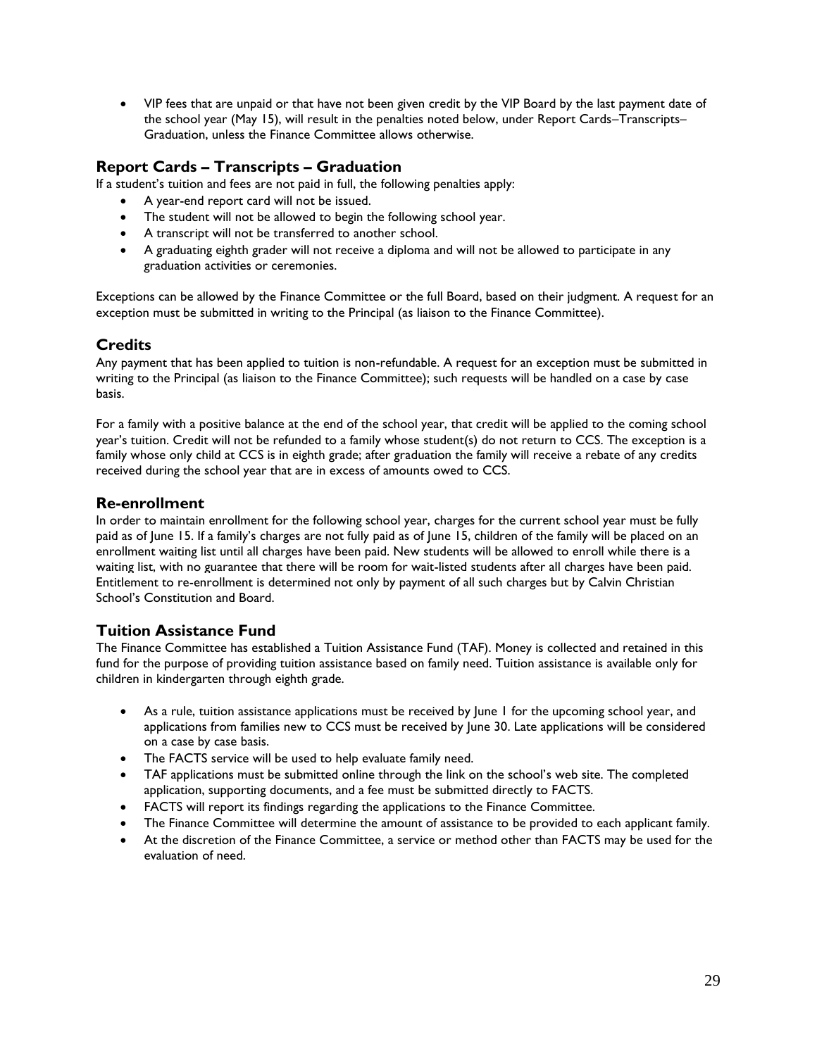- VIP fees that are unpaid or that have not been given credit by the VIP Board by the last payment date of the school year (May 15), will result in the penalties noted below, under Report Cards–Transcripts–Graduation, unless the Finance Committee allows otherwise.

## Report Cards – Transcripts – Graduation

If a student's tuition and fees are not paid in full, the following penalties apply:

- A year-end report card will not be issued.
- The student will not be allowed to begin the following school year.
- A transcript will not be transferred to another school.
- A graduating eighth grader will not receive a diploma and will not be allowed to participate in any graduation activities or ceremonies.

Exceptions can be allowed by the Finance Committee or the full Board, based on their judgment. A request for an exception must be submitted in writing to the Principal (as liaison to the Finance Committee).

## Credits

Any payment that has been applied to tuition is non-refundable. A request for an exception must be submitted in writing to the Principal (as liaison to the Finance Committee); such requests will be handled on a case by case basis.

For a family with a positive balance at the end of the school year, that credit will be applied to the coming school year's tuition. Credit will not be refunded to a family whose student(s) do not return to CCS. The exception is a family whose only child at CCS is in eighth grade; after graduation the family will receive a rebate of any credits received during the school year that are in excess of amounts owed to CCS.

## Re-enrollment

In order to maintain enrollment for the following school year, charges for the current school year must be fully paid as of June 15. If a family's charges are not fully paid as of June 15, children of the family will be placed on an enrollment waiting list until all charges have been paid. New students will be allowed to enroll while there is a waiting list, with no guarantee that there will be room for wait-listed students after all charges have been paid. Entitlement to re-enrollment is determined not only by payment of all such charges but by Calvin Christian School's Constitution and Board.

## Tuition Assistance Fund

The Finance Committee has established a Tuition Assistance Fund (TAF). Money is collected and retained in this fund for the purpose of providing tuition assistance based on family need. Tuition assistance is available only for children in kindergarten through eighth grade.

- As a rule, tuition assistance applications must be received by June 1 for the upcoming school year, and applications from families new to CCS must be received by June 30. Late applications will be considered on a case by case basis.
- The FACTS service will be used to help evaluate family need.
- TAF applications must be submitted online through the link on the school's web site. The completed application, supporting documents, and a fee must be submitted directly to FACTS.
- FACTS will report its findings regarding the applications to the Finance Committee.
- The Finance Committee will determine the amount of assistance to be provided to each applicant family.
- At the discretion of the Finance Committee, a service or method other than FACTS may be used for the evaluation of need.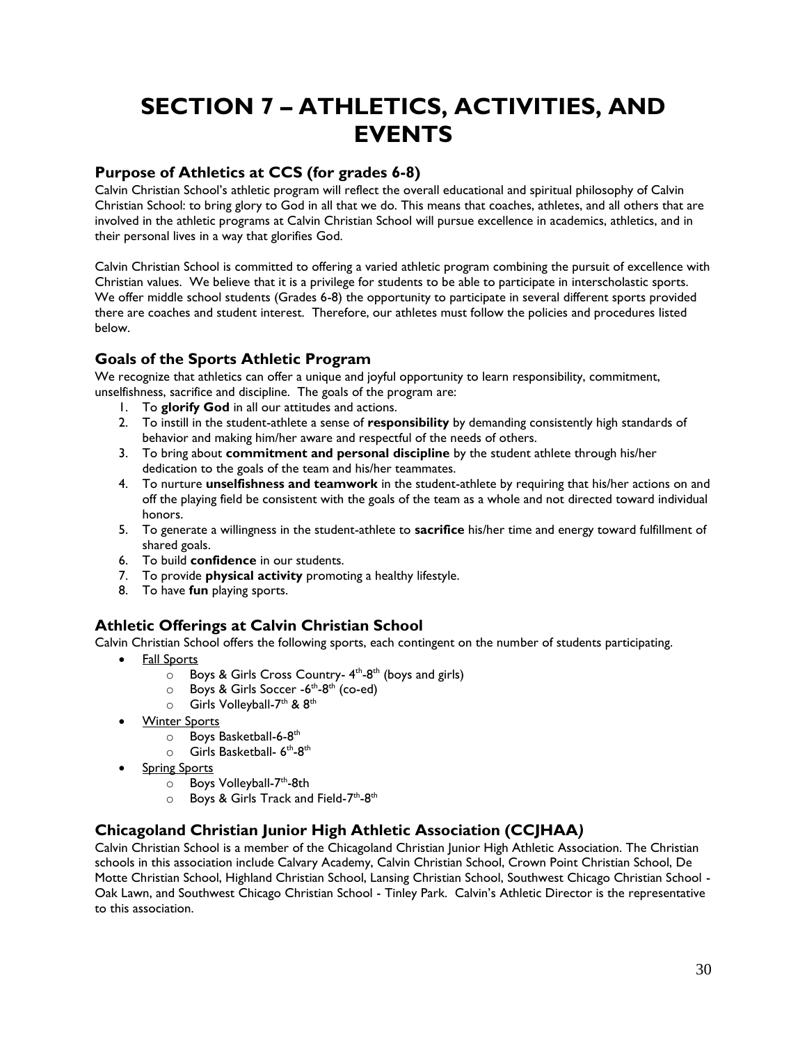# SECTION 7 – ATHLETICS, ACTIVITIES, AND EVENTS

## Purpose of Athletics at CCS (for grades 6-8)

Calvin Christian School's athletic program will reflect the overall educational and spiritual philosophy of Calvin Christian School: to bring glory to God in all that we do. This means that coaches, athletes, and all others that are involved in the athletic programs at Calvin Christian School will pursue excellence in academics, athletics, and in their personal lives in a way that glorifies God.

Calvin Christian School is committed to offering a varied athletic program combining the pursuit of excellence with Christian values. We believe that it is a privilege for students to be able to participate in interscholastic sports. We offer middle school students (Grades 6-8) the opportunity to participate in several different sports provided there are coaches and student interest. Therefore, our athletes must follow the policies and procedures listed below.

## Goals of the Sports Athletic Program

We recognize that athletics can offer a unique and joyful opportunity to learn responsibility, commitment, unselfishness, sacrifice and discipline. The goals of the program are:

1. To **glorify God** in all our attitudes and actions.
2. To instill in the student-athlete a sense of **responsibility** by demanding consistently high standards of behavior and making him/her aware and respectful of the needs of others.
3. To bring about **commitment and personal discipline** by the student athlete through his/her dedication to the goals of the team and his/her teammates.
4. To nurture **unselfishness and teamwork** in the student-athlete by requiring that his/her actions on and off the playing field be consistent with the goals of the team as a whole and not directed toward individual honors.
5. To generate a willingness in the student-athlete to **sacrifice** his/her time and energy toward fulfillment of shared goals.
6. To build **confidence** in our students.
7. To provide **physical activity** promoting a healthy lifestyle.
8. To have **fun** playing sports.

## Athletic Offerings at Calvin Christian School

Calvin Christian School offers the following sports, each contingent on the number of students participating.

- <u>Fall Sports</u>
  - Boys & Girls Cross Country- 4th-8th (boys and girls)
  - Boys & Girls Soccer -6th-8th (co-ed)
  - Girls Volleyball-7th & 8th
- <u>Winter Sports</u>
  - Boys Basketball-6-8th
  - Girls Basketball- 6th-8th
- <u>Spring Sports</u>
  - Boys Volleyball-7th-8th
  - Boys & Girls Track and Field-7th-8th

## Chicagoland Christian Junior High Athletic Association (CCJHAA)

Calvin Christian School is a member of the Chicagoland Christian Junior High Athletic Association. The Christian schools in this association include Calvary Academy, Calvin Christian School, Crown Point Christian School, De Motte Christian School, Highland Christian School, Lansing Christian School, Southwest Chicago Christian School - Oak Lawn, and Southwest Chicago Christian School - Tinley Park. Calvin's Athletic Director is the representative to this association.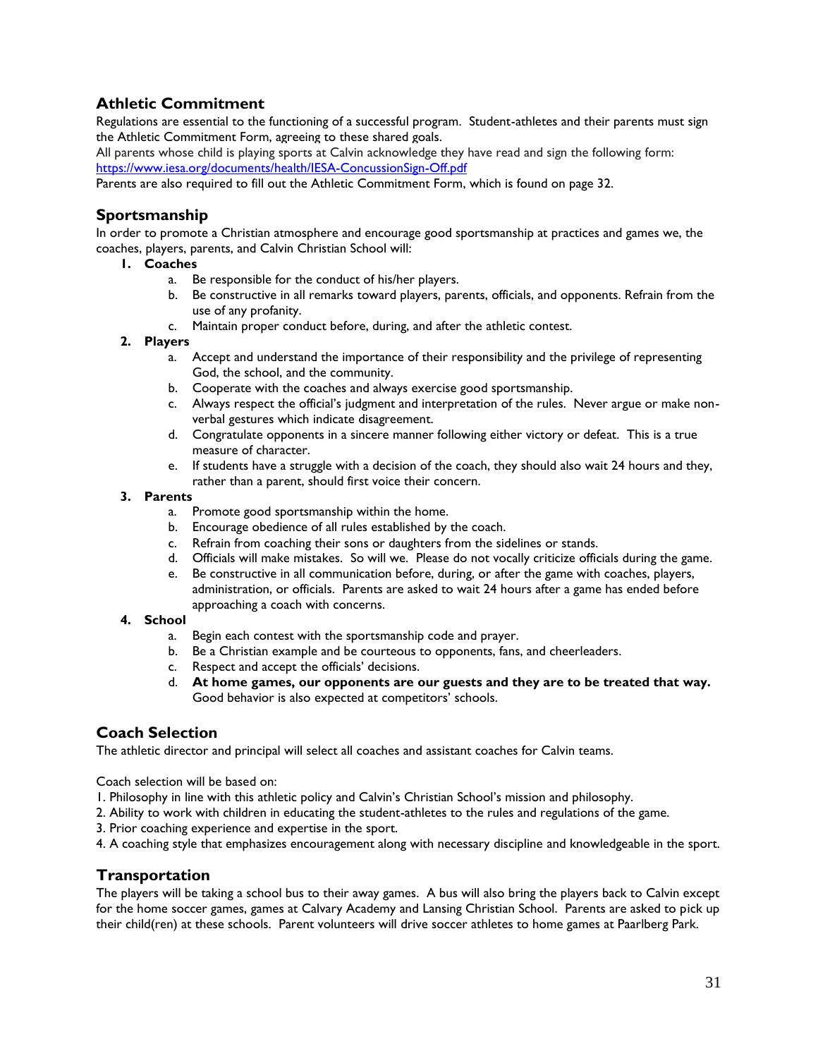## Athletic Commitment

Regulations are essential to the functioning of a successful program. Student-athletes and their parents must sign the Athletic Commitment Form, agreeing to these shared goals.

All parents whose child is playing sports at Calvin acknowledge they have read and sign the following form: https://www.iesa.org/documents/health/IESA-ConcussionSign-Off.pdf

Parents are also required to fill out the Athletic Commitment Form, which is found on page 32.

## Sportsmanship

In order to promote a Christian atmosphere and encourage good sportsmanship at practices and games we, the coaches, players, parents, and Calvin Christian School will:

1. **Coaches**
   a. Be responsible for the conduct of his/her players.
   b. Be constructive in all remarks toward players, parents, officials, and opponents. Refrain from the use of any profanity.
   c. Maintain proper conduct before, during, and after the athletic contest.
2. **Players**
   a. Accept and understand the importance of their responsibility and the privilege of representing God, the school, and the community.
   b. Cooperate with the coaches and always exercise good sportsmanship.
   c. Always respect the official's judgment and interpretation of the rules. Never argue or make non-verbal gestures which indicate disagreement.
   d. Congratulate opponents in a sincere manner following either victory or defeat. This is a true measure of character.
   e. If students have a struggle with a decision of the coach, they should also wait 24 hours and they, rather than a parent, should first voice their concern.
3. **Parents**
   a. Promote good sportsmanship within the home.
   b. Encourage obedience of all rules established by the coach.
   c. Refrain from coaching their sons or daughters from the sidelines or stands.
   d. Officials will make mistakes. So will we. Please do not vocally criticize officials during the game.
   e. Be constructive in all communication before, during, or after the game with coaches, players, administration, or officials. Parents are asked to wait 24 hours after a game has ended before approaching a coach with concerns.
4. **School**
   a. Begin each contest with the sportsmanship code and prayer.
   b. Be a Christian example and be courteous to opponents, fans, and cheerleaders.
   c. Respect and accept the officials' decisions.
   d. **At home games, our opponents are our guests and they are to be treated that way.** Good behavior is also expected at competitors' schools.

## Coach Selection

The athletic director and principal will select all coaches and assistant coaches for Calvin teams.

Coach selection will be based on:

1. Philosophy in line with this athletic policy and Calvin's Christian School's mission and philosophy.
2. Ability to work with children in educating the student-athletes to the rules and regulations of the game.
3. Prior coaching experience and expertise in the sport.
4. A coaching style that emphasizes encouragement along with necessary discipline and knowledgeable in the sport.

## Transportation

The players will be taking a school bus to their away games. A bus will also bring the players back to Calvin except for the home soccer games, games at Calvary Academy and Lansing Christian School. Parents are asked to pick up their child(ren) at these schools. Parent volunteers will drive soccer athletes to home games at Paarlberg Park.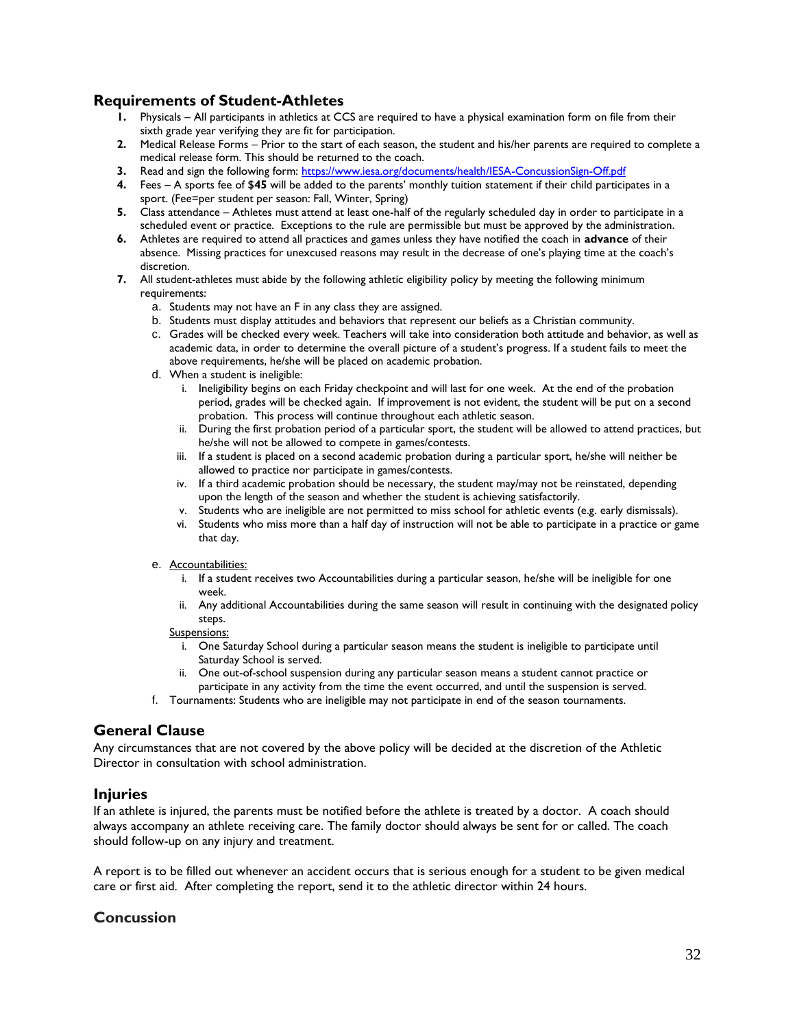## Requirements of Student-Athletes

1. Physicals – All participants in athletics at CCS are required to have a physical examination form on file from their sixth grade year verifying they are fit for participation.
2. Medical Release Forms – Prior to the start of each season, the student and his/her parents are required to complete a medical release form. This should be returned to the coach.
3. Read and sign the following form: https://www.iesa.org/documents/health/IESA-ConcussionSign-Off.pdf
4. Fees – A sports fee of $**45** will be added to the parents' monthly tuition statement if their child participates in a sport. (Fee=per student per season: Fall, Winter, Spring)
5. Class attendance – Athletes must attend at least one-half of the regularly scheduled day in order to participate in a scheduled event or practice. Exceptions to the rule are permissible but must be approved by the administration.
6. Athletes are required to attend all practices and games unless they have notified the coach in **advance** of their absence. Missing practices for unexcused reasons may result in the decrease of one's playing time at the coach's discretion.
7. All student-athletes must abide by the following athletic eligibility policy by meeting the following minimum requirements:
   a. Students may not have an F in any class they are assigned.
   b. Students must display attitudes and behaviors that represent our beliefs as a Christian community.
   c. Grades will be checked every week. Teachers will take into consideration both attitude and behavior, as well as academic data, in order to determine the overall picture of a student's progress. If a student fails to meet the above requirements, he/she will be placed on academic probation.
   d. When a student is ineligible:
      i. Ineligibility begins on each Friday checkpoint and will last for one week. At the end of the probation period, grades will be checked again. If improvement is not evident, the student will be put on a second probation. This process will continue throughout each athletic season.
      ii. During the first probation period of a particular sport, the student will be allowed to attend practices, but he/she will not be allowed to compete in games/contests.
      iii. If a student is placed on a second academic probation during a particular sport, he/she will neither be allowed to practice nor participate in games/contests.
      iv. If a third academic probation should be necessary, the student may/may not be reinstated, depending upon the length of the season and whether the student is achieving satisfactorily.
      v. Students who are ineligible are not permitted to miss school for athletic events (e.g. early dismissals).
      vi. Students who miss more than a half day of instruction will not be able to participate in a practice or game that day.
   e. Accountabilities:
      i. If a student receives two Accountabilities during a particular season, he/she will be ineligible for one week.
      ii. Any additional Accountabilities during the same season will result in continuing with the designated policy steps.

      Suspensions:
      i. One Saturday School during a particular season means the student is ineligible to participate until Saturday School is served.
      ii. One out-of-school suspension during any particular season means a student cannot practice or participate in any activity from the time the event occurred, and until the suspension is served.
   f. Tournaments: Students who are ineligible may not participate in end of the season tournaments.

## General Clause

Any circumstances that are not covered by the above policy will be decided at the discretion of the Athletic Director in consultation with school administration.

## Injuries

If an athlete is injured, the parents must be notified before the athlete is treated by a doctor. A coach should always accompany an athlete receiving care. The family doctor should always be sent for or called. The coach should follow-up on any injury and treatment.

A report is to be filled out whenever an accident occurs that is serious enough for a student to be given medical care or first aid. After completing the report, send it to the athletic director within 24 hours.

## Concussion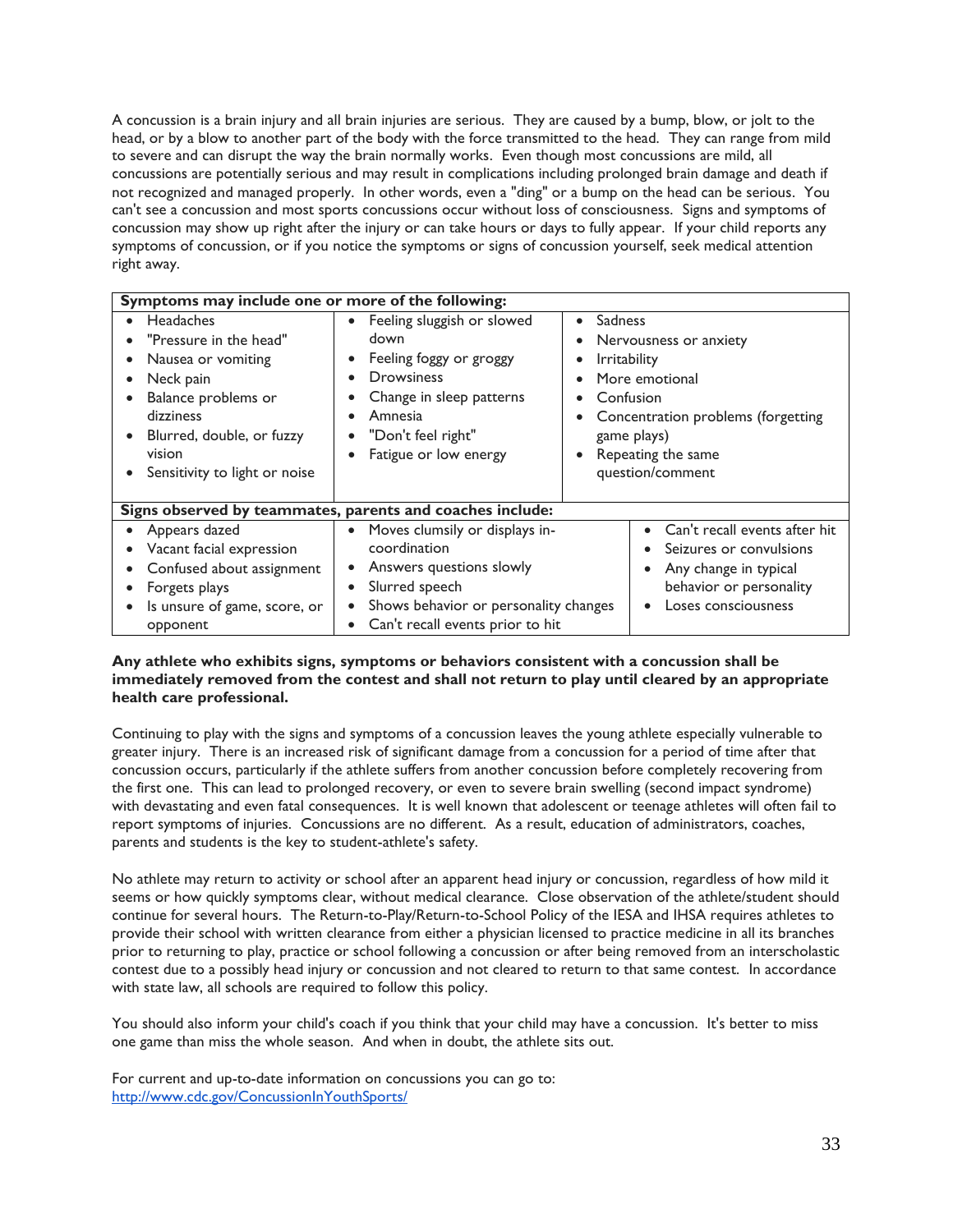A concussion is a brain injury and all brain injuries are serious. They are caused by a bump, blow, or jolt to the head, or by a blow to another part of the body with the force transmitted to the head. They can range from mild to severe and can disrupt the way the brain normally works. Even though most concussions are mild, all concussions are potentially serious and may result in complications including prolonged brain damage and death if not recognized and managed properly. In other words, even a "ding" or a bump on the head can be serious. You can't see a concussion and most sports concussions occur without loss of consciousness. Signs and symptoms of concussion may show up right after the injury or can take hours or days to fully appear. If your child reports any symptoms of concussion, or if you notice the symptoms or signs of concussion yourself, seek medical attention right away.

| **Symptoms may include one or more of the following:** | | |
|---|---|---|
| • Headaches<br>• "Pressure in the head"<br>• Nausea or vomiting<br>• Neck pain<br>• Balance problems or dizziness<br>• Blurred, double, or fuzzy vision<br>• Sensitivity to light or noise | • Feeling sluggish or slowed down<br>• Feeling foggy or groggy<br>• Drowsiness<br>• Change in sleep patterns<br>• Amnesia<br>• "Don't feel right"<br>• Fatigue or low energy | • Sadness<br>• Nervousness or anxiety<br>• Irritability<br>• More emotional<br>• Confusion<br>• Concentration problems (forgetting game plays)<br>• Repeating the same question/comment |

| **Signs observed by teammates, parents and coaches include:** | | |
|---|---|---|
| • Appears dazed<br>• Vacant facial expression<br>• Confused about assignment<br>• Forgets plays<br>• Is unsure of game, score, or opponent | • Moves clumsily or displays in-coordination<br>• Answers questions slowly<br>• Slurred speech<br>• Shows behavior or personality changes<br>• Can't recall events prior to hit | • Can't recall events after hit<br>• Seizures or convulsions<br>• Any change in typical behavior or personality<br>• Loses consciousness |

**Any athlete who exhibits signs, symptoms or behaviors consistent with a concussion shall be immediately removed from the contest and shall not return to play until cleared by an appropriate health care professional.**

Continuing to play with the signs and symptoms of a concussion leaves the young athlete especially vulnerable to greater injury. There is an increased risk of significant damage from a concussion for a period of time after that concussion occurs, particularly if the athlete suffers from another concussion before completely recovering from the first one. This can lead to prolonged recovery, or even to severe brain swelling (second impact syndrome) with devastating and even fatal consequences. It is well known that adolescent or teenage athletes will often fail to report symptoms of injuries. Concussions are no different. As a result, education of administrators, coaches, parents and students is the key to student-athlete's safety.

No athlete may return to activity or school after an apparent head injury or concussion, regardless of how mild it seems or how quickly symptoms clear, without medical clearance. Close observation of the athlete/student should continue for several hours. The Return-to-Play/Return-to-School Policy of the IESA and IHSA requires athletes to provide their school with written clearance from either a physician licensed to practice medicine in all its branches prior to returning to play, practice or school following a concussion or after being removed from an interscholastic contest due to a possibly head injury or concussion and not cleared to return to that same contest. In accordance with state law, all schools are required to follow this policy.

You should also inform your child's coach if you think that your child may have a concussion. It's better to miss one game than miss the whole season. And when in doubt, the athlete sits out.

For current and up-to-date information on concussions you can go to:
[http://www.cdc.gov/ConcussionInYouthSports/](http://www.cdc.gov/ConcussionInYouthSports/)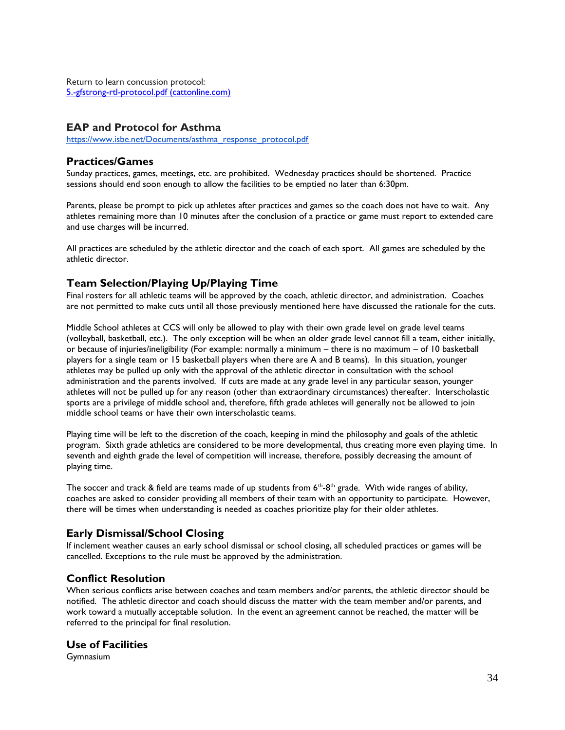Return to learn concussion protocol:
[5.-gfstrong-rtl-protocol.pdf (cattonline.com)](5.-gfstrong-rtl-protocol.pdf)

## EAP and Protocol for Asthma

[https://www.isbe.net/Documents/asthma_response_protocol.pdf](https://www.isbe.net/Documents/asthma_response_protocol.pdf)

## Practices/Games

Sunday practices, games, meetings, etc. are prohibited. Wednesday practices should be shortened. Practice sessions should end soon enough to allow the facilities to be emptied no later than 6:30pm.

Parents, please be prompt to pick up athletes after practices and games so the coach does not have to wait. Any athletes remaining more than 10 minutes after the conclusion of a practice or game must report to extended care and use charges will be incurred.

All practices are scheduled by the athletic director and the coach of each sport. All games are scheduled by the athletic director.

## Team Selection/Playing Up/Playing Time

Final rosters for all athletic teams will be approved by the coach, athletic director, and administration. Coaches are not permitted to make cuts until all those previously mentioned here have discussed the rationale for the cuts.

Middle School athletes at CCS will only be allowed to play with their own grade level on grade level teams (volleyball, basketball, etc.). The only exception will be when an older grade level cannot fill a team, either initially, or because of injuries/ineligibility (For example: normally a minimum – there is no maximum – of 10 basketball players for a single team or 15 basketball players when there are A and B teams). In this situation, younger athletes may be pulled up only with the approval of the athletic director in consultation with the school administration and the parents involved. If cuts are made at any grade level in any particular season, younger athletes will not be pulled up for any reason (other than extraordinary circumstances) thereafter. Interscholastic sports are a privilege of middle school and, therefore, fifth grade athletes will generally not be allowed to join middle school teams or have their own interscholastic teams.

Playing time will be left to the discretion of the coach, keeping in mind the philosophy and goals of the athletic program. Sixth grade athletics are considered to be more developmental, thus creating more even playing time. In seventh and eighth grade the level of competition will increase, therefore, possibly decreasing the amount of playing time.

The soccer and track & field are teams made of up students from 6th-8th grade. With wide ranges of ability, coaches are asked to consider providing all members of their team with an opportunity to participate. However, there will be times when understanding is needed as coaches prioritize play for their older athletes.

## Early Dismissal/School Closing

If inclement weather causes an early school dismissal or school closing, all scheduled practices or games will be cancelled. Exceptions to the rule must be approved by the administration.

## Conflict Resolution

When serious conflicts arise between coaches and team members and/or parents, the athletic director should be notified. The athletic director and coach should discuss the matter with the team member and/or parents, and work toward a mutually acceptable solution. In the event an agreement cannot be reached, the matter will be referred to the principal for final resolution.

## Use of Facilities

Gymnasium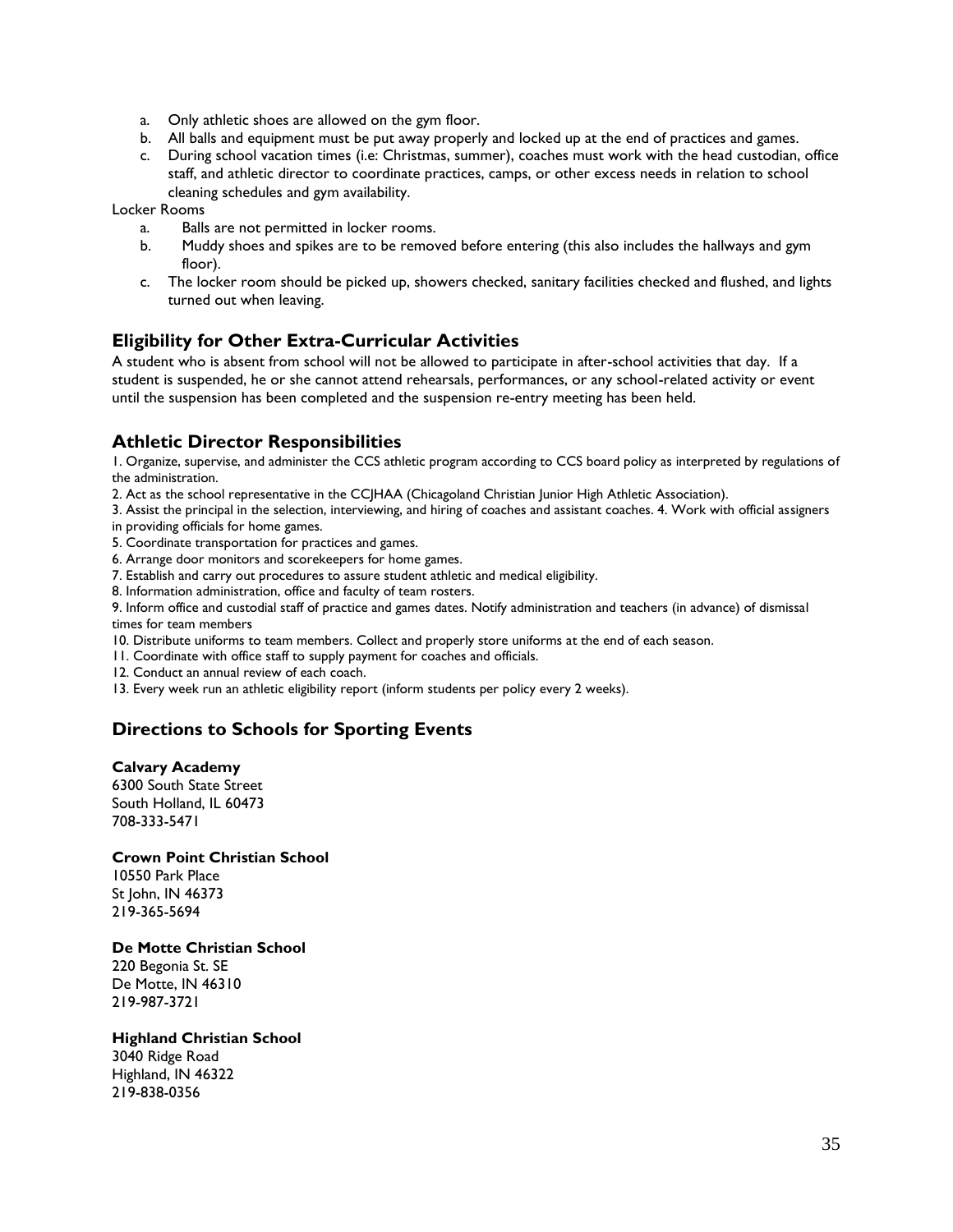a. Only athletic shoes are allowed on the gym floor.
b. All balls and equipment must be put away properly and locked up at the end of practices and games.
c. During school vacation times (i.e: Christmas, summer), coaches must work with the head custodian, office staff, and athletic director to coordinate practices, camps, or other excess needs in relation to school cleaning schedules and gym availability.

Locker Rooms

a. Balls are not permitted in locker rooms.
b. Muddy shoes and spikes are to be removed before entering (this also includes the hallways and gym floor).
c. The locker room should be picked up, showers checked, sanitary facilities checked and flushed, and lights turned out when leaving.

## Eligibility for Other Extra-Curricular Activities

A student who is absent from school will not be allowed to participate in after-school activities that day. If a student is suspended, he or she cannot attend rehearsals, performances, or any school-related activity or event until the suspension has been completed and the suspension re-entry meeting has been held.

## Athletic Director Responsibilities

1. Organize, supervise, and administer the CCS athletic program according to CCS board policy as interpreted by regulations of the administration.
2. Act as the school representative in the CCJHAA (Chicagoland Christian Junior High Athletic Association).
3. Assist the principal in the selection, interviewing, and hiring of coaches and assistant coaches. 4. Work with official assigners in providing officials for home games.
5. Coordinate transportation for practices and games.
6. Arrange door monitors and scorekeepers for home games.
7. Establish and carry out procedures to assure student athletic and medical eligibility.
8. Information administration, office and faculty of team rosters.
9. Inform office and custodial staff of practice and games dates. Notify administration and teachers (in advance) of dismissal times for team members
10. Distribute uniforms to team members. Collect and properly store uniforms at the end of each season.
11. Coordinate with office staff to supply payment for coaches and officials.
12. Conduct an annual review of each coach.
13. Every week run an athletic eligibility report (inform students per policy every 2 weeks).

## Directions to Schools for Sporting Events

**Calvary Academy**
6300 South State Street
South Holland, IL 60473
708-333-5471

**Crown Point Christian School**
10550 Park Place
St John, IN 46373
219-365-5694

**De Motte Christian School**
220 Begonia St. SE
De Motte, IN 46310
219-987-3721

**Highland Christian School**
3040 Ridge Road
Highland, IN 46322
219-838-0356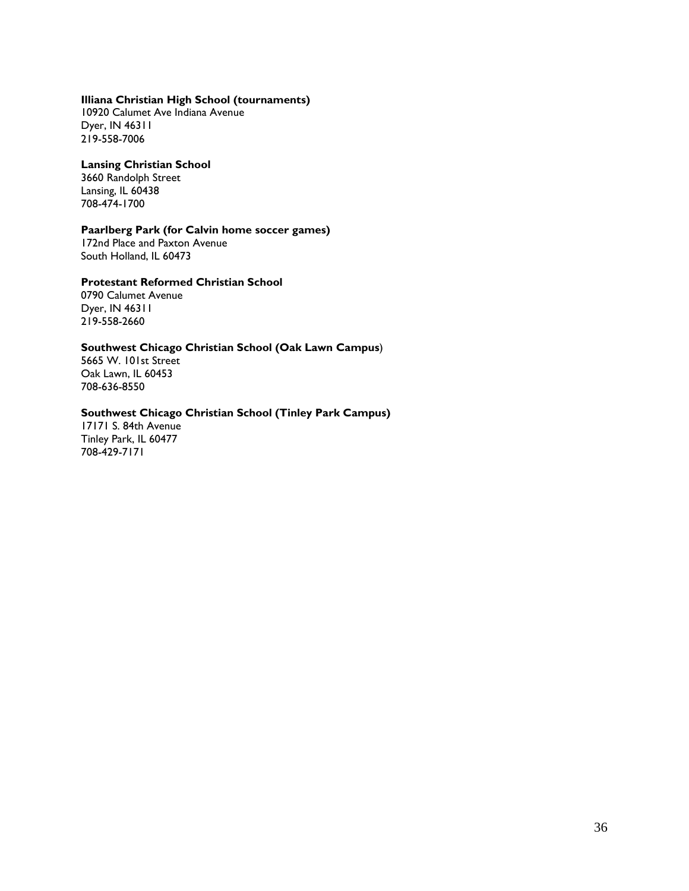**Illiana Christian High School (tournaments)**
10920 Calumet Ave Indiana Avenue
Dyer, IN 46311
219-558-7006

**Lansing Christian School**
3660 Randolph Street
Lansing, IL 60438
708-474-1700

**Paarlberg Park (for Calvin home soccer games)**
172nd Place and Paxton Avenue
South Holland, IL 60473

**Protestant Reformed Christian School**
0790 Calumet Avenue
Dyer, IN 46311
219-558-2660

**Southwest Chicago Christian School (Oak Lawn Campus**)
5665 W. 101st Street
Oak Lawn, IL 60453
708-636-8550

**Southwest Chicago Christian School (Tinley Park Campus)**
17171 S. 84th Avenue
Tinley Park, IL 60477
708-429-7171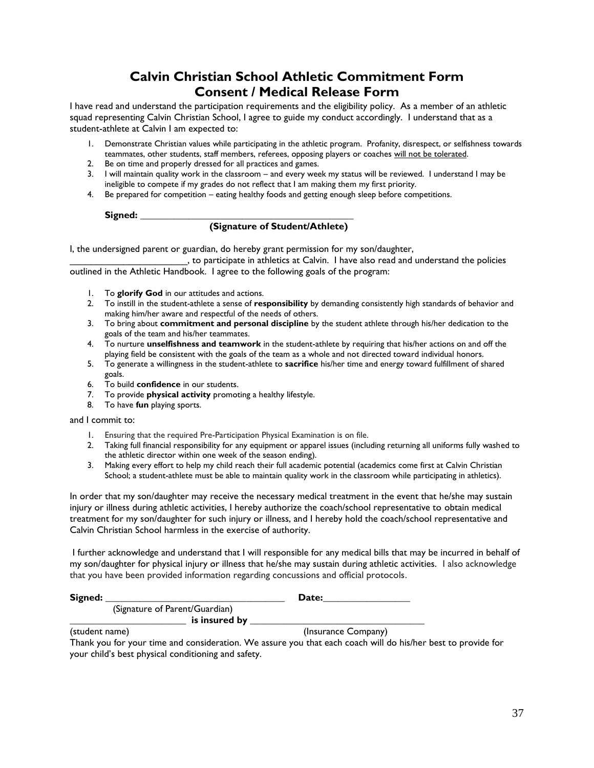# Calvin Christian School Athletic Commitment Form
# Consent / Medical Release Form

I have read and understand the participation requirements and the eligibility policy. As a member of an athletic squad representing Calvin Christian School, I agree to guide my conduct accordingly. I understand that as a student-athlete at Calvin I am expected to:

1. Demonstrate Christian values while participating in the athletic program. Profanity, disrespect, or selfishness towards teammates, other students, staff members, referees, opposing players or coaches <u>will not be tolerated</u>.
2. Be on time and properly dressed for all practices and games.
3. I will maintain quality work in the classroom – and every week my status will be reviewed. I understand I may be ineligible to compete if my grades do not reflect that I am making them my first priority.
4. Be prepared for competition – eating healthy foods and getting enough sleep before competitions.

**Signed:** ________________________________________

**(Signature of Student/Athlete)**

I, the undersigned parent or guardian, do hereby grant permission for my son/daughter, ______________________, to participate in athletics at Calvin. I have also read and understand the policies outlined in the Athletic Handbook. I agree to the following goals of the program:

1. To **glorify God** in our attitudes and actions.
2. To instill in the student-athlete a sense of **responsibility** by demanding consistently high standards of behavior and making him/her aware and respectful of the needs of others.
3. To bring about **commitment and personal discipline** by the student athlete through his/her dedication to the goals of the team and his/her teammates.
4. To nurture **unselfishness and teamwork** in the student-athlete by requiring that his/her actions on and off the playing field be consistent with the goals of the team as a whole and not directed toward individual honors.
5. To generate a willingness in the student-athlete to **sacrifice** his/her time and energy toward fulfillment of shared goals.
6. To build **confidence** in our students.
7. To provide **physical activity** promoting a healthy lifestyle.
8. To have **fun** playing sports.

and I commit to:

1. Ensuring that the required Pre-Participation Physical Examination is on file.
2. Taking full financial responsibility for any equipment or apparel issues (including returning all uniforms fully washed to the athletic director within one week of the season ending).
3. Making every effort to help my child reach their full academic potential (academics come first at Calvin Christian School; a student-athlete must be able to maintain quality work in the classroom while participating in athletics).

In order that my son/daughter may receive the necessary medical treatment in the event that he/she may sustain injury or illness during athletic activities, I hereby authorize the coach/school representative to obtain medical treatment for my son/daughter for such injury or illness, and I hereby hold the coach/school representative and Calvin Christian School harmless in the exercise of authority.

I further acknowledge and understand that I will responsible for any medical bills that may be incurred in behalf of my son/daughter for physical injury or illness that he/she may sustain during athletic activities. I also acknowledge that you have been provided information regarding concussions and official protocols.

**Signed:** ________________________________ **Date:**________________

(Signature of Parent/Guardian)

______________________ **is insured by** ________________________________

(student name) (Insurance Company)

Thank you for your time and consideration. We assure you that each coach will do his/her best to provide for your child's best physical conditioning and safety.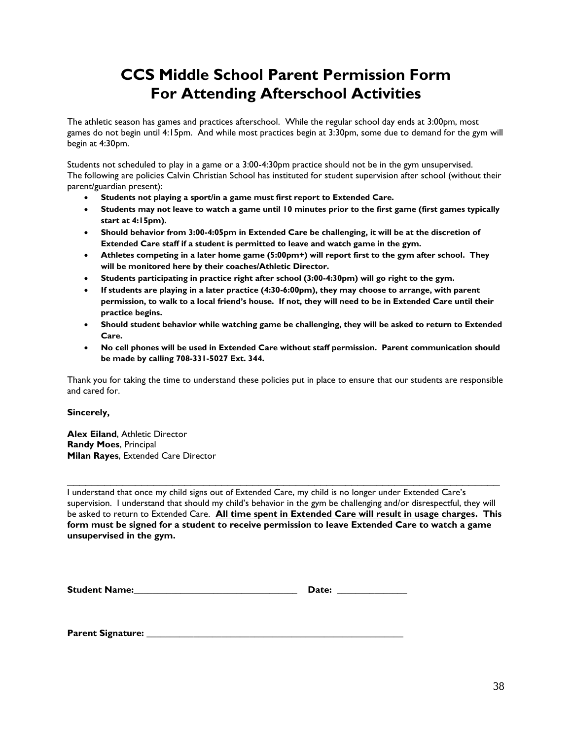# CCS Middle School Parent Permission Form For Attending Afterschool Activities

The athletic season has games and practices afterschool. While the regular school day ends at 3:00pm, most games do not begin until 4:15pm. And while most practices begin at 3:30pm, some due to demand for the gym will begin at 4:30pm.

Students not scheduled to play in a game or a 3:00-4:30pm practice should not be in the gym unsupervised. The following are policies Calvin Christian School has instituted for student supervision after school (without their parent/guardian present):

- **Students not playing a sport/in a game must first report to Extended Care.**
- **Students may not leave to watch a game until 10 minutes prior to the first game (first games typically start at 4:15pm).**
- **Should behavior from 3:00-4:05pm in Extended Care be challenging, it will be at the discretion of Extended Care staff if a student is permitted to leave and watch game in the gym.**
- **Athletes competing in a later home game (5:00pm+) will report first to the gym after school. They will be monitored here by their coaches/Athletic Director.**
- **Students participating in practice right after school (3:00-4:30pm) will go right to the gym.**
- **If students are playing in a later practice (4:30-6:00pm), they may choose to arrange, with parent permission, to walk to a local friend's house. If not, they will need to be in Extended Care until their practice begins.**
- **Should student behavior while watching game be challenging, they will be asked to return to Extended Care.**
- **No cell phones will be used in Extended Care without staff permission. Parent communication should be made by calling 708-331-5027 Ext. 344.**

Thank you for taking the time to understand these policies put in place to ensure that our students are responsible and cared for.

**Sincerely,**

**Alex Eiland**, Athletic Director
**Randy Moes**, Principal
**Milan Rayes**, Extended Care Director

---

I understand that once my child signs out of Extended Care, my child is no longer under Extended Care's supervision. I understand that should my child's behavior in the gym be challenging and/or disrespectful, they will be asked to return to Extended Care. **<u>All time spent in Extended Care will result in usage charges</u>. This form must be signed for a student to receive permission to leave Extended Care to watch a game unsupervised in the gym.**

**Student Name:**_______________________________ **Date:** _____________

**Parent Signature:** __________________________________________________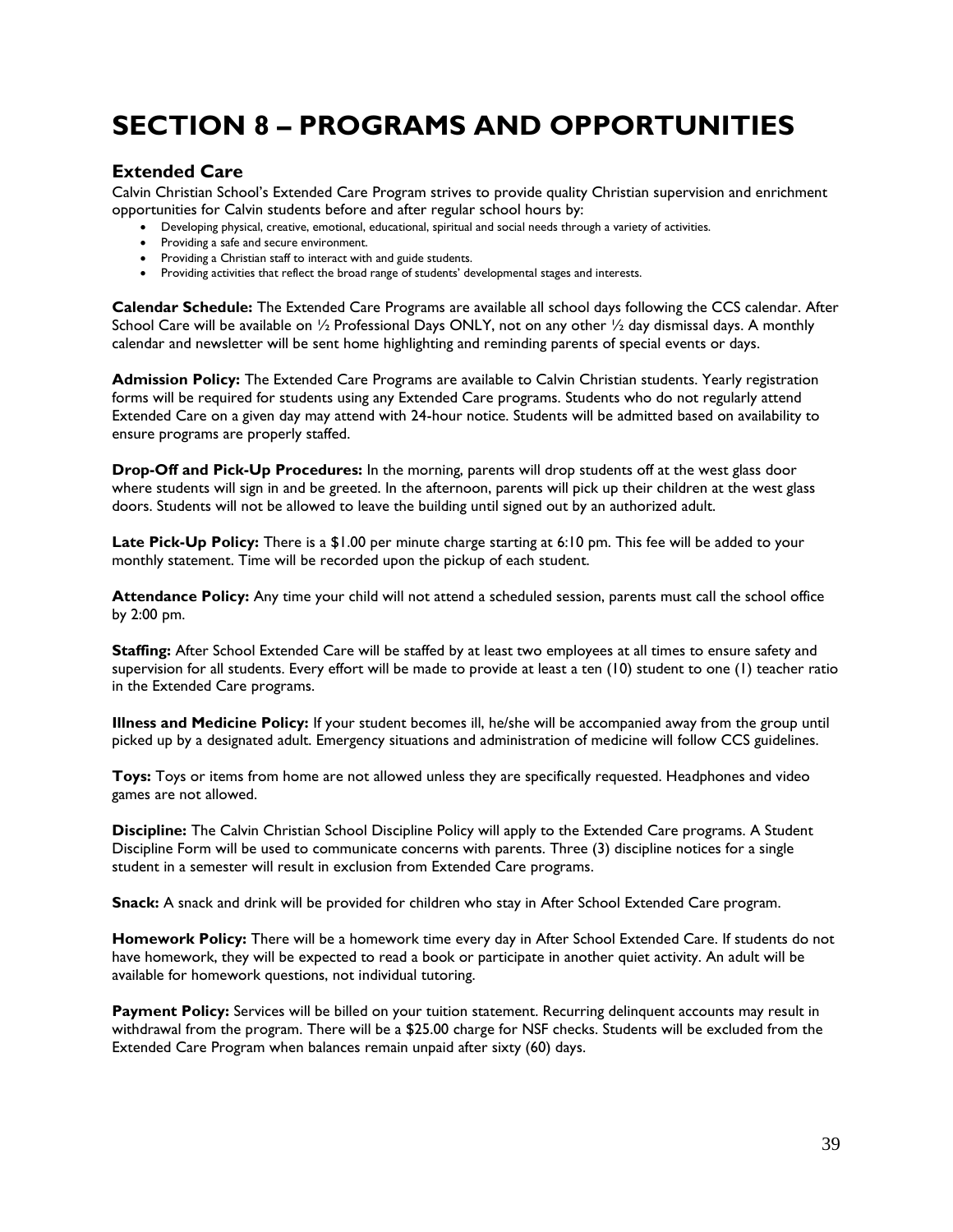# SECTION 8 – PROGRAMS AND OPPORTUNITIES

## Extended Care

Calvin Christian School's Extended Care Program strives to provide quality Christian supervision and enrichment opportunities for Calvin students before and after regular school hours by:

- Developing physical, creative, emotional, educational, spiritual and social needs through a variety of activities.
- Providing a safe and secure environment.
- Providing a Christian staff to interact with and guide students.
- Providing activities that reflect the broad range of students' developmental stages and interests.

**Calendar Schedule:** The Extended Care Programs are available all school days following the CCS calendar. After School Care will be available on ½ Professional Days ONLY, not on any other ½ day dismissal days. A monthly calendar and newsletter will be sent home highlighting and reminding parents of special events or days.

**Admission Policy:** The Extended Care Programs are available to Calvin Christian students. Yearly registration forms will be required for students using any Extended Care programs. Students who do not regularly attend Extended Care on a given day may attend with 24-hour notice. Students will be admitted based on availability to ensure programs are properly staffed.

**Drop-Off and Pick-Up Procedures:** In the morning, parents will drop students off at the west glass door where students will sign in and be greeted. In the afternoon, parents will pick up their children at the west glass doors. Students will not be allowed to leave the building until signed out by an authorized adult.

**Late Pick-Up Policy:** There is a $1.00 per minute charge starting at 6:10 pm. This fee will be added to your monthly statement. Time will be recorded upon the pickup of each student.

**Attendance Policy:** Any time your child will not attend a scheduled session, parents must call the school office by 2:00 pm.

**Staffing:** After School Extended Care will be staffed by at least two employees at all times to ensure safety and supervision for all students. Every effort will be made to provide at least a ten (10) student to one (1) teacher ratio in the Extended Care programs.

**Illness and Medicine Policy:** If your student becomes ill, he/she will be accompanied away from the group until picked up by a designated adult. Emergency situations and administration of medicine will follow CCS guidelines.

**Toys:** Toys or items from home are not allowed unless they are specifically requested. Headphones and video games are not allowed.

**Discipline:** The Calvin Christian School Discipline Policy will apply to the Extended Care programs. A Student Discipline Form will be used to communicate concerns with parents. Three (3) discipline notices for a single student in a semester will result in exclusion from Extended Care programs.

**Snack:** A snack and drink will be provided for children who stay in After School Extended Care program.

**Homework Policy:** There will be a homework time every day in After School Extended Care. If students do not have homework, they will be expected to read a book or participate in another quiet activity. An adult will be available for homework questions, not individual tutoring.

**Payment Policy:** Services will be billed on your tuition statement. Recurring delinquent accounts may result in withdrawal from the program. There will be a $25.00 charge for NSF checks. Students will be excluded from the Extended Care Program when balances remain unpaid after sixty (60) days.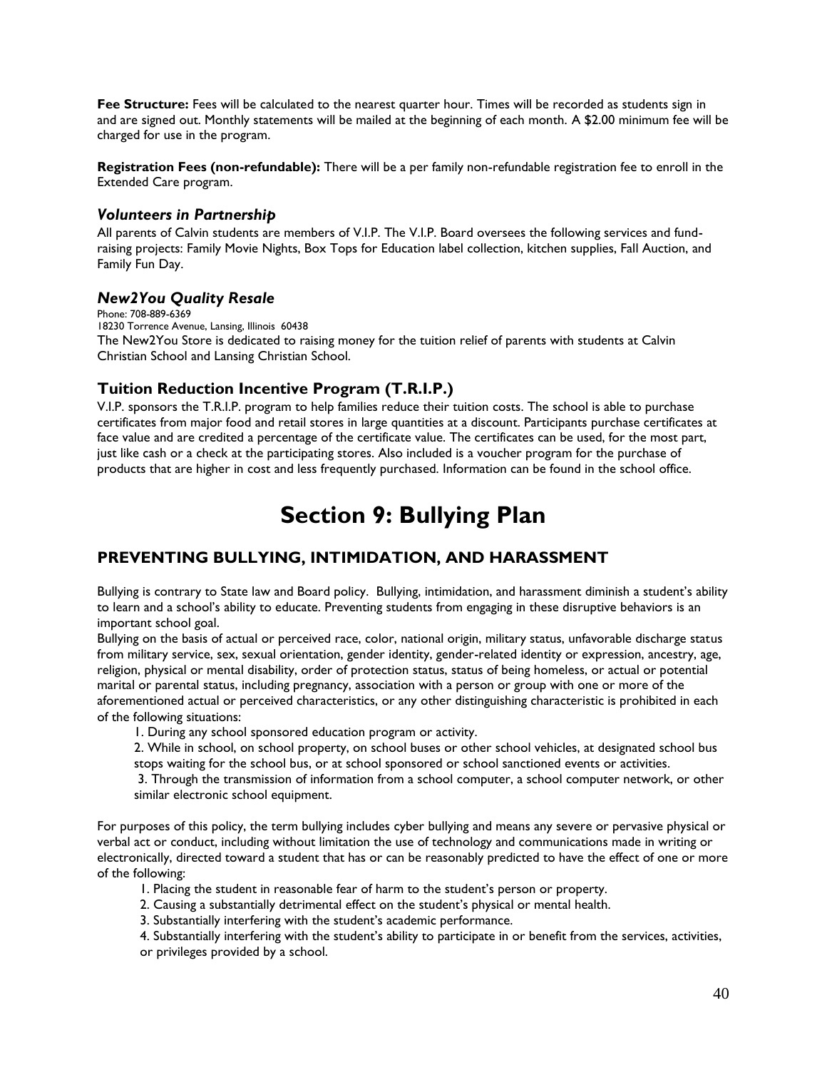**Fee Structure:** Fees will be calculated to the nearest quarter hour. Times will be recorded as students sign in and are signed out. Monthly statements will be mailed at the beginning of each month. A $2.00 minimum fee will be charged for use in the program.

**Registration Fees (non-refundable):** There will be a per family non-refundable registration fee to enroll in the Extended Care program.

### *Volunteers in Partnership*

All parents of Calvin students are members of V.I.P. The V.I.P. Board oversees the following services and fund-raising projects: Family Movie Nights, Box Tops for Education label collection, kitchen supplies, Fall Auction, and Family Fun Day.

### *New2You Quality Resale*

Phone: 708-889-6369
18230 Torrence Avenue, Lansing, Illinois 60438
The New2You Store is dedicated to raising money for the tuition relief of parents with students at Calvin Christian School and Lansing Christian School.

### Tuition Reduction Incentive Program (T.R.I.P.)

V.I.P. sponsors the T.R.I.P. program to help families reduce their tuition costs. The school is able to purchase certificates from major food and retail stores in large quantities at a discount. Participants purchase certificates at face value and are credited a percentage of the certificate value. The certificates can be used, for the most part, just like cash or a check at the participating stores. Also included is a voucher program for the purchase of products that are higher in cost and less frequently purchased. Information can be found in the school office.

# Section 9: Bullying Plan

## PREVENTING BULLYING, INTIMIDATION, AND HARASSMENT

Bullying is contrary to State law and Board policy. Bullying, intimidation, and harassment diminish a student's ability to learn and a school's ability to educate. Preventing students from engaging in these disruptive behaviors is an important school goal.
Bullying on the basis of actual or perceived race, color, national origin, military status, unfavorable discharge status from military service, sex, sexual orientation, gender identity, gender-related identity or expression, ancestry, age, religion, physical or mental disability, order of protection status, status of being homeless, or actual or potential marital or parental status, including pregnancy, association with a person or group with one or more of the aforementioned actual or perceived characteristics, or any other distinguishing characteristic is prohibited in each of the following situations:

1. During any school sponsored education program or activity.
2. While in school, on school property, on school buses or other school vehicles, at designated school bus stops waiting for the school bus, or at school sponsored or school sanctioned events or activities.
3. Through the transmission of information from a school computer, a school computer network, or other similar electronic school equipment.

For purposes of this policy, the term bullying includes cyber bullying and means any severe or pervasive physical or verbal act or conduct, including without limitation the use of technology and communications made in writing or electronically, directed toward a student that has or can be reasonably predicted to have the effect of one or more of the following:

1. Placing the student in reasonable fear of harm to the student's person or property.
2. Causing a substantially detrimental effect on the student's physical or mental health.
3. Substantially interfering with the student's academic performance.
4. Substantially interfering with the student's ability to participate in or benefit from the services, activities, or privileges provided by a school.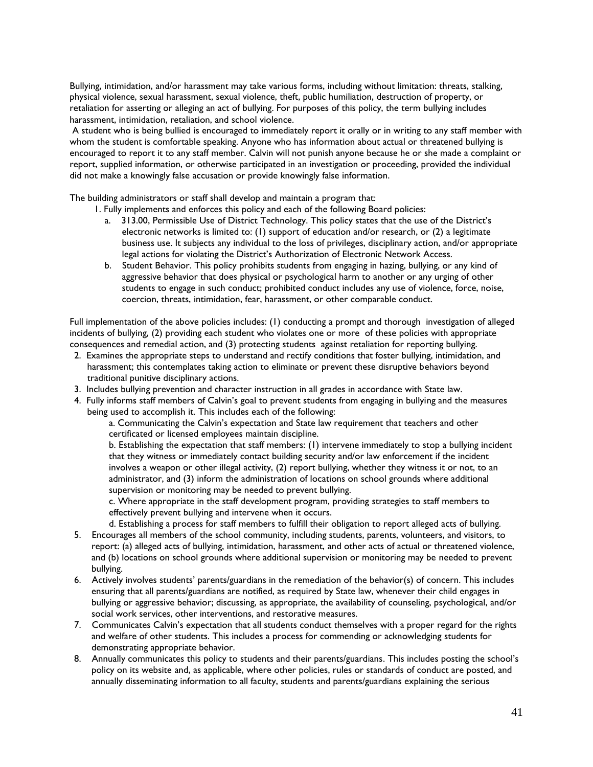Bullying, intimidation, and/or harassment may take various forms, including without limitation: threats, stalking, physical violence, sexual harassment, sexual violence, theft, public humiliation, destruction of property, or retaliation for asserting or alleging an act of bullying. For purposes of this policy, the term bullying includes harassment, intimidation, retaliation, and school violence.

A student who is being bullied is encouraged to immediately report it orally or in writing to any staff member with whom the student is comfortable speaking. Anyone who has information about actual or threatened bullying is encouraged to report it to any staff member. Calvin will not punish anyone because he or she made a complaint or report, supplied information, or otherwise participated in an investigation or proceeding, provided the individual did not make a knowingly false accusation or provide knowingly false information.

The building administrators or staff shall develop and maintain a program that:

1. Fully implements and enforces this policy and each of the following Board policies:
   a. 313.00, Permissible Use of District Technology. This policy states that the use of the District's electronic networks is limited to: (1) support of education and/or research, or (2) a legitimate business use. It subjects any individual to the loss of privileges, disciplinary action, and/or appropriate legal actions for violating the District's Authorization of Electronic Network Access.
   b. Student Behavior. This policy prohibits students from engaging in hazing, bullying, or any kind of aggressive behavior that does physical or psychological harm to another or any urging of other students to engage in such conduct; prohibited conduct includes any use of violence, force, noise, coercion, threats, intimidation, fear, harassment, or other comparable conduct.

Full implementation of the above policies includes: (1) conducting a prompt and thorough investigation of alleged incidents of bullying, (2) providing each student who violates one or more of these policies with appropriate consequences and remedial action, and (3) protecting students against retaliation for reporting bullying.

2. Examines the appropriate steps to understand and rectify conditions that foster bullying, intimidation, and harassment; this contemplates taking action to eliminate or prevent these disruptive behaviors beyond traditional punitive disciplinary actions.
3. Includes bullying prevention and character instruction in all grades in accordance with State law.
4. Fully informs staff members of Calvin's goal to prevent students from engaging in bullying and the measures being used to accomplish it. This includes each of the following:
   a. Communicating the Calvin's expectation and State law requirement that teachers and other certificated or licensed employees maintain discipline.
   b. Establishing the expectation that staff members: (1) intervene immediately to stop a bullying incident that they witness or immediately contact building security and/or law enforcement if the incident involves a weapon or other illegal activity, (2) report bullying, whether they witness it or not, to an administrator, and (3) inform the administration of locations on school grounds where additional supervision or monitoring may be needed to prevent bullying.
   c. Where appropriate in the staff development program, providing strategies to staff members to effectively prevent bullying and intervene when it occurs.
   d. Establishing a process for staff members to fulfill their obligation to report alleged acts of bullying.
5. Encourages all members of the school community, including students, parents, volunteers, and visitors, to report: (a) alleged acts of bullying, intimidation, harassment, and other acts of actual or threatened violence, and (b) locations on school grounds where additional supervision or monitoring may be needed to prevent bullying.
6. Actively involves students' parents/guardians in the remediation of the behavior(s) of concern. This includes ensuring that all parents/guardians are notified, as required by State law, whenever their child engages in bullying or aggressive behavior; discussing, as appropriate, the availability of counseling, psychological, and/or social work services, other interventions, and restorative measures.
7. Communicates Calvin's expectation that all students conduct themselves with a proper regard for the rights and welfare of other students. This includes a process for commending or acknowledging students for demonstrating appropriate behavior.
8. Annually communicates this policy to students and their parents/guardians. This includes posting the school's policy on its website and, as applicable, where other policies, rules or standards of conduct are posted, and annually disseminating information to all faculty, students and parents/guardians explaining the serious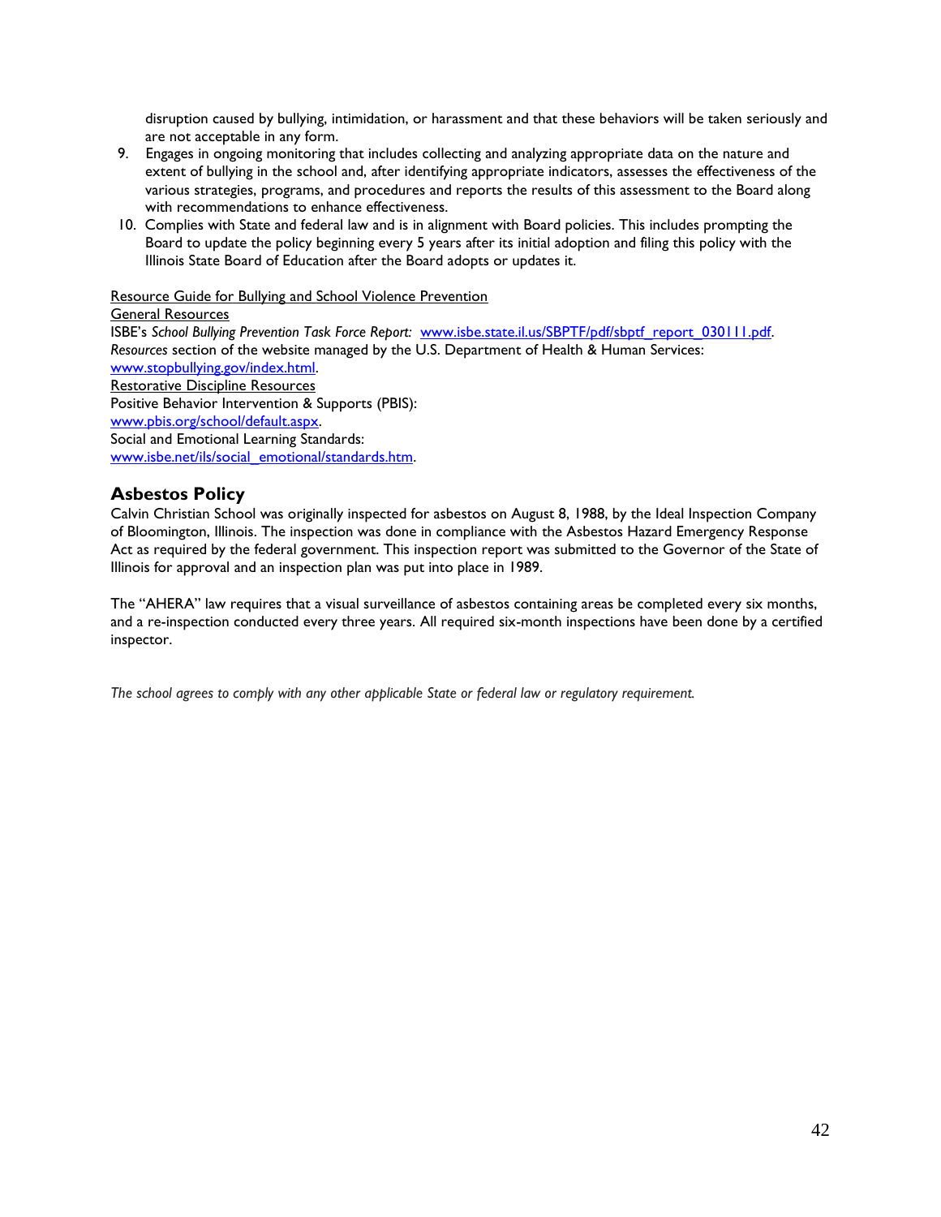disruption caused by bullying, intimidation, or harassment and that these behaviors will be taken seriously and are not acceptable in any form.

9. Engages in ongoing monitoring that includes collecting and analyzing appropriate data on the nature and extent of bullying in the school and, after identifying appropriate indicators, assesses the effectiveness of the various strategies, programs, and procedures and reports the results of this assessment to the Board along with recommendations to enhance effectiveness.
10. Complies with State and federal law and is in alignment with Board policies. This includes prompting the Board to update the policy beginning every 5 years after its initial adoption and filing this policy with the Illinois State Board of Education after the Board adopts or updates it.

Resource Guide for Bullying and School Violence Prevention
General Resources
ISBE's *School Bullying Prevention Task Force Report:* www.isbe.state.il.us/SBPTF/pdf/sbptf_report_030111.pdf.
*Resources* section of the website managed by the U.S. Department of Health & Human Services:
www.stopbullying.gov/index.html.
Restorative Discipline Resources
Positive Behavior Intervention & Supports (PBIS):
www.pbis.org/school/default.aspx.
Social and Emotional Learning Standards:
www.isbe.net/ils/social_emotional/standards.htm.

## Asbestos Policy

Calvin Christian School was originally inspected for asbestos on August 8, 1988, by the Ideal Inspection Company of Bloomington, Illinois. The inspection was done in compliance with the Asbestos Hazard Emergency Response Act as required by the federal government. This inspection report was submitted to the Governor of the State of Illinois for approval and an inspection plan was put into place in 1989.

The "AHERA" law requires that a visual surveillance of asbestos containing areas be completed every six months, and a re-inspection conducted every three years. All required six-month inspections have been done by a certified inspector.

*The school agrees to comply with any other applicable State or federal law or regulatory requirement.*